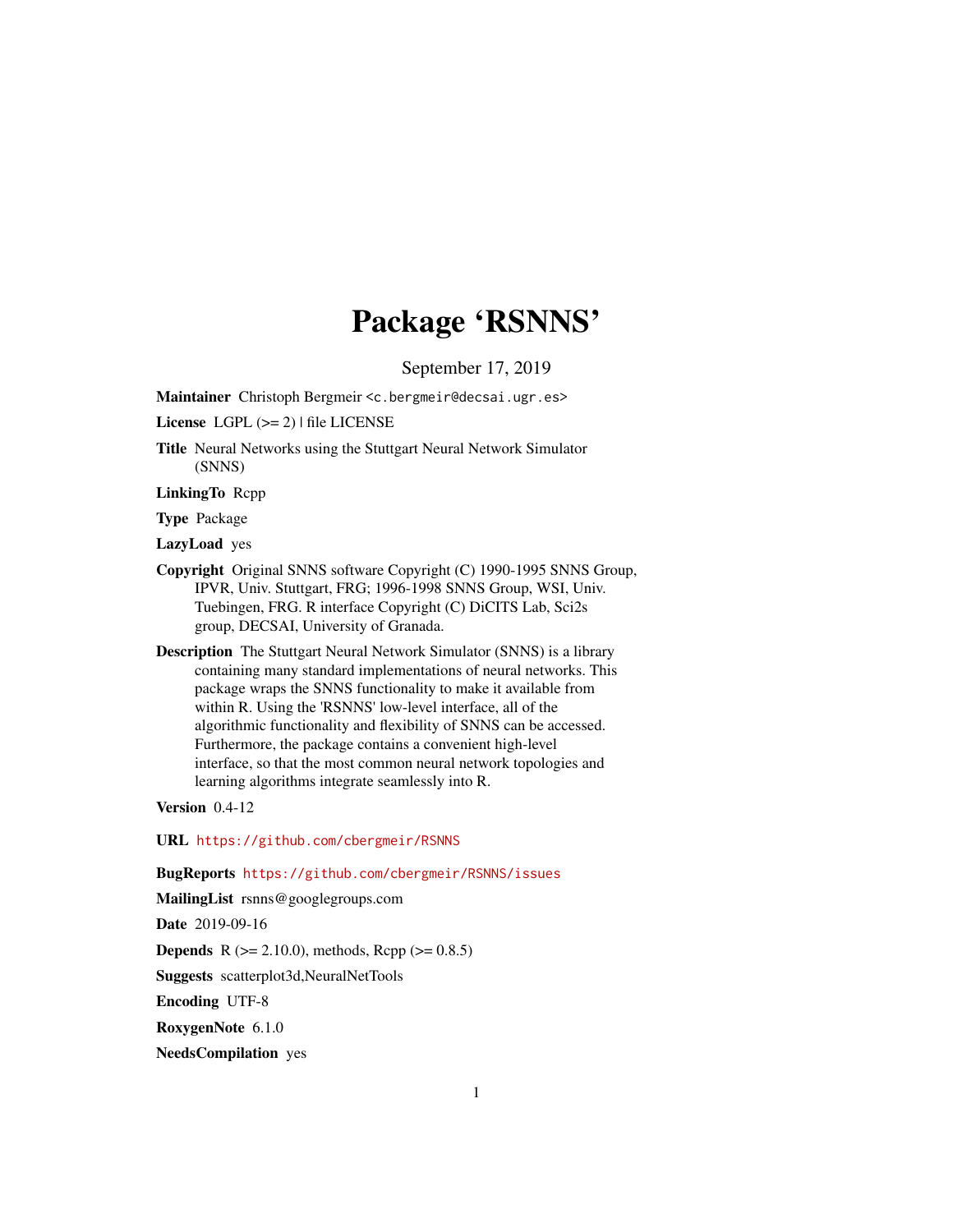# Package 'RSNNS'

September 17, 2019

**Maintainer** Christoph Bergmeir <c.bergmeir@decsai.ugr.es>

**License** LGPL (>= 2) | file LICENSE

**Title** Neural Networks using the Stuttgart Neural Network Simulator (SNNS)

**LinkingTo** Rcpp

**Type** Package

**LazyLoad** yes

**Copyright** Original SNNS software Copyright (C) 1990-1995 SNNS Group, IPVR, Univ. Stuttgart, FRG; 1996-1998 SNNS Group, WSI, Univ. Tuebingen, FRG. R interface Copyright (C) DiCITS Lab, Sci2s group, DECSAI, University of Granada.

**Description** The Stuttgart Neural Network Simulator (SNNS) is a library containing many standard implementations of neural networks. This package wraps the SNNS functionality to make it available from within R. Using the 'RSNNS' low-level interface, all of the algorithmic functionality and flexibility of SNNS can be accessed. Furthermore, the package contains a convenient high-level interface, so that the most common neural network topologies and learning algorithms integrate seamlessly into R.

**Version** 0.4-12

**URL** https://github.com/cbergmeir/RSNNS

**BugReports** https://github.com/cbergmeir/RSNNS/issues

**MailingList** rsnns@googlegroups.com

**Date** 2019-09-16

**Depends** R (>= 2.10.0), methods, Rcpp (>= 0.8.5)

**Suggests** scatterplot3d,NeuralNetTools

**Encoding** UTF-8

**RoxygenNote** 6.1.0

**NeedsCompilation** yes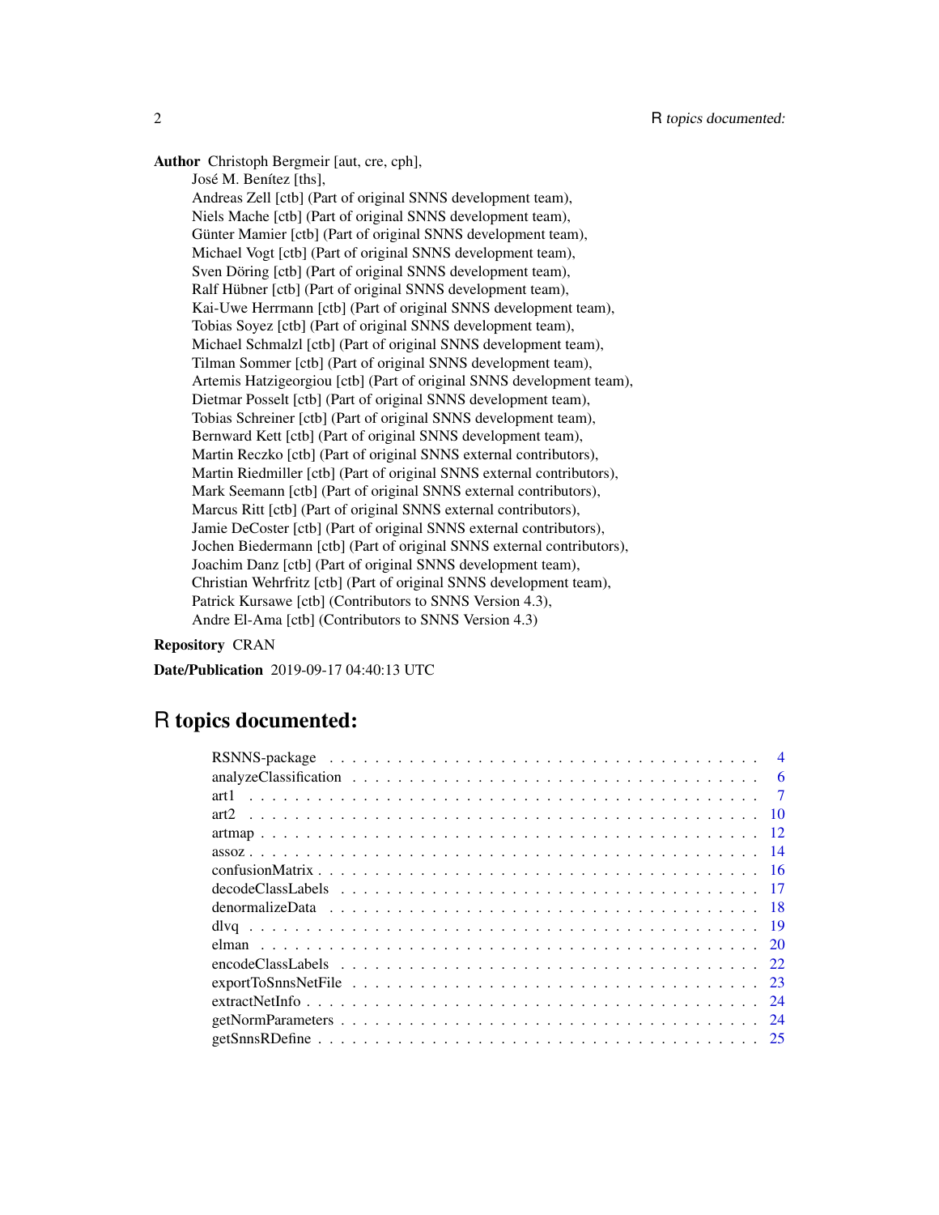**Author** Christoph Bergmeir [aut, cre, cph],
José M. Benítez [ths],
Andreas Zell [ctb] (Part of original SNNS development team),
Niels Mache [ctb] (Part of original SNNS development team),
Günter Mamier [ctb] (Part of original SNNS development team),
Michael Vogt [ctb] (Part of original SNNS development team),
Sven Döring [ctb] (Part of original SNNS development team),
Ralf Hübner [ctb] (Part of original SNNS development team),
Kai-Uwe Herrmann [ctb] (Part of original SNNS development team),
Tobias Soyez [ctb] (Part of original SNNS development team),
Michael Schmalzl [ctb] (Part of original SNNS development team),
Tilman Sommer [ctb] (Part of original SNNS development team),
Artemis Hatzigeorgiou [ctb] (Part of original SNNS development team),
Dietmar Posselt [ctb] (Part of original SNNS development team),
Tobias Schreiner [ctb] (Part of original SNNS development team),
Bernward Kett [ctb] (Part of original SNNS development team),
Martin Reczko [ctb] (Part of original SNNS external contributors),
Martin Riedmiller [ctb] (Part of original SNNS external contributors),
Mark Seemann [ctb] (Part of original SNNS external contributors),
Marcus Ritt [ctb] (Part of original SNNS external contributors),
Jamie DeCoster [ctb] (Part of original SNNS external contributors),
Jochen Biedermann [ctb] (Part of original SNNS external contributors),
Joachim Danz [ctb] (Part of original SNNS development team),
Christian Wehrfritz [ctb] (Part of original SNNS development team),
Patrick Kursawe [ctb] (Contributors to SNNS Version 4.3),
Andre El-Ama [ctb] (Contributors to SNNS Version 4.3)

**Repository** CRAN

**Date/Publication** 2019-09-17 04:40:13 UTC

# R topics documented:

RSNNS-package . . . . . . . . . . . . . . . . . . . . . . . . . . . . . . . . . . . . 4
analyzeClassification . . . . . . . . . . . . . . . . . . . . . . . . . . . . . . . . . 6
art1 . . . . . . . . . . . . . . . . . . . . . . . . . . . . . . . . . . . . . . . . . . 7
art2 . . . . . . . . . . . . . . . . . . . . . . . . . . . . . . . . . . . . . . . . . . 10
artmap . . . . . . . . . . . . . . . . . . . . . . . . . . . . . . . . . . . . . . . . . 12
assoz . . . . . . . . . . . . . . . . . . . . . . . . . . . . . . . . . . . . . . . . . . 14
confusionMatrix . . . . . . . . . . . . . . . . . . . . . . . . . . . . . . . . . . . . 16
decodeClassLabels . . . . . . . . . . . . . . . . . . . . . . . . . . . . . . . . . . . 17
denormalizeData . . . . . . . . . . . . . . . . . . . . . . . . . . . . . . . . . . . . 18
dlvq . . . . . . . . . . . . . . . . . . . . . . . . . . . . . . . . . . . . . . . . . . . 19
elman . . . . . . . . . . . . . . . . . . . . . . . . . . . . . . . . . . . . . . . . . . 20
encodeClassLabels . . . . . . . . . . . . . . . . . . . . . . . . . . . . . . . . . . . 22
exportToSnnsNetFile . . . . . . . . . . . . . . . . . . . . . . . . . . . . . . . . . . 23
extractNetInfo . . . . . . . . . . . . . . . . . . . . . . . . . . . . . . . . . . . . . 24
getNormParameters . . . . . . . . . . . . . . . . . . . . . . . . . . . . . . . . . . . 24
getSnnsRDefine . . . . . . . . . . . . . . . . . . . . . . . . . . . . . . . . . . . . . 25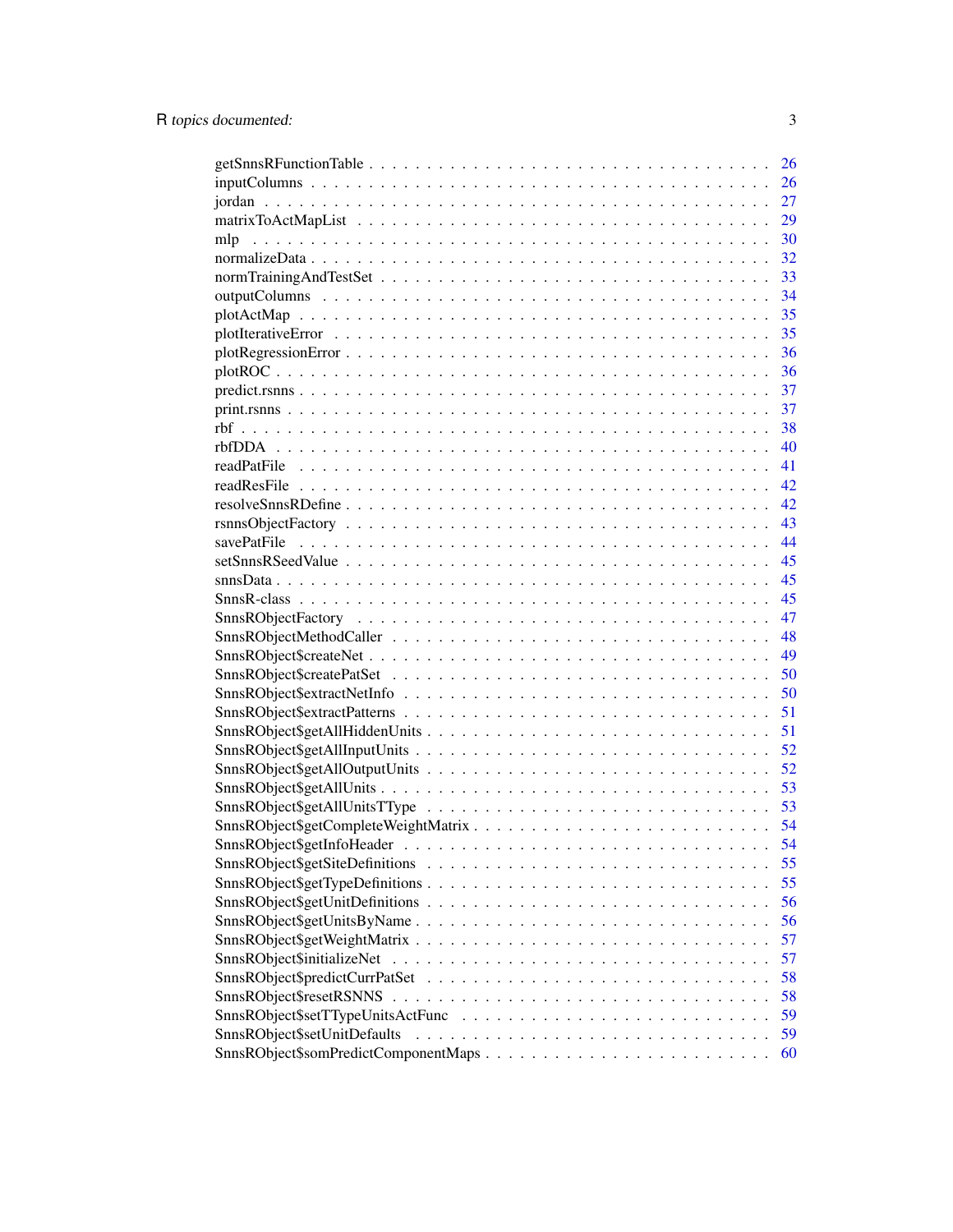| | |
|---|---|
| getSnnsRFunctionTable | 26 |
| inputColumns | 26 |
| jordan | 27 |
| matrixToActMapList | 29 |
| mlp | 30 |
| normalizeData | 32 |
| normTrainingAndTestSet | 33 |
| outputColumns | 34 |
| plotActMap | 35 |
| plotIterativeError | 35 |
| plotRegressionError | 36 |
| plotROC | 36 |
| predict.rsnns | 37 |
| print.rsnns | 37 |
| rbf | 38 |
| rbfDDA | 40 |
| readPatFile | 41 |
| readResFile | 42 |
| resolveSnnsRDefine | 42 |
| rsnnsObjectFactory | 43 |
| savePatFile | 44 |
| setSnnsRSeedValue | 45 |
| snnsData | 45 |
| SnnsR-class | 45 |
| SnnsRObjectFactory | 47 |
| SnnsRObjectMethodCaller | 48 |
| SnnsRObject$createNet | 49 |
| SnnsRObject$createPatSet | 50 |
| SnnsRObject$extractNetInfo | 50 |
| SnnsRObject$extractPatterns | 51 |
| SnnsRObject$getAllHiddenUnits | 51 |
| SnnsRObject$getAllInputUnits | 52 |
| SnnsRObject$getAllOutputUnits | 52 |
| SnnsRObject$getAllUnits | 53 |
| SnnsRObject$getAllUnitsTType | 53 |
| SnnsRObject$getCompleteWeightMatrix | 54 |
| SnnsRObject$getInfoHeader | 54 |
| SnnsRObject$getSiteDefinitions | 55 |
| SnnsRObject$getTypeDefinitions | 55 |
| SnnsRObject$getUnitDefinitions | 56 |
| SnnsRObject$getUnitsByName | 56 |
| SnnsRObject$getWeightMatrix | 57 |
| SnnsRObject$initializeNet | 57 |
| SnnsRObject$predictCurrPatSet | 58 |
| SnnsRObject$resetRSNNS | 58 |
| SnnsRObject$setTTypeUnitsActFunc | 59 |
| SnnsRObject$setUnitDefaults | 59 |
| SnnsRObject$somPredictComponentMaps | 60 |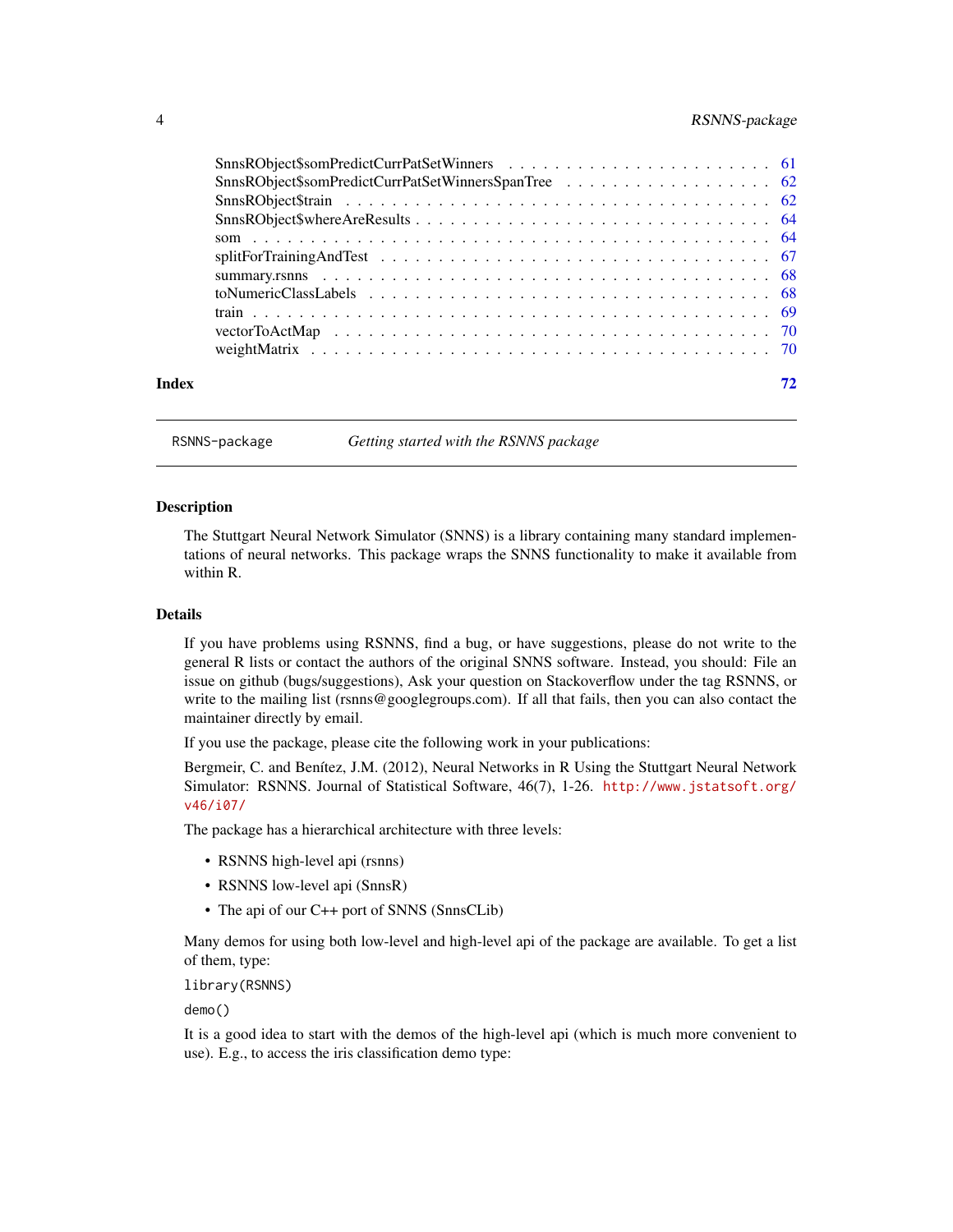SnnsRObject$somPredictCurrPatSetWinners . . . . . . . . . . . . . . . . . . . . . . 61
SnnsRObject$somPredictCurrPatSetWinnersSpanTree . . . . . . . . . . . . . . . . . 62
SnnsRObject$train . . . . . . . . . . . . . . . . . . . . . . . . . . . . . . . . . 62
SnnsRObject$whereAreResults . . . . . . . . . . . . . . . . . . . . . . . . . . . . 64
som . . . . . . . . . . . . . . . . . . . . . . . . . . . . . . . . . . . . . . . . 64
splitForTrainingAndTest . . . . . . . . . . . . . . . . . . . . . . . . . . . . . . 67
summary.rsnns . . . . . . . . . . . . . . . . . . . . . . . . . . . . . . . . . . . 68
toNumericClassLabels . . . . . . . . . . . . . . . . . . . . . . . . . . . . . . . . 68
train . . . . . . . . . . . . . . . . . . . . . . . . . . . . . . . . . . . . . . . . 69
vectorToActMap . . . . . . . . . . . . . . . . . . . . . . . . . . . . . . . . . . . 70
weightMatrix . . . . . . . . . . . . . . . . . . . . . . . . . . . . . . . . . . . . 70

**Index** **72**

---

`RSNNS-package` *Getting started with the RSNNS package*

---

### Description

The Stuttgart Neural Network Simulator (SNNS) is a library containing many standard implementations of neural networks. This package wraps the SNNS functionality to make it available from within R.

### Details

If you have problems using RSNNS, find a bug, or have suggestions, please do not write to the general R lists or contact the authors of the original SNNS software. Instead, you should: File an issue on github (bugs/suggestions), Ask your question on Stackoverflow under the tag RSNNS, or write to the mailing list (rsnns@googlegroups.com). If all that fails, then you can also contact the maintainer directly by email.

If you use the package, please cite the following work in your publications:

Bergmeir, C. and Benítez, J.M. (2012), Neural Networks in R Using the Stuttgart Neural Network Simulator: RSNNS. Journal of Statistical Software, 46(7), 1-26. http://www.jstatsoft.org/v46/i07/

The package has a hierarchical architecture with three levels:

- RSNNS high-level api (rsnns)
- RSNNS low-level api (SnnsR)
- The api of our C++ port of SNNS (SnnsCLib)

Many demos for using both low-level and high-level api of the package are available. To get a list of them, type:

```
library(RSNNS)
```

```
demo()
```

It is a good idea to start with the demos of the high-level api (which is much more convenient to use). E.g., to access the iris classification demo type: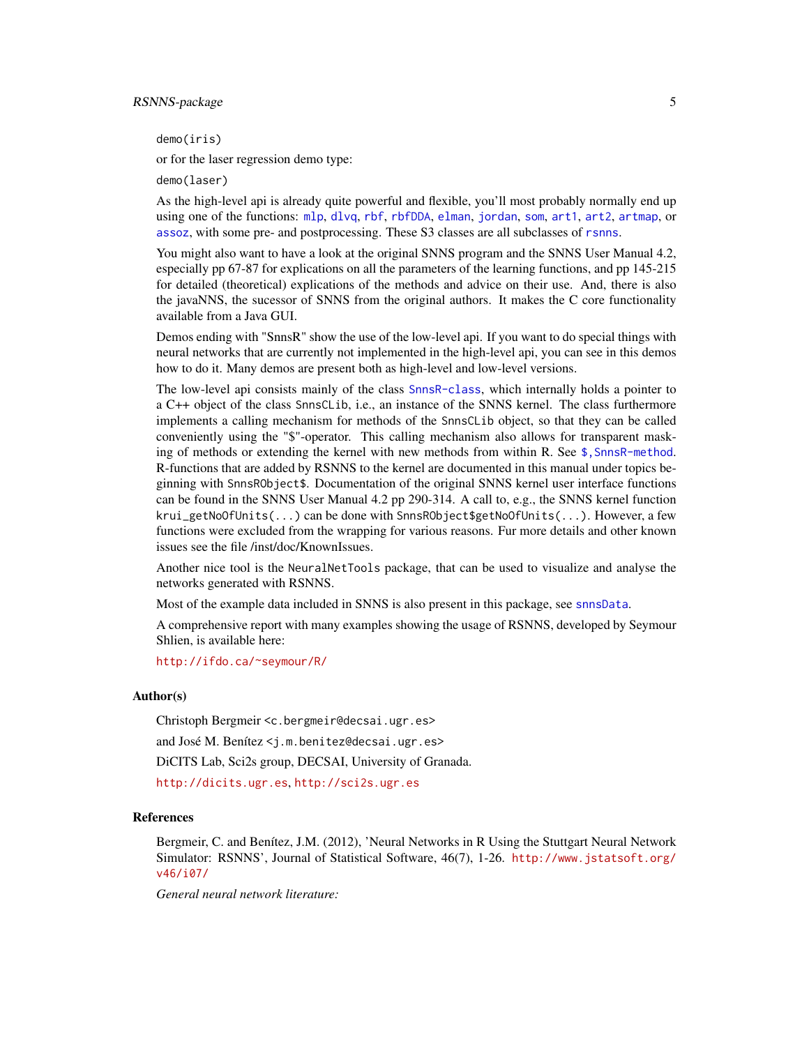demo(iris)

or for the laser regression demo type:

demo(laser)

As the high-level api is already quite powerful and flexible, you'll most probably normally end up using one of the functions: mlp, dlvq, rbf, rbfDDA, elman, jordan, som, art1, art2, artmap, or assoz, with some pre- and postprocessing. These S3 classes are all subclasses of rsnns.

You might also want to have a look at the original SNNS program and the SNNS User Manual 4.2, especially pp 67-87 for explications on all the parameters of the learning functions, and pp 145-215 for detailed (theoretical) explications of the methods and advice on their use. And, there is also the javaNNS, the sucessor of SNNS from the original authors. It makes the C core functionality available from a Java GUI.

Demos ending with "SnnsR" show the use of the low-level api. If you want to do special things with neural networks that are currently not implemented in the high-level api, you can see in this demos how to do it. Many demos are present both as high-level and low-level versions.

The low-level api consists mainly of the class SnnsR-class, which internally holds a pointer to a C++ object of the class SnnsCLib, i.e., an instance of the SNNS kernel. The class furthermore implements a calling mechanism for methods of the SnnsCLib object, so that they can be called conveniently using the "$"-operator. This calling mechanism also allows for transparent masking of methods or extending the kernel with new methods from within R. See $,SnnsR-method. R-functions that are added by RSNNS to the kernel are documented in this manual under topics beginning with SnnsRObject$. Documentation of the original SNNS kernel user interface functions can be found in the SNNS User Manual 4.2 pp 290-314. A call to, e.g., the SNNS kernel function krui_getNoOfUnits(...) can be done with SnnsRObject$getNoOfUnits(...). However, a few functions were excluded from the wrapping for various reasons. Fur more details and other known issues see the file /inst/doc/KnownIssues.

Another nice tool is the NeuralNetTools package, that can be used to visualize and analyse the networks generated with RSNNS.

Most of the example data included in SNNS is also present in this package, see snnsData.

A comprehensive report with many examples showing the usage of RSNNS, developed by Seymour Shlien, is available here:

http://ifdo.ca/~seymour/R/

### Author(s)

Christoph Bergmeir <c.bergmeir@decsai.ugr.es>

and José M. Benítez <j.m.benitez@decsai.ugr.es>

DiCITS Lab, Sci2s group, DECSAI, University of Granada.

http://dicits.ugr.es, http://sci2s.ugr.es

### References

Bergmeir, C. and Benítez, J.M. (2012), 'Neural Networks in R Using the Stuttgart Neural Network Simulator: RSNNS', Journal of Statistical Software, 46(7), 1-26. http://www.jstatsoft.org/v46/i07/

*General neural network literature:*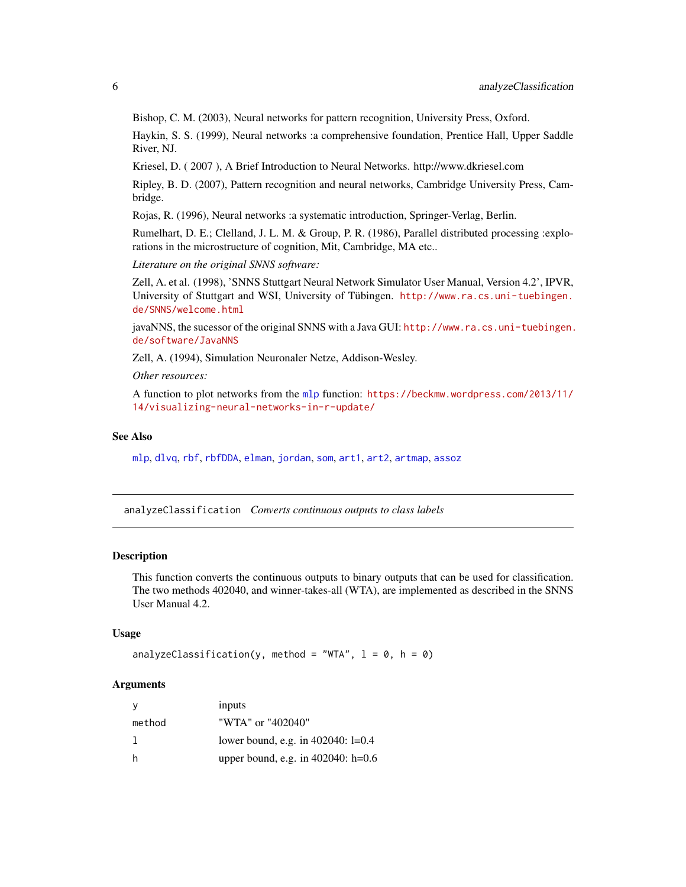Bishop, C. M. (2003), Neural networks for pattern recognition, University Press, Oxford.

Haykin, S. S. (1999), Neural networks :a comprehensive foundation, Prentice Hall, Upper Saddle River, NJ.

Kriesel, D. ( 2007 ), A Brief Introduction to Neural Networks. http://www.dkriesel.com

Ripley, B. D. (2007), Pattern recognition and neural networks, Cambridge University Press, Cambridge.

Rojas, R. (1996), Neural networks :a systematic introduction, Springer-Verlag, Berlin.

Rumelhart, D. E.; Clelland, J. L. M. & Group, P. R. (1986), Parallel distributed processing :explorations in the microstructure of cognition, Mit, Cambridge, MA etc..

*Literature on the original SNNS software:*

Zell, A. et al. (1998), 'SNNS Stuttgart Neural Network Simulator User Manual, Version 4.2', IPVR, University of Stuttgart and WSI, University of Tübingen. http://www.ra.cs.uni-tuebingen.de/SNNS/welcome.html

javaNNS, the sucessor of the original SNNS with a Java GUI: http://www.ra.cs.uni-tuebingen.de/software/JavaNNS

Zell, A. (1994), Simulation Neuronaler Netze, Addison-Wesley.

*Other resources:*

A function to plot networks from the `mlp` function: https://beckmw.wordpress.com/2013/11/14/visualizing-neural-networks-in-r-update/

## See Also

`mlp`, `dlvq`, `rbf`, `rbfDDA`, `elman`, `jordan`, `som`, `art1`, `art2`, `artmap`, `assoz`

---

# analyzeClassification *Converts continuous outputs to class labels*

## Description

This function converts the continuous outputs to binary outputs that can be used for classification. The two methods 402040, and winner-takes-all (WTA), are implemented as described in the SNNS User Manual 4.2.

## Usage

```
analyzeClassification(y, method = "WTA", l = 0, h = 0)
```

## Arguments

| | |
|---|---|
| y | inputs |
| method | "WTA" or "402040" |
| l | lower bound, e.g. in 402040: l=0.4 |
| h | upper bound, e.g. in 402040: h=0.6 |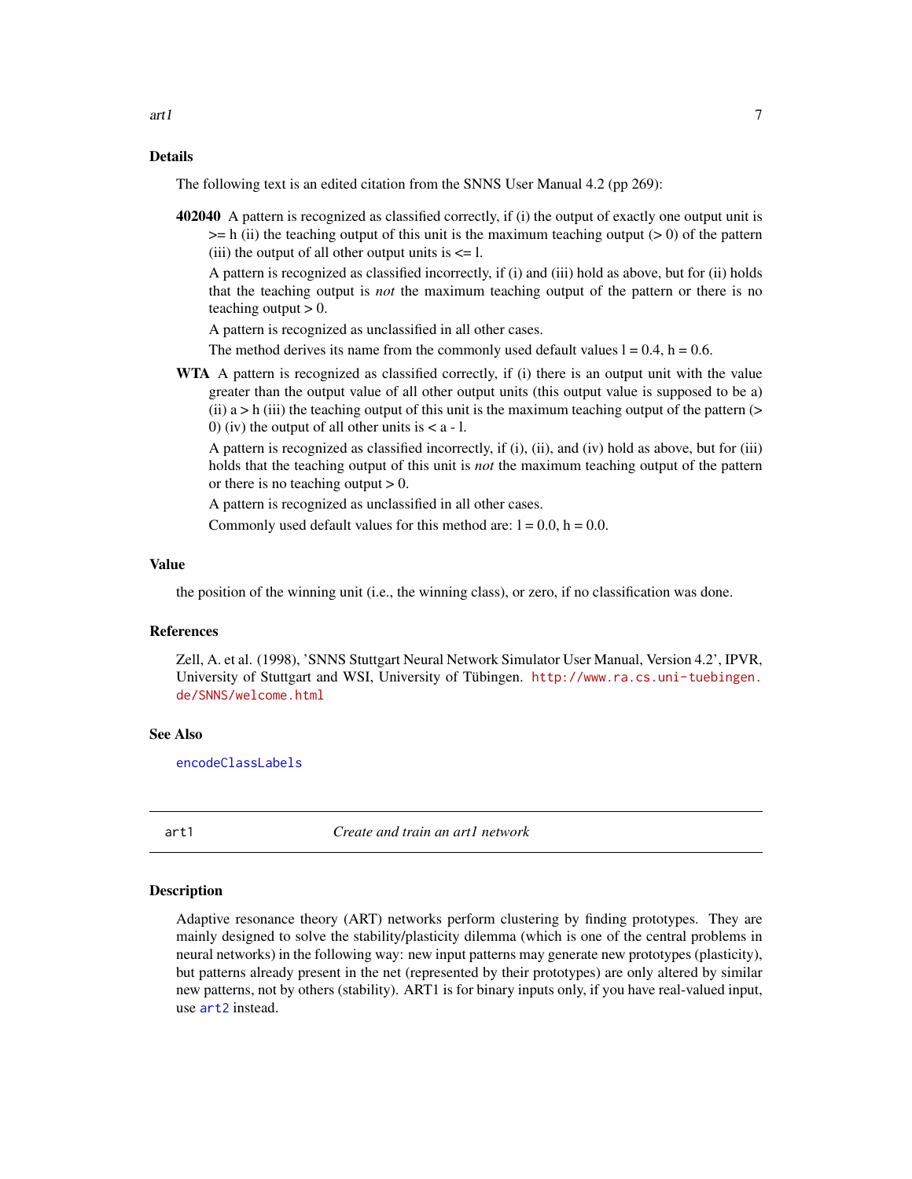### Details

The following text is an edited citation from the SNNS User Manual 4.2 (pp 269):

**402040** A pattern is recognized as classified correctly, if (i) the output of exactly one output unit is >= h (ii) the teaching output of this unit is the maximum teaching output (> 0) of the pattern (iii) the output of all other output units is <= l.

A pattern is recognized as classified incorrectly, if (i) and (iii) hold as above, but for (ii) holds that the teaching output is *not* the maximum teaching output of the pattern or there is no teaching output > 0.

A pattern is recognized as unclassified in all other cases.

The method derives its name from the commonly used default values l = 0.4, h = 0.6.

**WTA** A pattern is recognized as classified correctly, if (i) there is an output unit with the value greater than the output value of all other output units (this output value is supposed to be a) (ii) a > h (iii) the teaching output of this unit is the maximum teaching output of the pattern (> 0) (iv) the output of all other units is < a - l.

A pattern is recognized as classified incorrectly, if (i), (ii), and (iv) hold as above, but for (iii) holds that the teaching output of this unit is *not* the maximum teaching output of the pattern or there is no teaching output > 0.

A pattern is recognized as unclassified in all other cases.

Commonly used default values for this method are: l = 0.0, h = 0.0.

### Value

the position of the winning unit (i.e., the winning class), or zero, if no classification was done.

### References

Zell, A. et al. (1998), 'SNNS Stuttgart Neural Network Simulator User Manual, Version 4.2', IPVR, University of Stuttgart and WSI, University of Tübingen. http://www.ra.cs.uni-tuebingen.de/SNNS/welcome.html

### See Also

encodeClassLabels

---

## art1 — *Create and train an art1 network*

### Description

Adaptive resonance theory (ART) networks perform clustering by finding prototypes. They are mainly designed to solve the stability/plasticity dilemma (which is one of the central problems in neural networks) in the following way: new input patterns may generate new prototypes (plasticity), but patterns already present in the net (represented by their prototypes) are only altered by similar new patterns, not by others (stability). ART1 is for binary inputs only, if you have real-valued input, use art2 instead.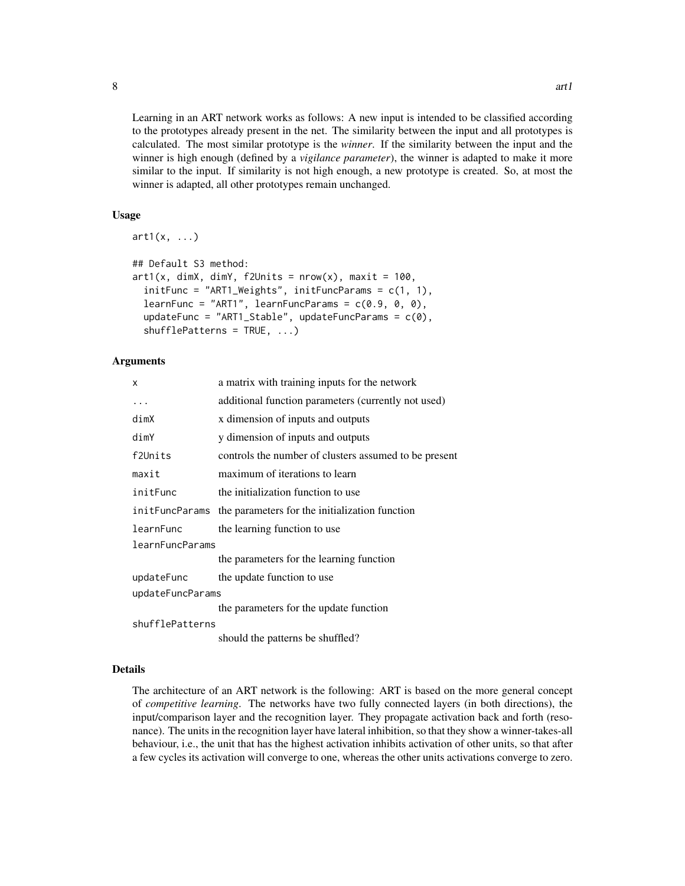Learning in an ART network works as follows: A new input is intended to be classified according to the prototypes already present in the net. The similarity between the input and all prototypes is calculated. The most similar prototype is the *winner*. If the similarity between the input and the winner is high enough (defined by a *vigilance parameter*), the winner is adapted to make it more similar to the input. If similarity is not high enough, a new prototype is created. So, at most the winner is adapted, all other prototypes remain unchanged.

### Usage

```
art1(x, ...)

## Default S3 method:
art1(x, dimX, dimY, f2Units = nrow(x), maxit = 100,
  initFunc = "ART1_Weights", initFuncParams = c(1, 1),
  learnFunc = "ART1", learnFuncParams = c(0.9, 0, 0),
  updateFunc = "ART1_Stable", updateFuncParams = c(0),
  shufflePatterns = TRUE, ...)
```

### Arguments

| | |
|---|---|
| `x` | a matrix with training inputs for the network |
| `...` | additional function parameters (currently not used) |
| `dimX` | x dimension of inputs and outputs |
| `dimY` | y dimension of inputs and outputs |
| `f2Units` | controls the number of clusters assumed to be present |
| `maxit` | maximum of iterations to learn |
| `initFunc` | the initialization function to use |
| `initFuncParams` | the parameters for the initialization function |
| `learnFunc` | the learning function to use |
| `learnFuncParams` | the parameters for the learning function |
| `updateFunc` | the update function to use |
| `updateFuncParams` | the parameters for the update function |
| `shufflePatterns` | should the patterns be shuffled? |

### Details

The architecture of an ART network is the following: ART is based on the more general concept of *competitive learning*. The networks have two fully connected layers (in both directions), the input/comparison layer and the recognition layer. They propagate activation back and forth (resonance). The units in the recognition layer have lateral inhibition, so that they show a winner-takes-all behaviour, i.e., the unit that has the highest activation inhibits activation of other units, so that after a few cycles its activation will converge to one, whereas the other units activations converge to zero.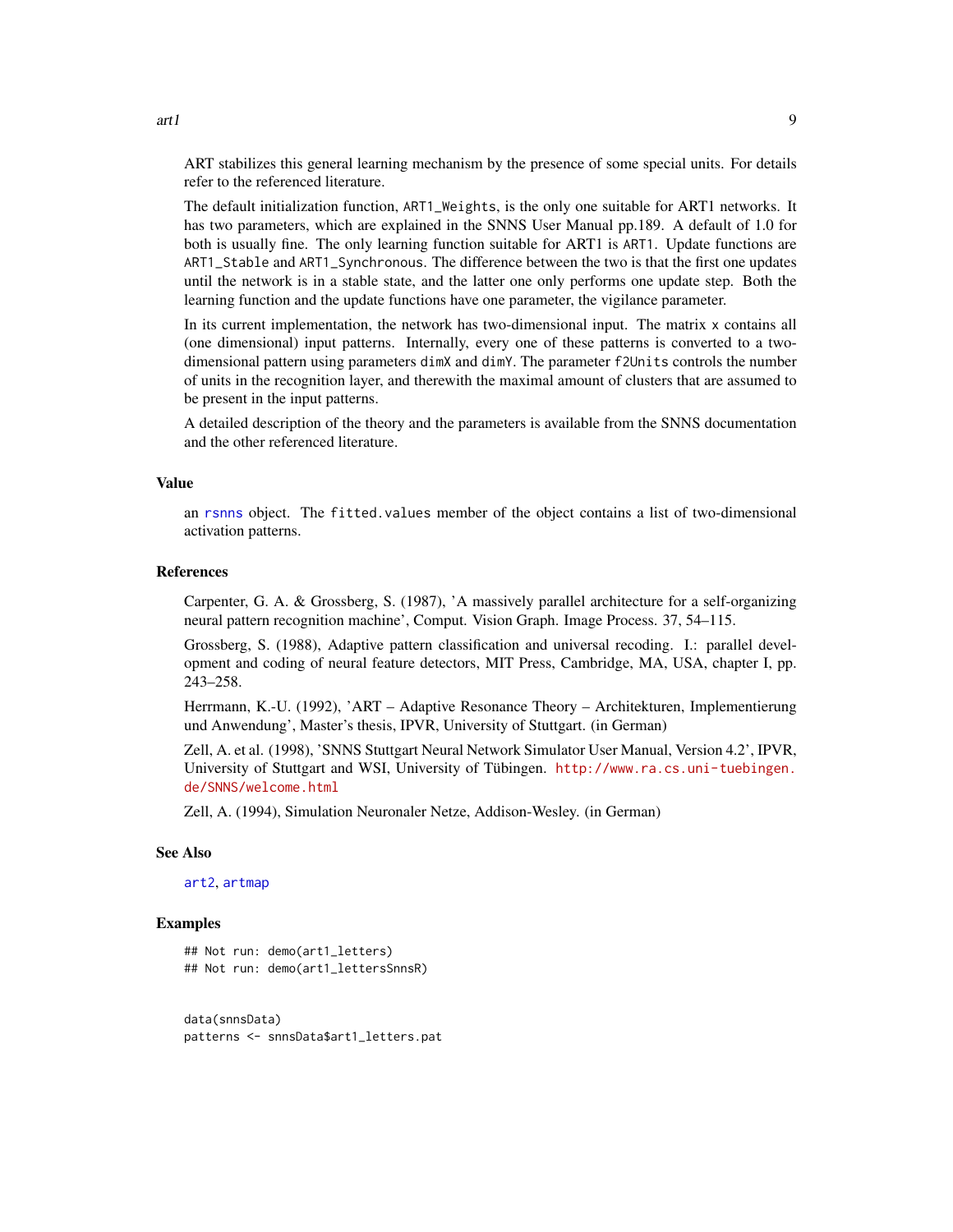ART stabilizes this general learning mechanism by the presence of some special units. For details refer to the referenced literature.

The default initialization function, `ART1_Weights`, is the only one suitable for ART1 networks. It has two parameters, which are explained in the SNNS User Manual pp.189. A default of 1.0 for both is usually fine. The only learning function suitable for ART1 is `ART1`. Update functions are `ART1_Stable` and `ART1_Synchronous`. The difference between the two is that the first one updates until the network is in a stable state, and the latter one only performs one update step. Both the learning function and the update functions have one parameter, the vigilance parameter.

In its current implementation, the network has two-dimensional input. The matrix `x` contains all (one dimensional) input patterns. Internally, every one of these patterns is converted to a two-dimensional pattern using parameters `dimX` and `dimY`. The parameter `f2Units` controls the number of units in the recognition layer, and therewith the maximal amount of clusters that are assumed to be present in the input patterns.

A detailed description of the theory and the parameters is available from the SNNS documentation and the other referenced literature.

### Value

an `rsnns` object. The `fitted.values` member of the object contains a list of two-dimensional activation patterns.

### References

Carpenter, G. A. & Grossberg, S. (1987), 'A massively parallel architecture for a self-organizing neural pattern recognition machine', Comput. Vision Graph. Image Process. 37, 54–115.

Grossberg, S. (1988), Adaptive pattern classification and universal recoding. I.: parallel development and coding of neural feature detectors, MIT Press, Cambridge, MA, USA, chapter I, pp. 243–258.

Herrmann, K.-U. (1992), 'ART – Adaptive Resonance Theory – Architekturen, Implementierung und Anwendung', Master's thesis, IPVR, University of Stuttgart. (in German)

Zell, A. et al. (1998), 'SNNS Stuttgart Neural Network Simulator User Manual, Version 4.2', IPVR, University of Stuttgart and WSI, University of Tübingen. http://www.ra.cs.uni-tuebingen.de/SNNS/welcome.html

Zell, A. (1994), Simulation Neuronaler Netze, Addison-Wesley. (in German)

### See Also

`art2`, `artmap`

### Examples

```
## Not run: demo(art1_letters)
## Not run: demo(art1_lettersSnnsR)


data(snnsData)
patterns <- snnsData$art1_letters.pat
```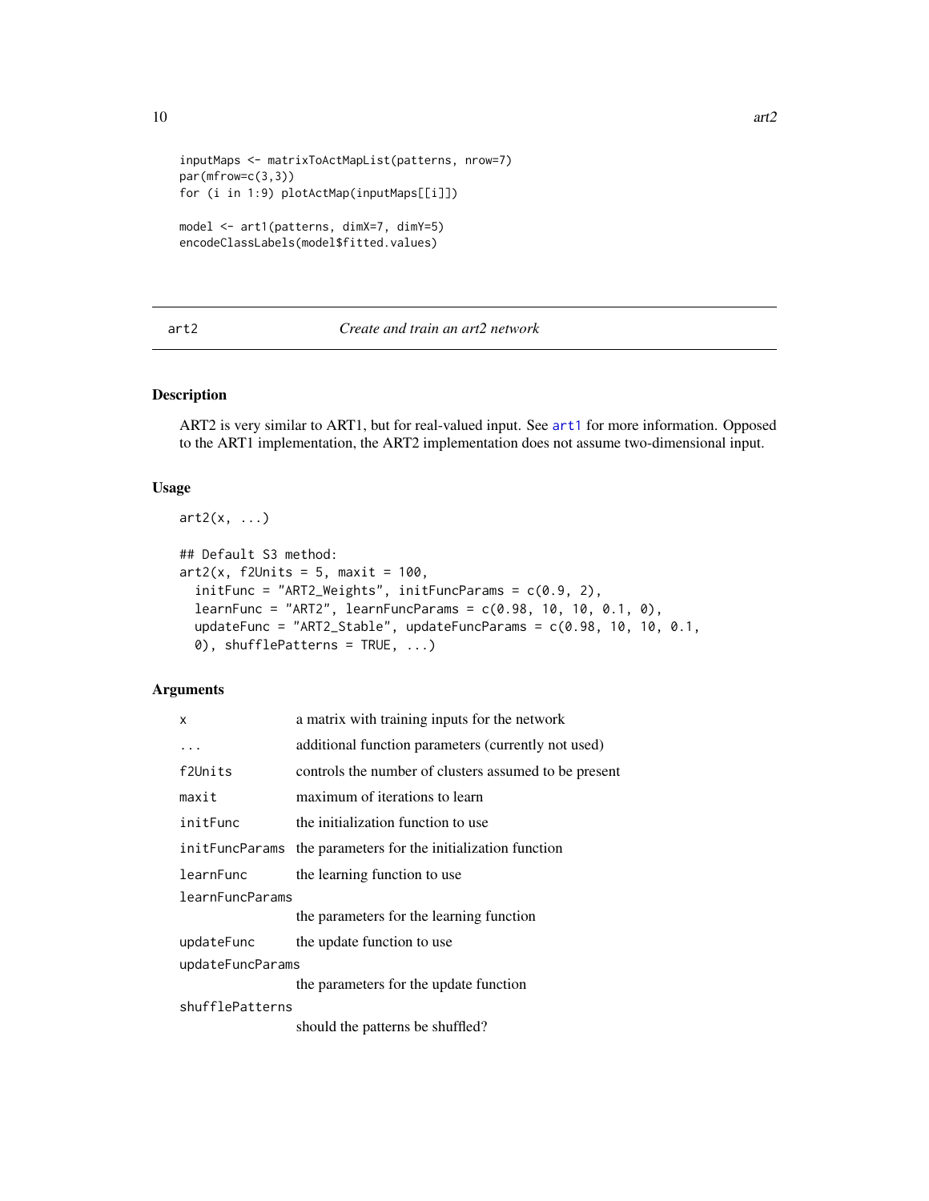```
inputMaps <- matrixToActMapList(patterns, nrow=7)
par(mfrow=c(3,3))
for (i in 1:9) plotActMap(inputMaps[[i]])

model <- art1(patterns, dimX=7, dimY=5)
encodeClassLabels(model$fitted.values)
```

## art2 *Create and train an art2 network*

### Description

ART2 is very similar to ART1, but for real-valued input. See art1 for more information. Opposed to the ART1 implementation, the ART2 implementation does not assume two-dimensional input.

### Usage

```
art2(x, ...)

## Default S3 method:
art2(x, f2Units = 5, maxit = 100,
  initFunc = "ART2_Weights", initFuncParams = c(0.9, 2),
  learnFunc = "ART2", learnFuncParams = c(0.98, 10, 10, 0.1, 0),
  updateFunc = "ART2_Stable", updateFuncParams = c(0.98, 10, 10, 0.1,
  0), shufflePatterns = TRUE, ...)
```

### Arguments

| | |
|---|---|
| x | a matrix with training inputs for the network |
| ... | additional function parameters (currently not used) |
| f2Units | controls the number of clusters assumed to be present |
| maxit | maximum of iterations to learn |
| initFunc | the initialization function to use |
| initFuncParams | the parameters for the initialization function |
| learnFunc | the learning function to use |
| learnFuncParams | the parameters for the learning function |
| updateFunc | the update function to use |
| updateFuncParams | the parameters for the update function |
| shufflePatterns | should the patterns be shuffled? |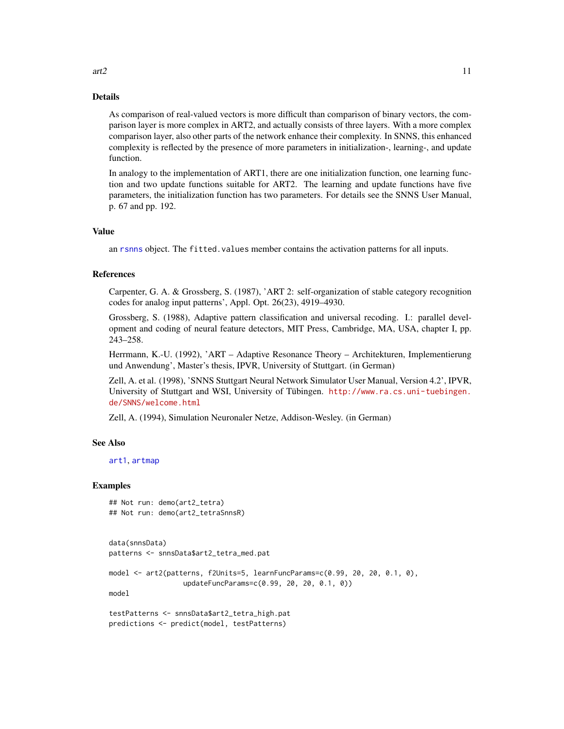### Details

As comparison of real-valued vectors is more difficult than comparison of binary vectors, the comparison layer is more complex in ART2, and actually consists of three layers. With a more complex comparison layer, also other parts of the network enhance their complexity. In SNNS, this enhanced complexity is reflected by the presence of more parameters in initialization-, learning-, and update function.

In analogy to the implementation of ART1, there are one initialization function, one learning function and two update functions suitable for ART2. The learning and update functions have five parameters, the initialization function has two parameters. For details see the SNNS User Manual, p. 67 and pp. 192.

### Value

an rsnns object. The `fitted.values` member contains the activation patterns for all inputs.

### References

Carpenter, G. A. & Grossberg, S. (1987), 'ART 2: self-organization of stable category recognition codes for analog input patterns', Appl. Opt. 26(23), 4919–4930.

Grossberg, S. (1988), Adaptive pattern classification and universal recoding. I.: parallel development and coding of neural feature detectors, MIT Press, Cambridge, MA, USA, chapter I, pp. 243–258.

Herrmann, K.-U. (1992), 'ART – Adaptive Resonance Theory – Architekturen, Implementierung und Anwendung', Master's thesis, IPVR, University of Stuttgart. (in German)

Zell, A. et al. (1998), 'SNNS Stuttgart Neural Network Simulator User Manual, Version 4.2', IPVR, University of Stuttgart and WSI, University of Tübingen. http://www.ra.cs.uni-tuebingen.de/SNNS/welcome.html

Zell, A. (1994), Simulation Neuronaler Netze, Addison-Wesley. (in German)

### See Also

art1, artmap

### Examples

```
## Not run: demo(art2_tetra)
## Not run: demo(art2_tetraSnnsR)


data(snnsData)
patterns <- snnsData$art2_tetra_med.pat

model <- art2(patterns, f2Units=5, learnFuncParams=c(0.99, 20, 20, 0.1, 0),
                  updateFuncParams=c(0.99, 20, 20, 0.1, 0))
model

testPatterns <- snnsData$art2_tetra_high.pat
predictions <- predict(model, testPatterns)
```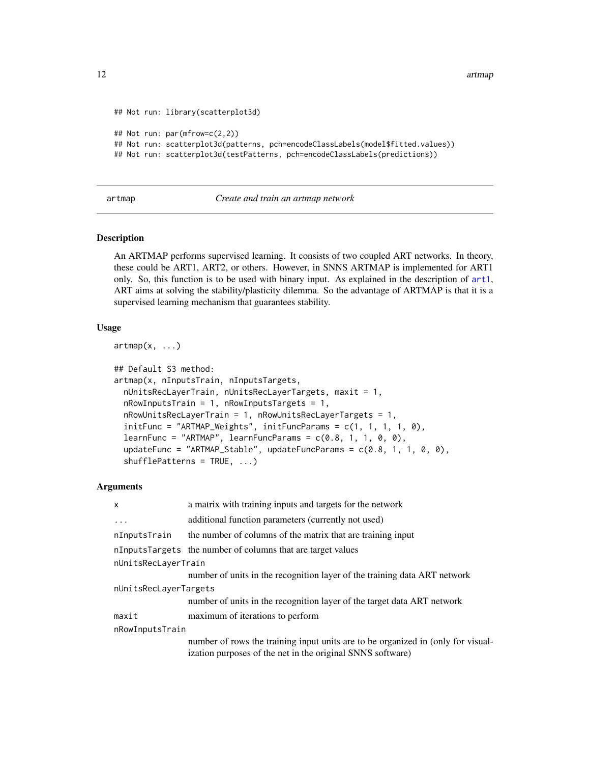```
## Not run: library(scatterplot3d)

## Not run: par(mfrow=c(2,2))
## Not run: scatterplot3d(patterns, pch=encodeClassLabels(model$fitted.values))
## Not run: scatterplot3d(testPatterns, pch=encodeClassLabels(predictions))
```

## artmap — *Create and train an artmap network*

### Description

An ARTMAP performs supervised learning. It consists of two coupled ART networks. In theory, these could be ART1, ART2, or others. However, in SNNS ARTMAP is implemented for ART1 only. So, this function is to be used with binary input. As explained in the description of art1, ART aims at solving the stability/plasticity dilemma. So the advantage of ARTMAP is that it is a supervised learning mechanism that guarantees stability.

### Usage

```
artmap(x, ...)

## Default S3 method:
artmap(x, nInputsTrain, nInputsTargets,
  nUnitsRecLayerTrain, nUnitsRecLayerTargets, maxit = 1,
  nRowInputsTrain = 1, nRowInputsTargets = 1,
  nRowUnitsRecLayerTrain = 1, nRowUnitsRecLayerTargets = 1,
  initFunc = "ARTMAP_Weights", initFuncParams = c(1, 1, 1, 1, 0),
  learnFunc = "ARTMAP", learnFuncParams = c(0.8, 1, 1, 0, 0),
  updateFunc = "ARTMAP_Stable", updateFuncParams = c(0.8, 1, 1, 0, 0),
  shufflePatterns = TRUE, ...)
```

### Arguments

| | |
|---|---|
| `x` | a matrix with training inputs and targets for the network |
| `...` | additional function parameters (currently not used) |
| `nInputsTrain` | the number of columns of the matrix that are training input |
| `nInputsTargets` | the number of columns that are target values |
| `nUnitsRecLayerTrain` | number of units in the recognition layer of the training data ART network |
| `nUnitsRecLayerTargets` | number of units in the recognition layer of the target data ART network |
| `maxit` | maximum of iterations to perform |
| `nRowInputsTrain` | number of rows the training input units are to be organized in (only for visualization purposes of the net in the original SNNS software) |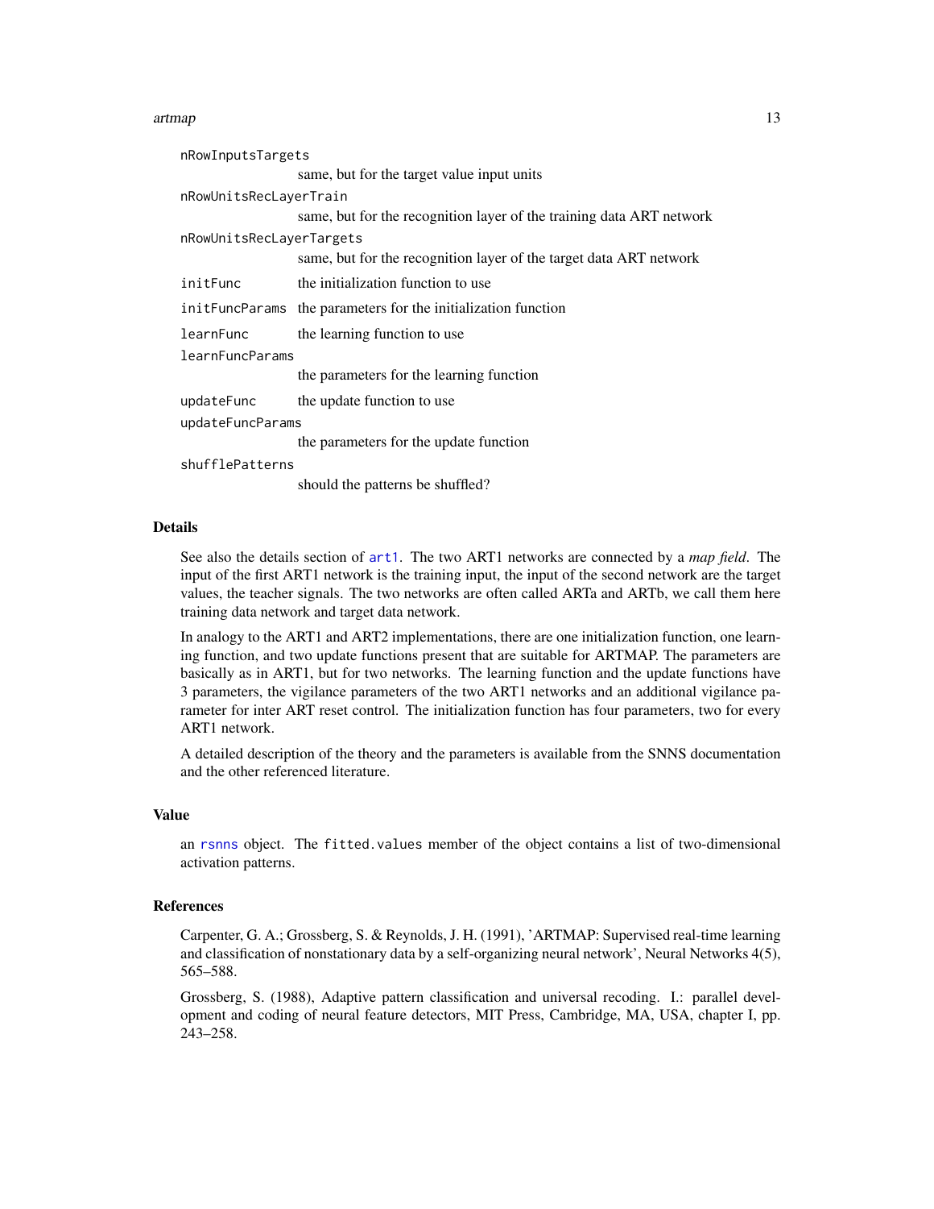| | |
|---|---|
| nRowInputsTargets | same, but for the target value input units |
| nRowUnitsRecLayerTrain | same, but for the recognition layer of the training data ART network |
| nRowUnitsRecLayerTargets | same, but for the recognition layer of the target data ART network |
| initFunc | the initialization function to use |
| initFuncParams | the parameters for the initialization function |
| learnFunc | the learning function to use |
| learnFuncParams | the parameters for the learning function |
| updateFunc | the update function to use |
| updateFuncParams | the parameters for the update function |
| shufflePatterns | should the patterns be shuffled? |

## Details

See also the details section of art1. The two ART1 networks are connected by a *map field*. The input of the first ART1 network is the training input, the input of the second network are the target values, the teacher signals. The two networks are often called ARTa and ARTb, we call them here training data network and target data network.

In analogy to the ART1 and ART2 implementations, there are one initialization function, one learning function, and two update functions present that are suitable for ARTMAP. The parameters are basically as in ART1, but for two networks. The learning function and the update functions have 3 parameters, the vigilance parameters of the two ART1 networks and an additional vigilance parameter for inter ART reset control. The initialization function has four parameters, two for every ART1 network.

A detailed description of the theory and the parameters is available from the SNNS documentation and the other referenced literature.

## Value

an rsnns object. The fitted.values member of the object contains a list of two-dimensional activation patterns.

## References

Carpenter, G. A.; Grossberg, S. & Reynolds, J. H. (1991), 'ARTMAP: Supervised real-time learning and classification of nonstationary data by a self-organizing neural network', Neural Networks 4(5), 565–588.

Grossberg, S. (1988), Adaptive pattern classification and universal recoding. I.: parallel development and coding of neural feature detectors, MIT Press, Cambridge, MA, USA, chapter I, pp. 243–258.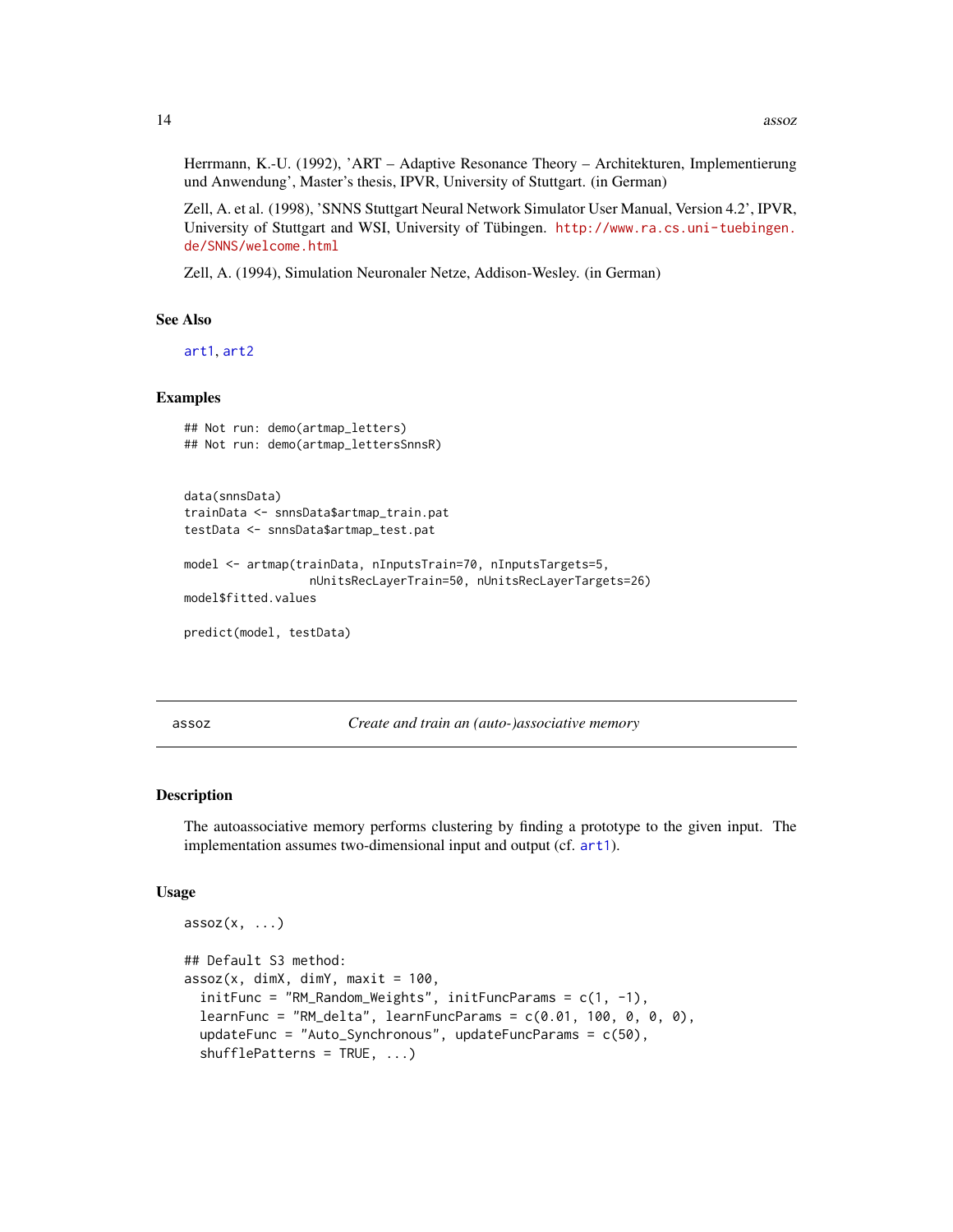Herrmann, K.-U. (1992), 'ART – Adaptive Resonance Theory – Architekturen, Implementierung und Anwendung', Master's thesis, IPVR, University of Stuttgart. (in German)

Zell, A. et al. (1998), 'SNNS Stuttgart Neural Network Simulator User Manual, Version 4.2', IPVR, University of Stuttgart and WSI, University of Tübingen. http://www.ra.cs.uni-tuebingen.de/SNNS/welcome.html

Zell, A. (1994), Simulation Neuronaler Netze, Addison-Wesley. (in German)

### See Also

art1, art2

### Examples

```
## Not run: demo(artmap_letters)
## Not run: demo(artmap_lettersSnnsR)


data(snnsData)
trainData <- snnsData$artmap_train.pat
testData <- snnsData$artmap_test.pat

model <- artmap(trainData, nInputsTrain=70, nInputsTargets=5,
                nUnitsRecLayerTrain=50, nUnitsRecLayerTargets=26)
model$fitted.values

predict(model, testData)
```

---

## assoz — *Create and train an (auto-)associative memory*

### Description

The autoassociative memory performs clustering by finding a prototype to the given input. The implementation assumes two-dimensional input and output (cf. art1).

### Usage

```
assoz(x, ...)

## Default S3 method:
assoz(x, dimX, dimY, maxit = 100,
  initFunc = "RM_Random_Weights", initFuncParams = c(1, -1),
  learnFunc = "RM_delta", learnFuncParams = c(0.01, 100, 0, 0, 0),
  updateFunc = "Auto_Synchronous", updateFuncParams = c(50),
  shufflePatterns = TRUE, ...)
```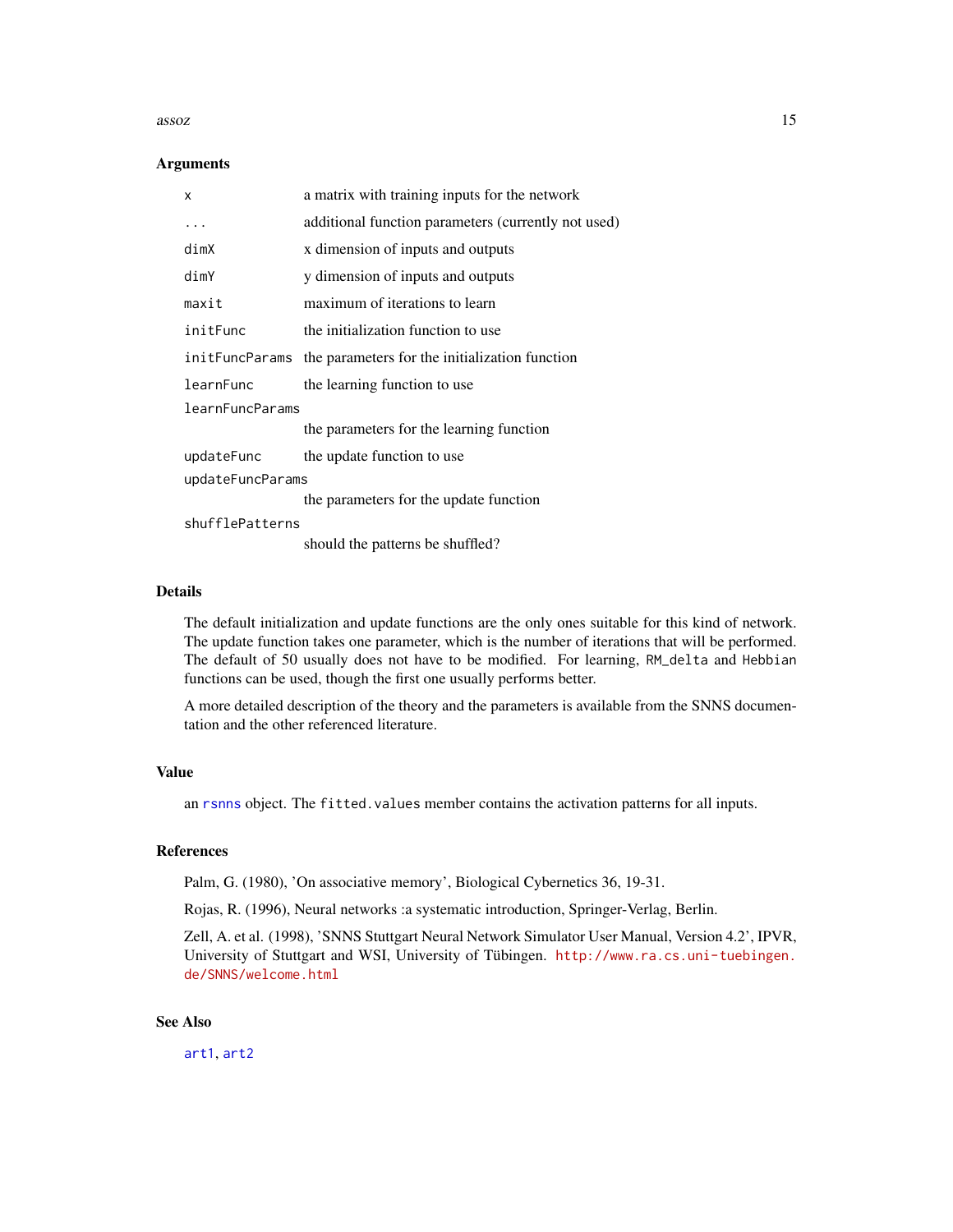## Arguments

| | |
|---|---|
| x | a matrix with training inputs for the network |
| ... | additional function parameters (currently not used) |
| dimX | x dimension of inputs and outputs |
| dimY | y dimension of inputs and outputs |
| maxit | maximum of iterations to learn |
| initFunc | the initialization function to use |
| initFuncParams | the parameters for the initialization function |
| learnFunc | the learning function to use |
| learnFuncParams | the parameters for the learning function |
| updateFunc | the update function to use |
| updateFuncParams | the parameters for the update function |
| shufflePatterns | should the patterns be shuffled? |

## Details

The default initialization and update functions are the only ones suitable for this kind of network. The update function takes one parameter, which is the number of iterations that will be performed. The default of 50 usually does not have to be modified. For learning, `RM_delta` and `Hebbian` functions can be used, though the first one usually performs better.

A more detailed description of the theory and the parameters is available from the SNNS documentation and the other referenced literature.

## Value

an `rsnns` object. The `fitted.values` member contains the activation patterns for all inputs.

## References

Palm, G. (1980), 'On associative memory', Biological Cybernetics 36, 19-31.

Rojas, R. (1996), Neural networks :a systematic introduction, Springer-Verlag, Berlin.

Zell, A. et al. (1998), 'SNNS Stuttgart Neural Network Simulator User Manual, Version 4.2', IPVR, University of Stuttgart and WSI, University of Tübingen. http://www.ra.cs.uni-tuebingen.de/SNNS/welcome.html

## See Also

`art1`, `art2`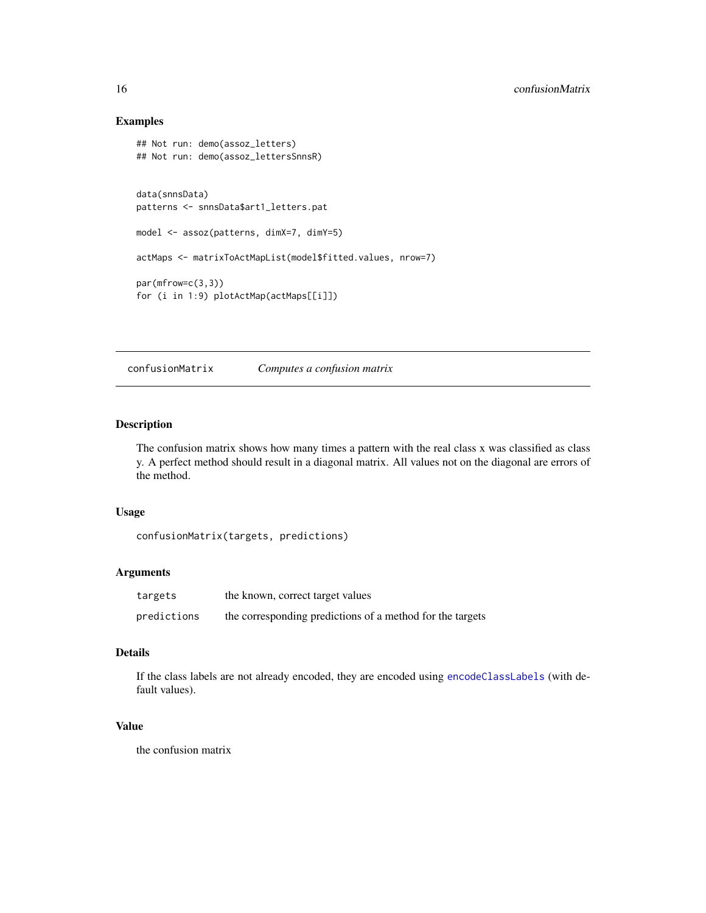### Examples

```
## Not run: demo(assoz_letters)
## Not run: demo(assoz_lettersSnnsR)


data(snnsData)
patterns <- snnsData$art1_letters.pat

model <- assoz(patterns, dimX=7, dimY=5)

actMaps <- matrixToActMapList(model$fitted.values, nrow=7)

par(mfrow=c(3,3))
for (i in 1:9) plotActMap(actMaps[[i]])
```

---

## confusionMatrix — *Computes a confusion matrix*

---

### Description

The confusion matrix shows how many times a pattern with the real class x was classified as class y. A perfect method should result in a diagonal matrix. All values not on the diagonal are errors of the method.

### Usage

```
confusionMatrix(targets, predictions)
```

### Arguments

| | |
|---|---|
| `targets` | the known, correct target values |
| `predictions` | the corresponding predictions of a method for the targets |

### Details

If the class labels are not already encoded, they are encoded using `encodeClassLabels` (with default values).

### Value

the confusion matrix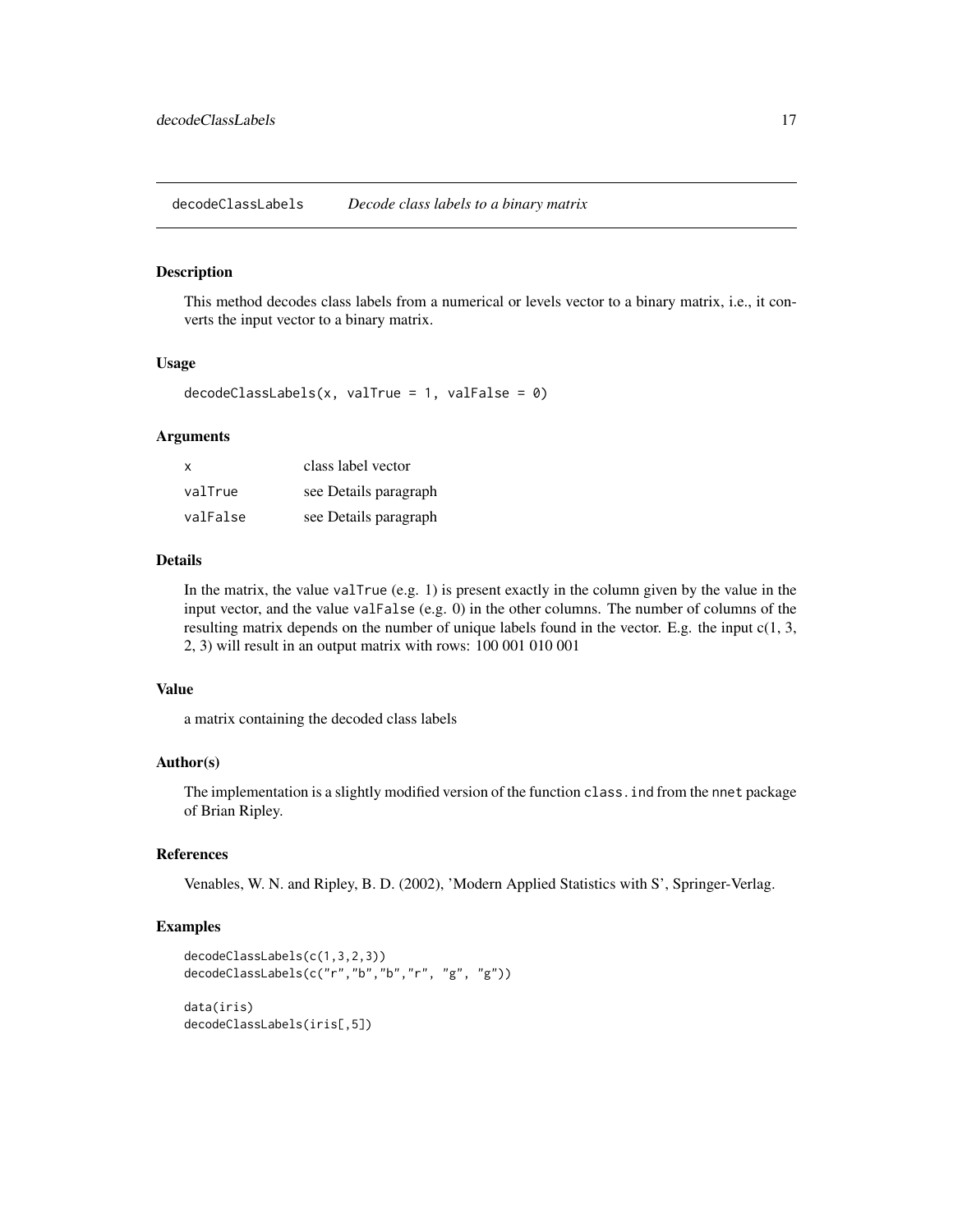## decodeClassLabels *Decode class labels to a binary matrix*

### Description

This method decodes class labels from a numerical or levels vector to a binary matrix, i.e., it converts the input vector to a binary matrix.

### Usage

```
decodeClassLabels(x, valTrue = 1, valFalse = 0)
```

### Arguments

| | |
|---|---|
| `x` | class label vector |
| `valTrue` | see Details paragraph |
| `valFalse` | see Details paragraph |

### Details

In the matrix, the value `valTrue` (e.g. 1) is present exactly in the column given by the value in the input vector, and the value `valFalse` (e.g. 0) in the other columns. The number of columns of the resulting matrix depends on the number of unique labels found in the vector. E.g. the input c(1, 3, 2, 3) will result in an output matrix with rows: 100 001 010 001

### Value

a matrix containing the decoded class labels

### Author(s)

The implementation is a slightly modified version of the function `class.ind` from the `nnet` package of Brian Ripley.

### References

Venables, W. N. and Ripley, B. D. (2002), 'Modern Applied Statistics with S', Springer-Verlag.

### Examples

```
decodeClassLabels(c(1,3,2,3))
decodeClassLabels(c("r","b","b","r", "g", "g"))

data(iris)
decodeClassLabels(iris[,5])
```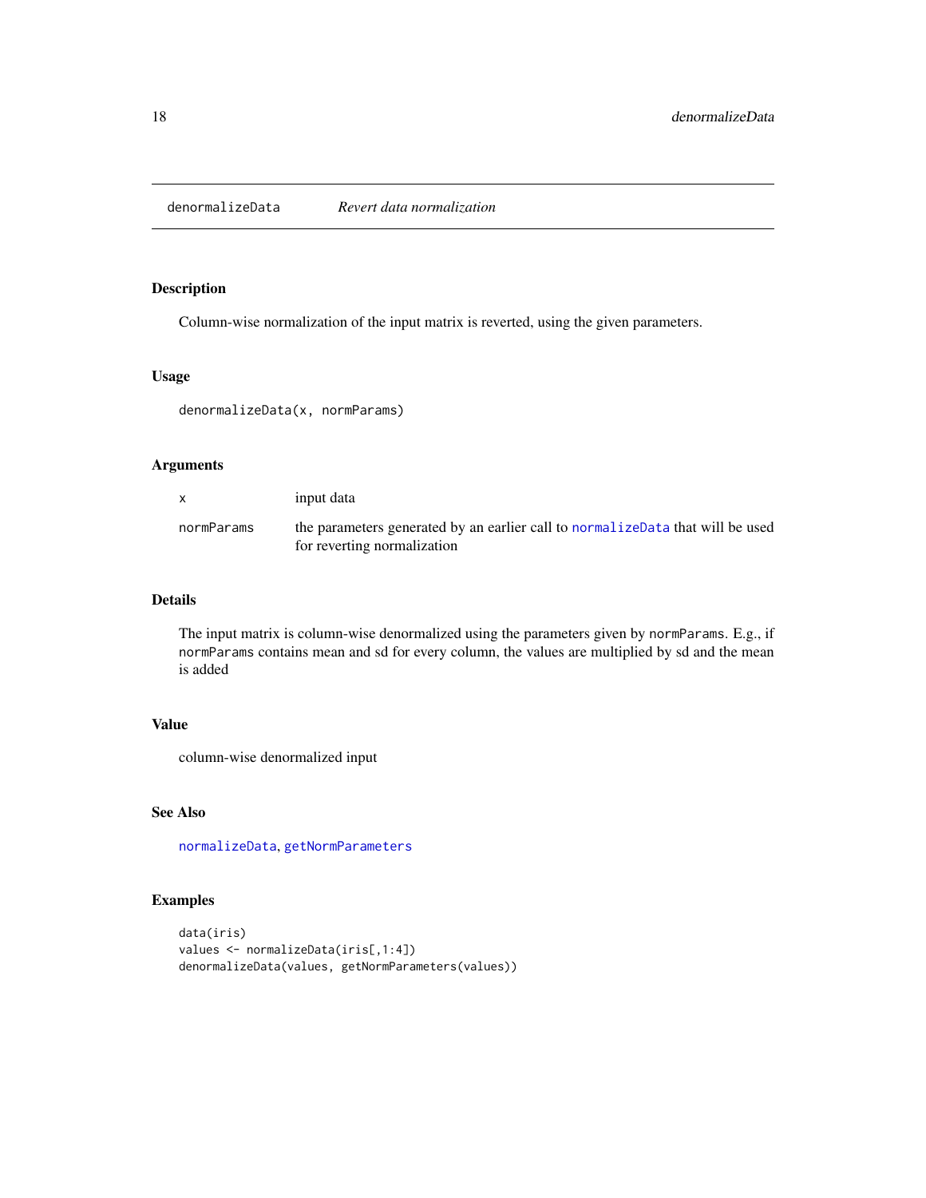denormalizeData *Revert data normalization*

## Description

Column-wise normalization of the input matrix is reverted, using the given parameters.

## Usage

```
denormalizeData(x, normParams)
```

## Arguments

| | |
|---|---|
| x | input data |
| normParams | the parameters generated by an earlier call to normalizeData that will be used for reverting normalization |

## Details

The input matrix is column-wise denormalized using the parameters given by normParams. E.g., if normParams contains mean and sd for every column, the values are multiplied by sd and the mean is added

## Value

column-wise denormalized input

## See Also

normalizeData, getNormParameters

## Examples

```
data(iris)
values <- normalizeData(iris[,1:4])
denormalizeData(values, getNormParameters(values))
```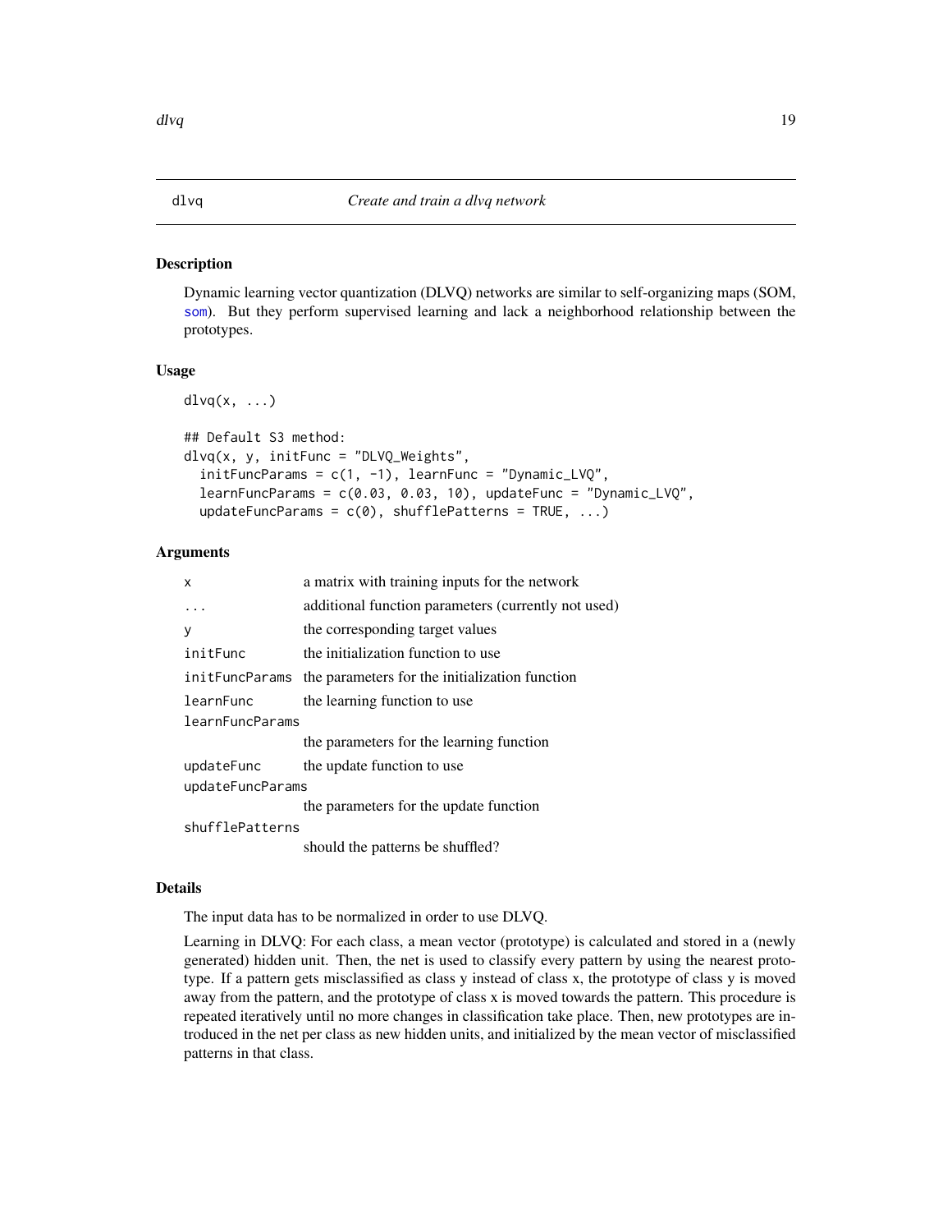# dlvq — *Create and train a dlvq network*

## Description

Dynamic learning vector quantization (DLVQ) networks are similar to self-organizing maps (SOM, som). But they perform supervised learning and lack a neighborhood relationship between the prototypes.

## Usage

```
dlvq(x, ...)

## Default S3 method:
dlvq(x, y, initFunc = "DLVQ_Weights",
  initFuncParams = c(1, -1), learnFunc = "Dynamic_LVQ",
  learnFuncParams = c(0.03, 0.03, 10), updateFunc = "Dynamic_LVQ",
  updateFuncParams = c(0), shufflePatterns = TRUE, ...)
```

## Arguments

| | |
|---|---|
| `x` | a matrix with training inputs for the network |
| `...` | additional function parameters (currently not used) |
| `y` | the corresponding target values |
| `initFunc` | the initialization function to use |
| `initFuncParams` | the parameters for the initialization function |
| `learnFunc` | the learning function to use |
| `learnFuncParams` | the parameters for the learning function |
| `updateFunc` | the update function to use |
| `updateFuncParams` | the parameters for the update function |
| `shufflePatterns` | should the patterns be shuffled? |

## Details

The input data has to be normalized in order to use DLVQ.

Learning in DLVQ: For each class, a mean vector (prototype) is calculated and stored in a (newly generated) hidden unit. Then, the net is used to classify every pattern by using the nearest prototype. If a pattern gets misclassified as class y instead of class x, the prototype of class y is moved away from the pattern, and the prototype of class x is moved towards the pattern. This procedure is repeated iteratively until no more changes in classification take place. Then, new prototypes are introduced in the net per class as new hidden units, and initialized by the mean vector of misclassified patterns in that class.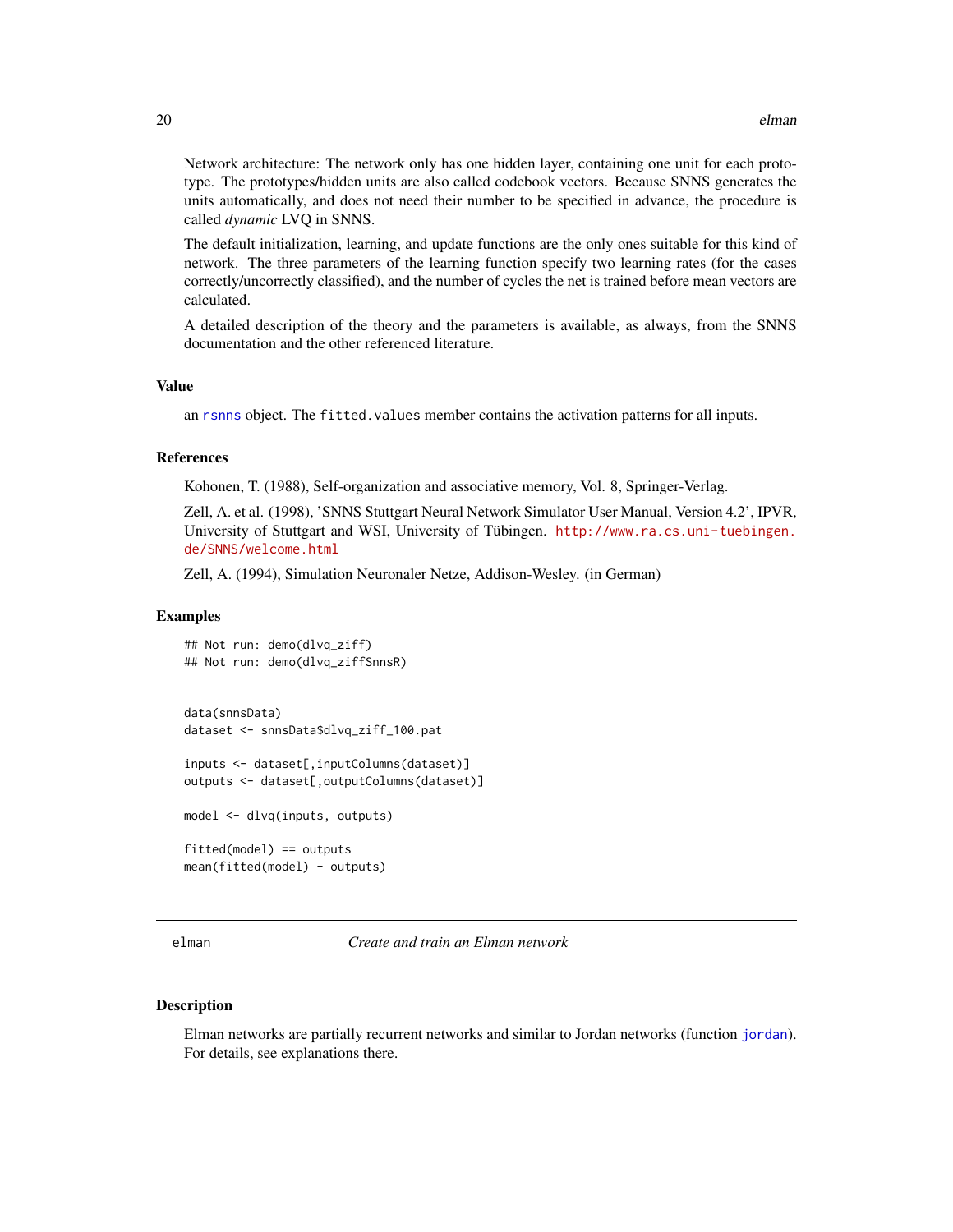Network architecture: The network only has one hidden layer, containing one unit for each prototype. The prototypes/hidden units are also called codebook vectors. Because SNNS generates the units automatically, and does not need their number to be specified in advance, the procedure is called *dynamic* LVQ in SNNS.

The default initialization, learning, and update functions are the only ones suitable for this kind of network. The three parameters of the learning function specify two learning rates (for the cases correctly/uncorrectly classified), and the number of cycles the net is trained before mean vectors are calculated.

A detailed description of the theory and the parameters is available, as always, from the SNNS documentation and the other referenced literature.

## Value

an rsnns object. The fitted.values member contains the activation patterns for all inputs.

## References

Kohonen, T. (1988), Self-organization and associative memory, Vol. 8, Springer-Verlag.

Zell, A. et al. (1998), 'SNNS Stuttgart Neural Network Simulator User Manual, Version 4.2', IPVR, University of Stuttgart and WSI, University of Tübingen. http://www.ra.cs.uni-tuebingen.de/SNNS/welcome.html

Zell, A. (1994), Simulation Neuronaler Netze, Addison-Wesley. (in German)

## Examples

```
## Not run: demo(dlvq_ziff)
## Not run: demo(dlvq_ziffSnnsR)


data(snnsData)
dataset <- snnsData$dlvq_ziff_100.pat

inputs <- dataset[,inputColumns(dataset)]
outputs <- dataset[,outputColumns(dataset)]

model <- dlvq(inputs, outputs)

fitted(model) == outputs
mean(fitted(model) - outputs)
```

---

# elman — *Create and train an Elman network*

## Description

Elman networks are partially recurrent networks and similar to Jordan networks (function jordan). For details, see explanations there.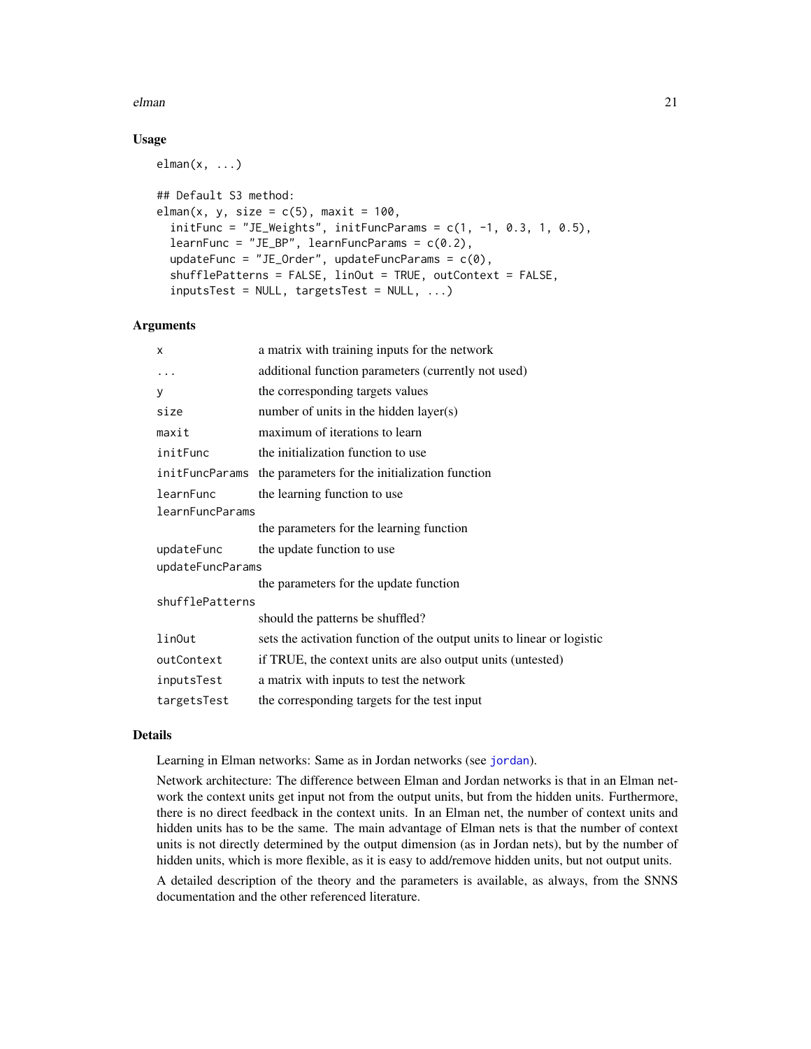## Usage

```
elman(x, ...)

## Default S3 method:
elman(x, y, size = c(5), maxit = 100,
  initFunc = "JE_Weights", initFuncParams = c(1, -1, 0.3, 1, 0.5),
  learnFunc = "JE_BP", learnFuncParams = c(0.2),
  updateFunc = "JE_Order", updateFuncParams = c(0),
  shufflePatterns = FALSE, linOut = TRUE, outContext = FALSE,
  inputsTest = NULL, targetsTest = NULL, ...)
```

## Arguments

| | |
|---|---|
| `x` | a matrix with training inputs for the network |
| `...` | additional function parameters (currently not used) |
| `y` | the corresponding targets values |
| `size` | number of units in the hidden layer(s) |
| `maxit` | maximum of iterations to learn |
| `initFunc` | the initialization function to use |
| `initFuncParams` | the parameters for the initialization function |
| `learnFunc` | the learning function to use |
| `learnFuncParams` | the parameters for the learning function |
| `updateFunc` | the update function to use |
| `updateFuncParams` | the parameters for the update function |
| `shufflePatterns` | should the patterns be shuffled? |
| `linOut` | sets the activation function of the output units to linear or logistic |
| `outContext` | if TRUE, the context units are also output units (untested) |
| `inputsTest` | a matrix with inputs to test the network |
| `targetsTest` | the corresponding targets for the test input |

## Details

Learning in Elman networks: Same as in Jordan networks (see `jordan`).

Network architecture: The difference between Elman and Jordan networks is that in an Elman network the context units get input not from the output units, but from the hidden units. Furthermore, there is no direct feedback in the context units. In an Elman net, the number of context units and hidden units has to be the same. The main advantage of Elman nets is that the number of context units is not directly determined by the output dimension (as in Jordan nets), but by the number of hidden units, which is more flexible, as it is easy to add/remove hidden units, but not output units.

A detailed description of the theory and the parameters is available, as always, from the SNNS documentation and the other referenced literature.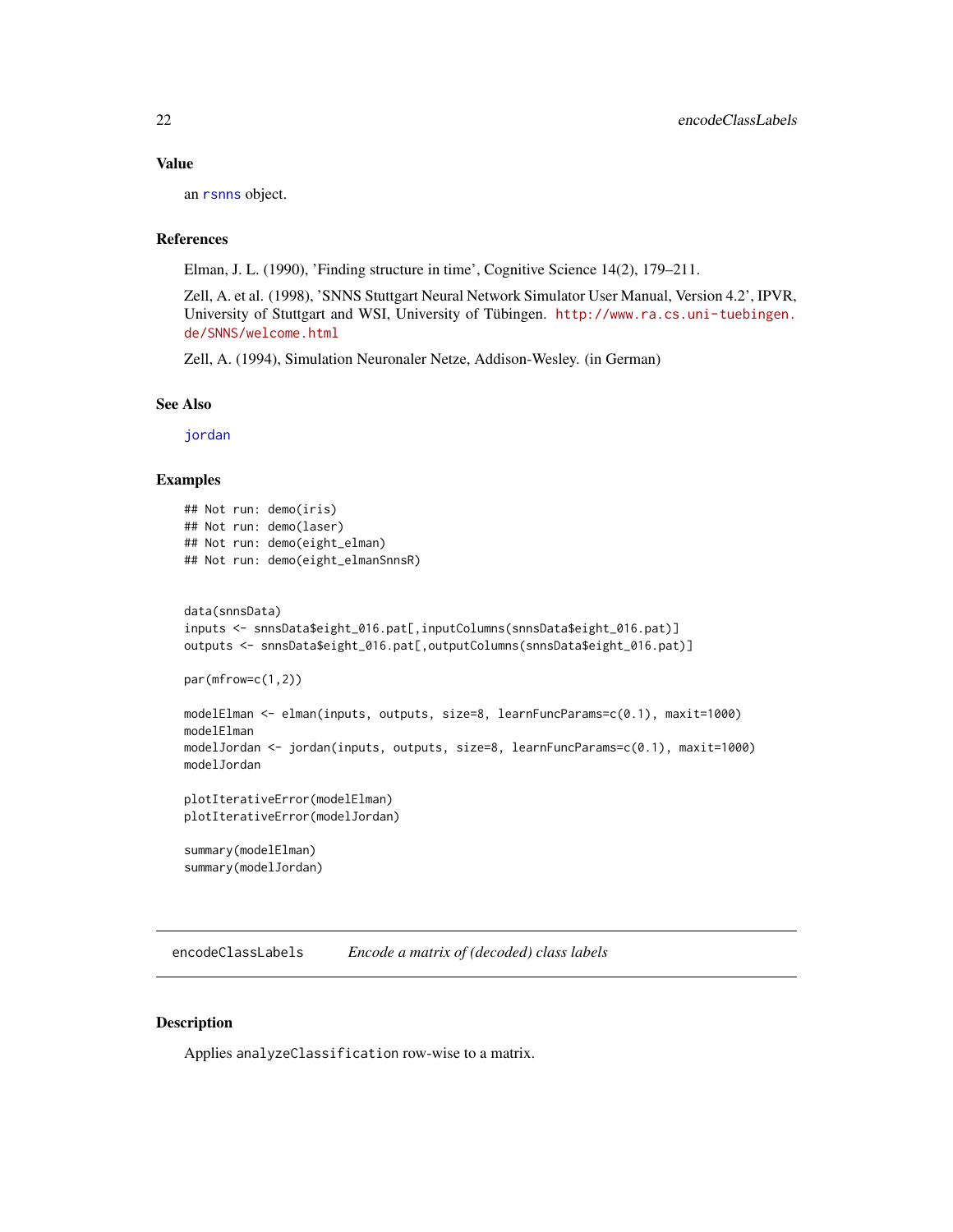### Value

an rsnns object.

### References

Elman, J. L. (1990), 'Finding structure in time', Cognitive Science 14(2), 179–211.

Zell, A. et al. (1998), 'SNNS Stuttgart Neural Network Simulator User Manual, Version 4.2', IPVR, University of Stuttgart and WSI, University of Tübingen. http://www.ra.cs.uni-tuebingen.de/SNNS/welcome.html

Zell, A. (1994), Simulation Neuronaler Netze, Addison-Wesley. (in German)

### See Also

jordan

### Examples

```
## Not run: demo(iris)
## Not run: demo(laser)
## Not run: demo(eight_elman)
## Not run: demo(eight_elmanSnnsR)


data(snnsData)
inputs <- snnsData$eight_016.pat[,inputColumns(snnsData$eight_016.pat)]
outputs <- snnsData$eight_016.pat[,outputColumns(snnsData$eight_016.pat)]

par(mfrow=c(1,2))

modelElman <- elman(inputs, outputs, size=8, learnFuncParams=c(0.1), maxit=1000)
modelElman
modelJordan <- jordan(inputs, outputs, size=8, learnFuncParams=c(0.1), maxit=1000)
modelJordan

plotIterativeError(modelElman)
plotIterativeError(modelJordan)

summary(modelElman)
summary(modelJordan)
```

---

## encodeClassLabels    *Encode a matrix of (decoded) class labels*

### Description

Applies `analyzeClassification` row-wise to a matrix.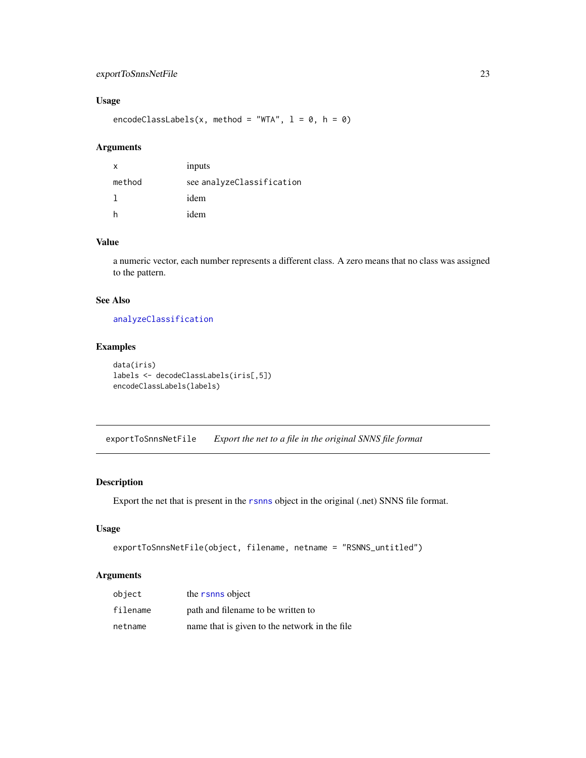### Usage

```
encodeClassLabels(x, method = "WTA", l = 0, h = 0)
```

### Arguments

| | |
|---|---|
| x | inputs |
| method | see analyzeClassification |
| l | idem |
| h | idem |

### Value

a numeric vector, each number represents a different class. A zero means that no class was assigned to the pattern.

### See Also

analyzeClassification

### Examples

```
data(iris)
labels <- decodeClassLabels(iris[,5])
encodeClassLabels(labels)
```

---

## exportToSnnsNetFile *Export the net to a file in the original SNNS file format*

---

### Description

Export the net that is present in the rsnns object in the original (.net) SNNS file format.

### Usage

```
exportToSnnsNetFile(object, filename, netname = "RSNNS_untitled")
```

### Arguments

| | |
|---|---|
| object | the rsnns object |
| filename | path and filename to be written to |
| netname | name that is given to the network in the file |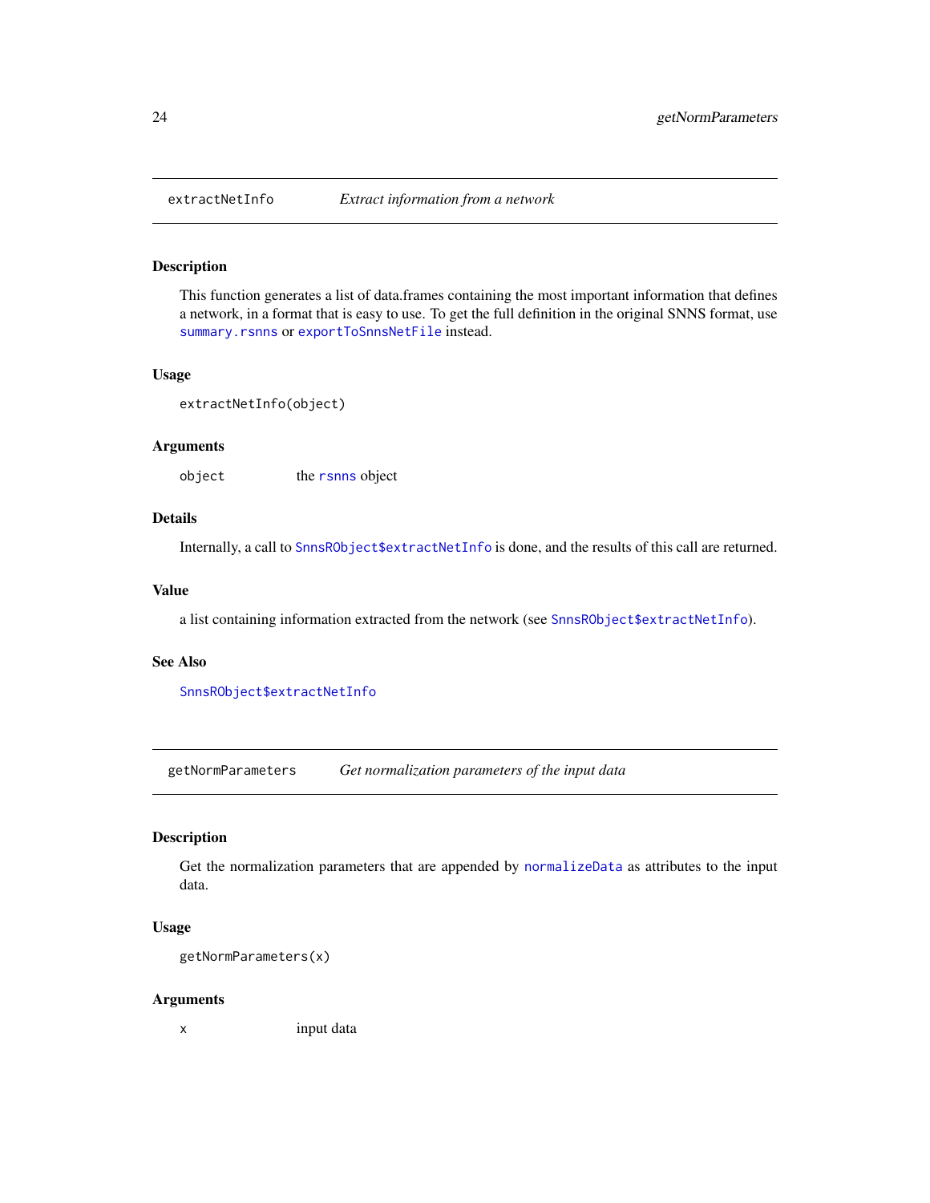## extractNetInfo — *Extract information from a network*

### Description

This function generates a list of data.frames containing the most important information that defines a network, in a format that is easy to use. To get the full definition in the original SNNS format, use `summary.rsnns` or `exportToSnnsNetFile` instead.

### Usage

```
extractNetInfo(object)
```

### Arguments

| | |
|---|---|
| object | the `rsnns` object |

### Details

Internally, a call to `SnnsRObject$extractNetInfo` is done, and the results of this call are returned.

### Value

a list containing information extracted from the network (see `SnnsRObject$extractNetInfo`).

### See Also

`SnnsRObject$extractNetInfo`

## getNormParameters — *Get normalization parameters of the input data*

### Description

Get the normalization parameters that are appended by `normalizeData` as attributes to the input data.

### Usage

```
getNormParameters(x)
```

### Arguments

| | |
|---|---|
| x | input data |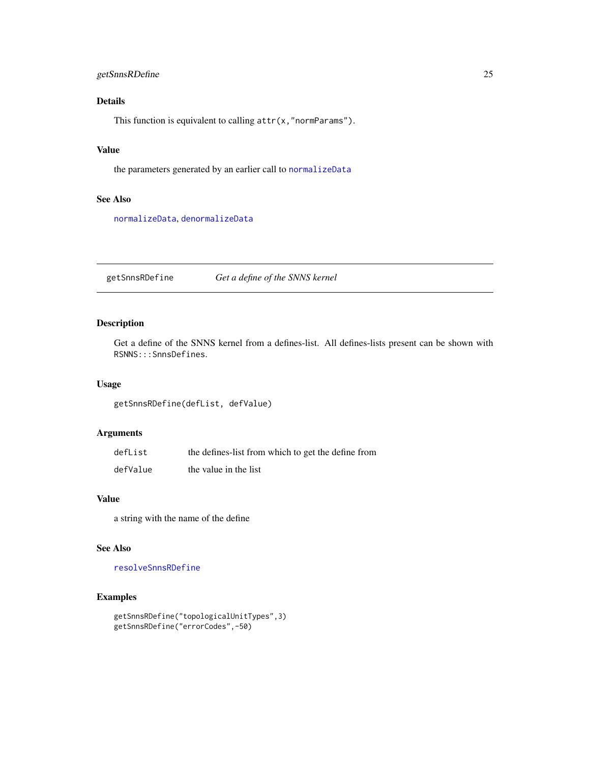### Details

This function is equivalent to calling `attr(x,"normParams")`.

### Value

the parameters generated by an earlier call to normalizeData

### See Also

normalizeData, denormalizeData

---

## getSnnsRDefine &nbsp;&nbsp;&nbsp;&nbsp; *Get a define of the SNNS kernel*

---

### Description

Get a define of the SNNS kernel from a defines-list. All defines-lists present can be shown with `RSNNS:::SnnsDefines`.

### Usage

```
getSnnsRDefine(defList, defValue)
```

### Arguments

| | |
|---|---|
| `defList` | the defines-list from which to get the define from |
| `defValue` | the value in the list |

### Value

a string with the name of the define

### See Also

resolveSnnsRDefine

### Examples

```
getSnnsRDefine("topologicalUnitTypes",3)
getSnnsRDefine("errorCodes",-50)
```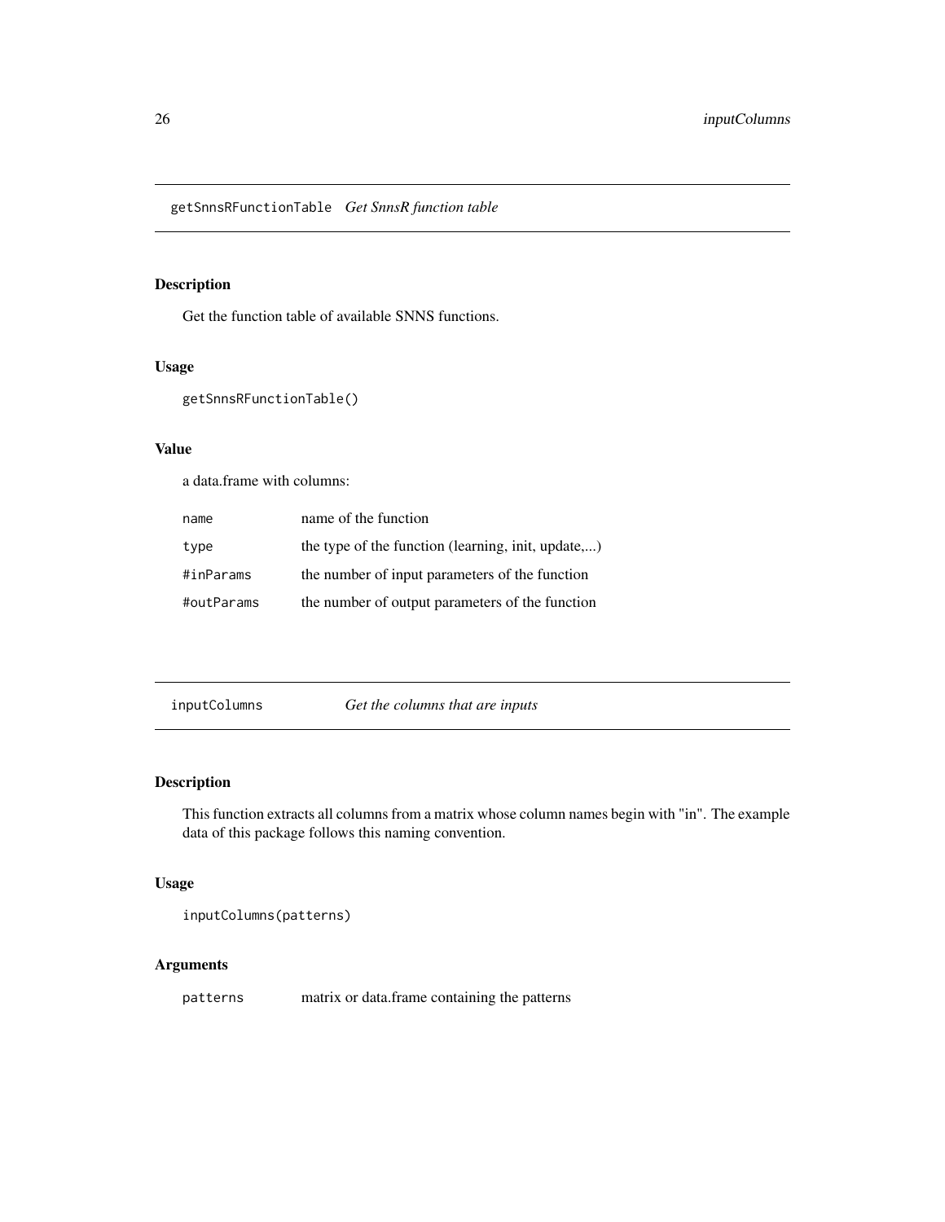## getSnnsRFunctionTable *Get SnnsR function table*

### Description

Get the function table of available SNNS functions.

### Usage

```
getSnnsRFunctionTable()
```

### Value

a data.frame with columns:

| | |
|---|---|
| name | name of the function |
| type | the type of the function (learning, init, update,...) |
| #inParams | the number of input parameters of the function |
| #outParams | the number of output parameters of the function |

## inputColumns *Get the columns that are inputs*

### Description

This function extracts all columns from a matrix whose column names begin with "in". The example data of this package follows this naming convention.

### Usage

```
inputColumns(patterns)
```

### Arguments

| | |
|---|---|
| patterns | matrix or data.frame containing the patterns |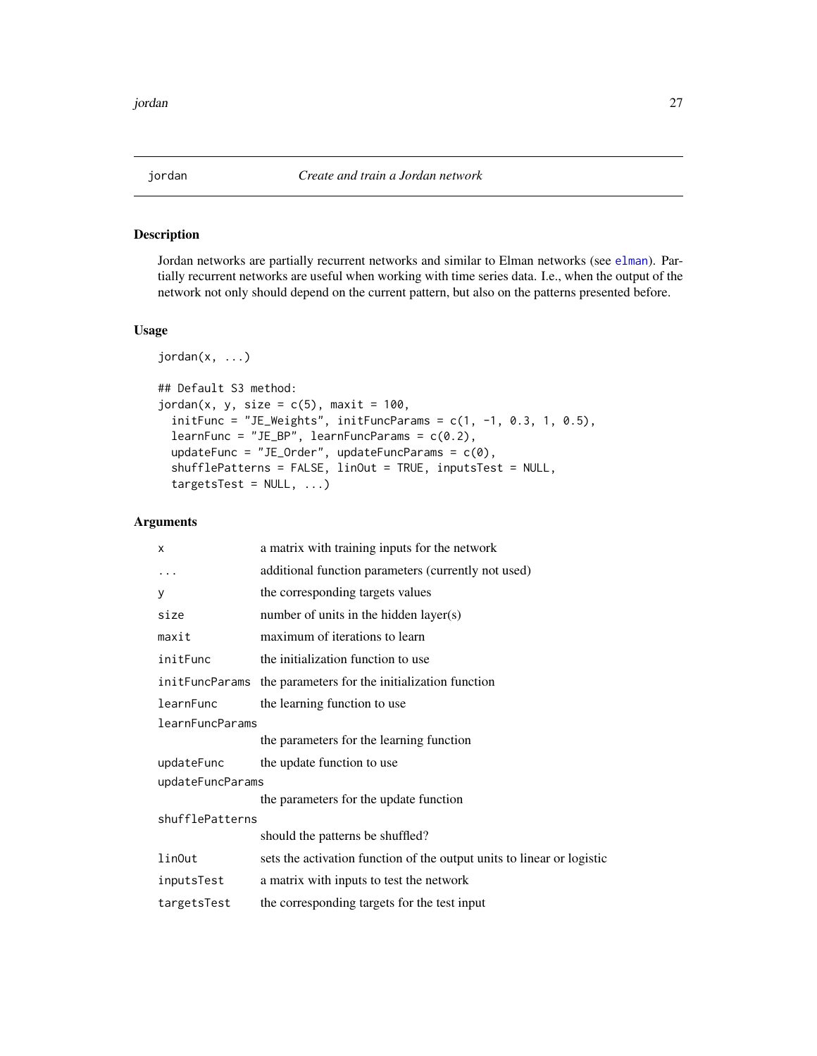# jordan    *Create and train a Jordan network*

## Description

Jordan networks are partially recurrent networks and similar to Elman networks (see elman). Partially recurrent networks are useful when working with time series data. I.e., when the output of the network not only should depend on the current pattern, but also on the patterns presented before.

## Usage

```
jordan(x, ...)

## Default S3 method:
jordan(x, y, size = c(5), maxit = 100,
  initFunc = "JE_Weights", initFuncParams = c(1, -1, 0.3, 1, 0.5),
  learnFunc = "JE_BP", learnFuncParams = c(0.2),
  updateFunc = "JE_Order", updateFuncParams = c(0),
  shufflePatterns = FALSE, linOut = TRUE, inputsTest = NULL,
  targetsTest = NULL, ...)
```

## Arguments

| | |
|---|---|
| `x` | a matrix with training inputs for the network |
| `...` | additional function parameters (currently not used) |
| `y` | the corresponding targets values |
| `size` | number of units in the hidden layer(s) |
| `maxit` | maximum of iterations to learn |
| `initFunc` | the initialization function to use |
| `initFuncParams` | the parameters for the initialization function |
| `learnFunc` | the learning function to use |
| `learnFuncParams` | the parameters for the learning function |
| `updateFunc` | the update function to use |
| `updateFuncParams` | the parameters for the update function |
| `shufflePatterns` | should the patterns be shuffled? |
| `linOut` | sets the activation function of the output units to linear or logistic |
| `inputsTest` | a matrix with inputs to test the network |
| `targetsTest` | the corresponding targets for the test input |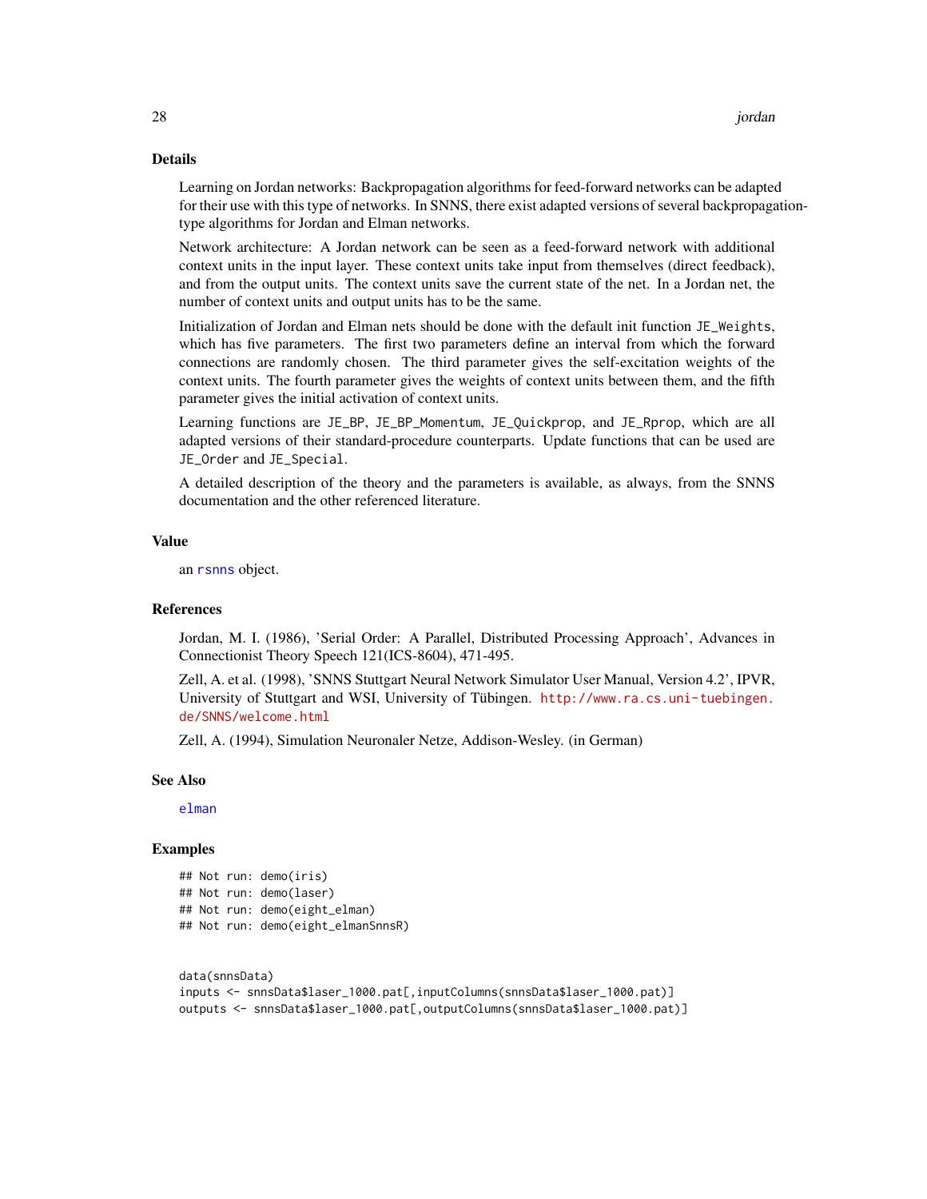## Details

Learning on Jordan networks: Backpropagation algorithms for feed-forward networks can be adapted for their use with this type of networks. In SNNS, there exist adapted versions of several backpropagation-type algorithms for Jordan and Elman networks.

Network architecture: A Jordan network can be seen as a feed-forward network with additional context units in the input layer. These context units take input from themselves (direct feedback), and from the output units. The context units save the current state of the net. In a Jordan net, the number of context units and output units has to be the same.

Initialization of Jordan and Elman nets should be done with the default init function `JE_Weights`, which has five parameters. The first two parameters define an interval from which the forward connections are randomly chosen. The third parameter gives the self-excitation weights of the context units. The fourth parameter gives the weights of context units between them, and the fifth parameter gives the initial activation of context units.

Learning functions are `JE_BP`, `JE_BP_Momentum`, `JE_Quickprop`, and `JE_Rprop`, which are all adapted versions of their standard-procedure counterparts. Update functions that can be used are `JE_Order` and `JE_Special`.

A detailed description of the theory and the parameters is available, as always, from the SNNS documentation and the other referenced literature.

## Value

an `rsnns` object.

## References

Jordan, M. I. (1986), 'Serial Order: A Parallel, Distributed Processing Approach', Advances in Connectionist Theory Speech 121(ICS-8604), 471-495.

Zell, A. et al. (1998), 'SNNS Stuttgart Neural Network Simulator User Manual, Version 4.2', IPVR, University of Stuttgart and WSI, University of Tübingen. http://www.ra.cs.uni-tuebingen.de/SNNS/welcome.html

Zell, A. (1994), Simulation Neuronaler Netze, Addison-Wesley. (in German)

## See Also

`elman`

## Examples

```
## Not run: demo(iris)
## Not run: demo(laser)
## Not run: demo(eight_elman)
## Not run: demo(eight_elmanSnnsR)


data(snnsData)
inputs <- snnsData$laser_1000.pat[,inputColumns(snnsData$laser_1000.pat)]
outputs <- snnsData$laser_1000.pat[,outputColumns(snnsData$laser_1000.pat)]
```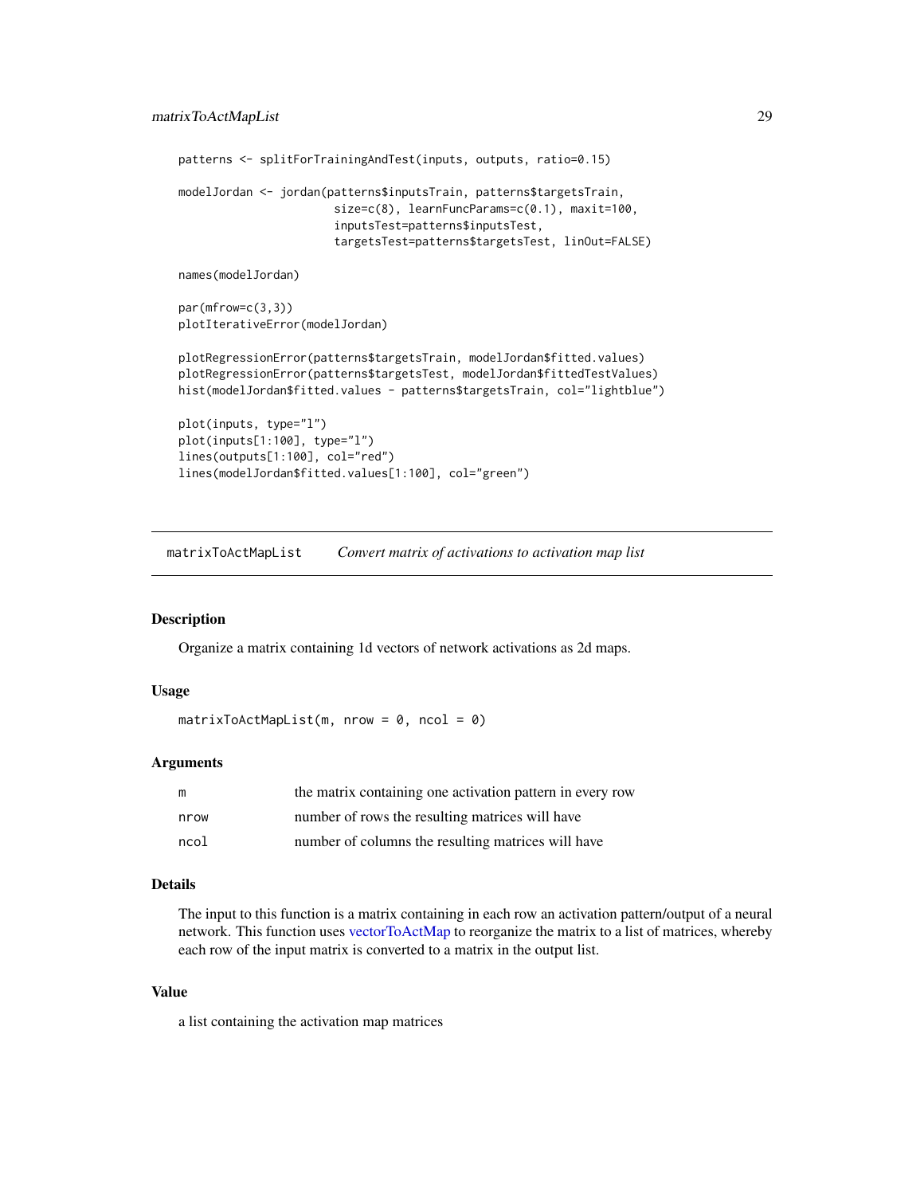```
patterns <- splitForTrainingAndTest(inputs, outputs, ratio=0.15)

modelJordan <- jordan(patterns$inputsTrain, patterns$targetsTrain,
                      size=c(8), learnFuncParams=c(0.1), maxit=100,
                      inputsTest=patterns$inputsTest,
                      targetsTest=patterns$targetsTest, linOut=FALSE)

names(modelJordan)

par(mfrow=c(3,3))
plotIterativeError(modelJordan)

plotRegressionError(patterns$targetsTrain, modelJordan$fitted.values)
plotRegressionError(patterns$targetsTest, modelJordan$fittedTestValues)
hist(modelJordan$fitted.values - patterns$targetsTrain, col="lightblue")

plot(inputs, type="l")
plot(inputs[1:100], type="l")
lines(outputs[1:100], col="red")
lines(modelJordan$fitted.values[1:100], col="green")
```

## matrixToActMapList — *Convert matrix of activations to activation map list*

### Description

Organize a matrix containing 1d vectors of network activations as 2d maps.

### Usage

```
matrixToActMapList(m, nrow = 0, ncol = 0)
```

### Arguments

| | |
|---|---|
| m | the matrix containing one activation pattern in every row |
| nrow | number of rows the resulting matrices will have |
| ncol | number of columns the resulting matrices will have |

### Details

The input to this function is a matrix containing in each row an activation pattern/output of a neural network. This function uses vectorToActMap to reorganize the matrix to a list of matrices, whereby each row of the input matrix is converted to a matrix in the output list.

### Value

a list containing the activation map matrices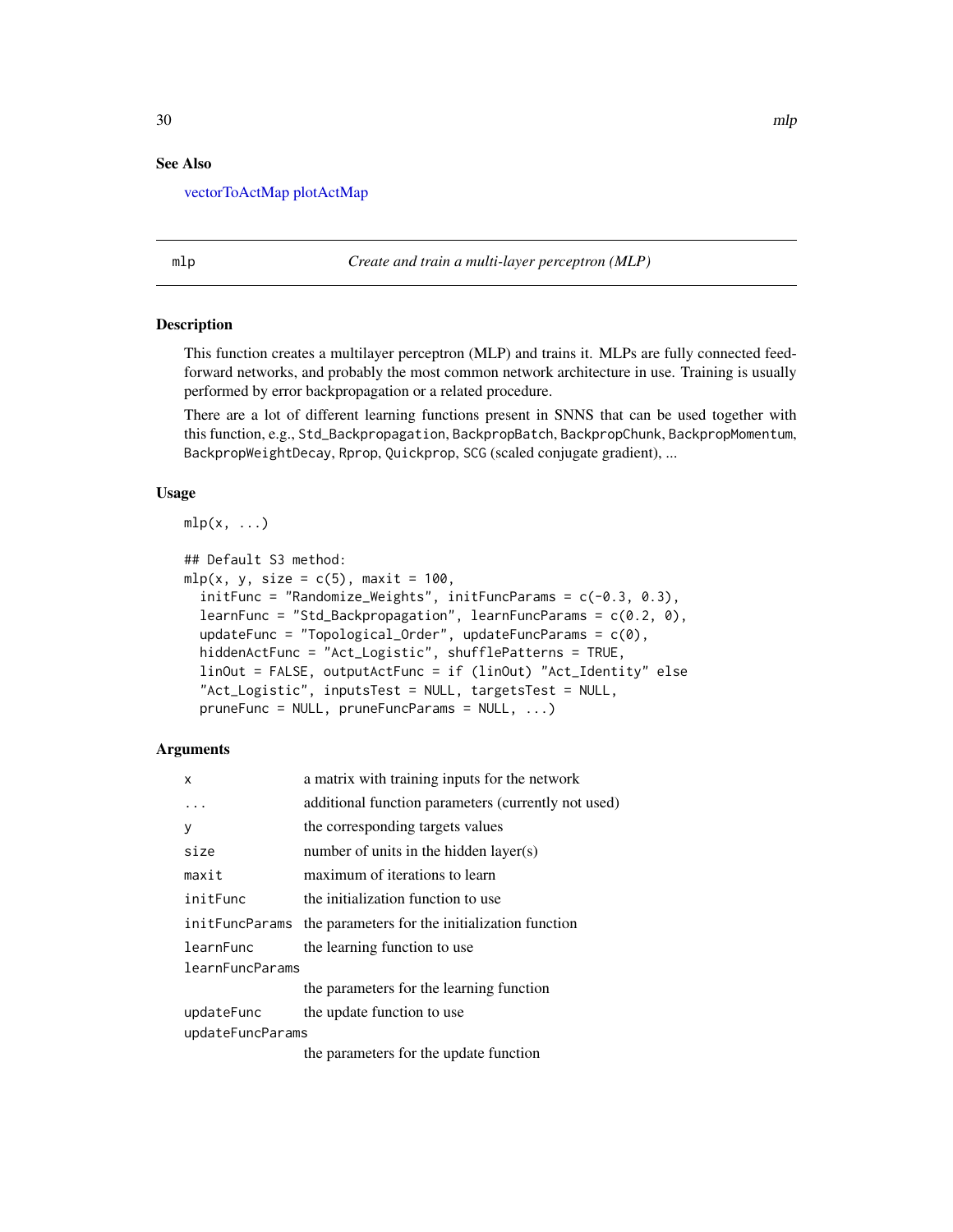## See Also

vectorToActMap plotActMap

## mlp — *Create and train a multi-layer perceptron (MLP)*

### Description

This function creates a multilayer perceptron (MLP) and trains it. MLPs are fully connected feed-forward networks, and probably the most common network architecture in use. Training is usually performed by error backpropagation or a related procedure.

There are a lot of different learning functions present in SNNS that can be used together with this function, e.g., `Std_Backpropagation`, `BackpropBatch`, `BackpropChunk`, `BackpropMomentum`, `BackpropWeightDecay`, `Rprop`, `Quickprop`, `SCG` (scaled conjugate gradient), ...

### Usage

```
mlp(x, ...)

## Default S3 method:
mlp(x, y, size = c(5), maxit = 100,
  initFunc = "Randomize_Weights", initFuncParams = c(-0.3, 0.3),
  learnFunc = "Std_Backpropagation", learnFuncParams = c(0.2, 0),
  updateFunc = "Topological_Order", updateFuncParams = c(0),
  hiddenActFunc = "Act_Logistic", shufflePatterns = TRUE,
  linOut = FALSE, outputActFunc = if (linOut) "Act_Identity" else
  "Act_Logistic", inputsTest = NULL, targetsTest = NULL,
  pruneFunc = NULL, pruneFuncParams = NULL, ...)
```

### Arguments

| | |
|---|---|
| `x` | a matrix with training inputs for the network |
| `...` | additional function parameters (currently not used) |
| `y` | the corresponding targets values |
| `size` | number of units in the hidden layer(s) |
| `maxit` | maximum of iterations to learn |
| `initFunc` | the initialization function to use |
| `initFuncParams` | the parameters for the initialization function |
| `learnFunc` | the learning function to use |
| `learnFuncParams` | the parameters for the learning function |
| `updateFunc` | the update function to use |
| `updateFuncParams` | the parameters for the update function |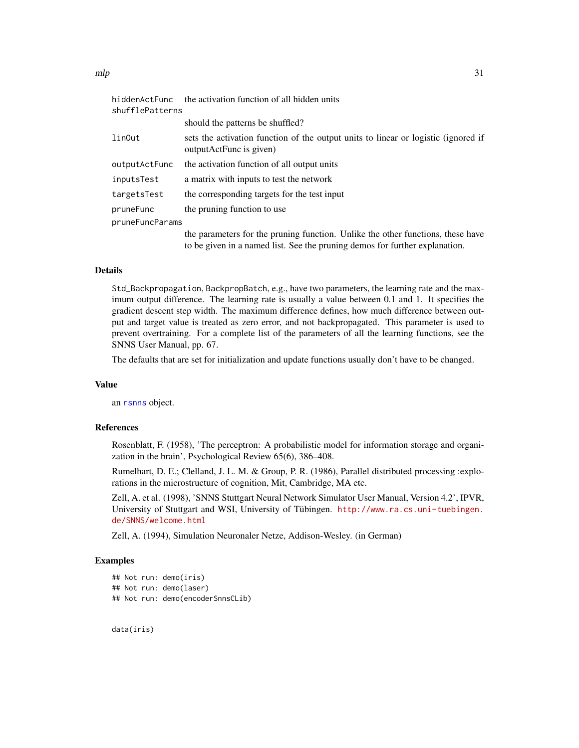| | |
|---|---|
| `hiddenActFunc` | the activation function of all hidden units |
| `shufflePatterns` | should the patterns be shuffled? |
| `linOut` | sets the activation function of the output units to linear or logistic (ignored if outputActFunc is given) |
| `outputActFunc` | the activation function of all output units |
| `inputsTest` | a matrix with inputs to test the network |
| `targetsTest` | the corresponding targets for the test input |
| `pruneFunc` | the pruning function to use |
| `pruneFuncParams` | the parameters for the pruning function. Unlike the other functions, these have to be given in a named list. See the pruning demos for further explanation. |

## Details

`Std_Backpropagation`, `BackpropBatch`, e.g., have two parameters, the learning rate and the maximum output difference. The learning rate is usually a value between 0.1 and 1. It specifies the gradient descent step width. The maximum difference defines, how much difference between output and target value is treated as zero error, and not backpropagated. This parameter is used to prevent overtraining. For a complete list of the parameters of all the learning functions, see the SNNS User Manual, pp. 67.

The defaults that are set for initialization and update functions usually don't have to be changed.

## Value

an `rsnns` object.

## References

Rosenblatt, F. (1958), 'The perceptron: A probabilistic model for information storage and organization in the brain', Psychological Review 65(6), 386–408.

Rumelhart, D. E.; Clelland, J. L. M. & Group, P. R. (1986), Parallel distributed processing :explorations in the microstructure of cognition, Mit, Cambridge, MA etc.

Zell, A. et al. (1998), 'SNNS Stuttgart Neural Network Simulator User Manual, Version 4.2', IPVR, University of Stuttgart and WSI, University of Tübingen. http://www.ra.cs.uni-tuebingen.de/SNNS/welcome.html

Zell, A. (1994), Simulation Neuronaler Netze, Addison-Wesley. (in German)

## Examples

```
## Not run: demo(iris)
## Not run: demo(laser)
## Not run: demo(encoderSnnsCLib)


data(iris)
```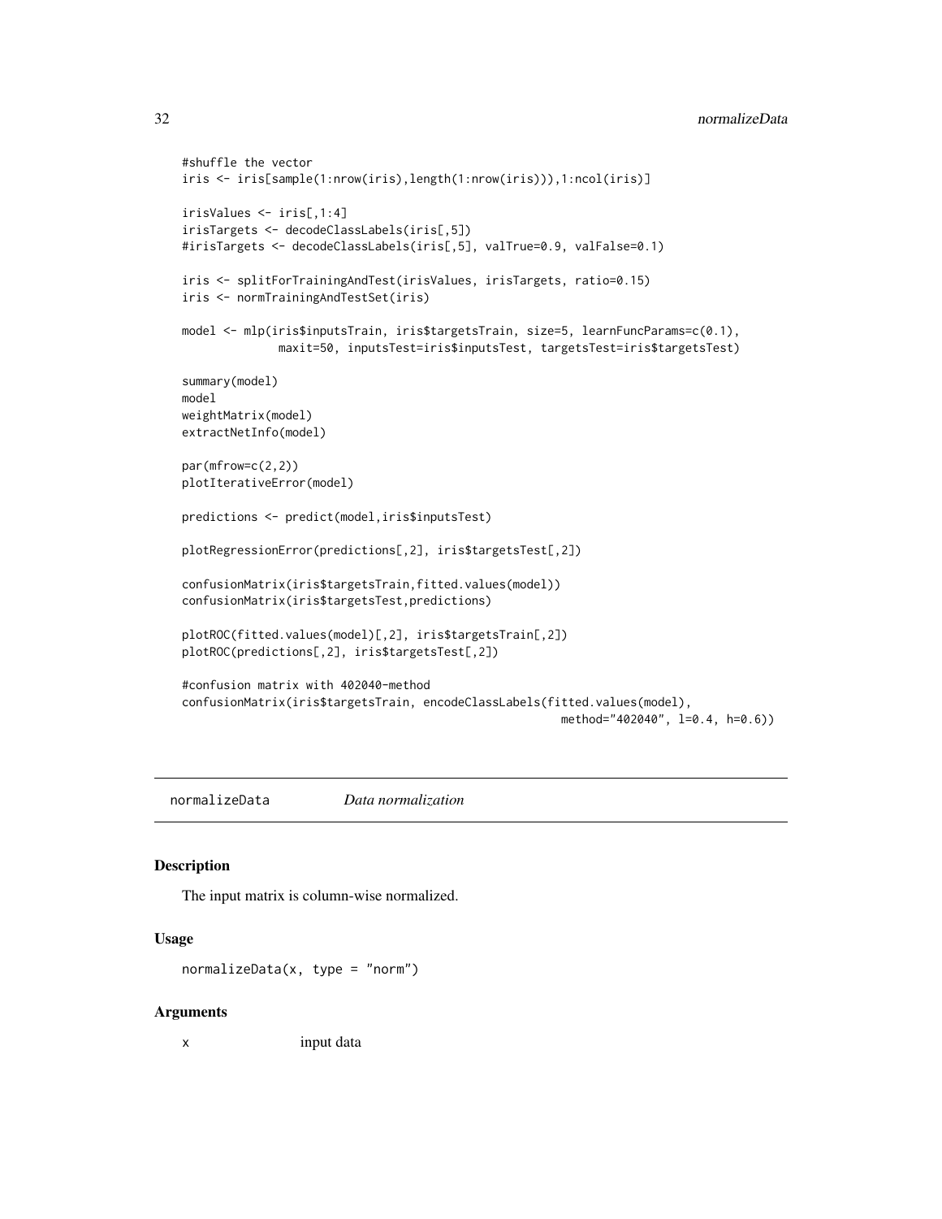```
#shuffle the vector
iris <- iris[sample(1:nrow(iris),length(1:nrow(iris))),1:ncol(iris)]

irisValues <- iris[,1:4]
irisTargets <- decodeClassLabels(iris[,5])
#irisTargets <- decodeClassLabels(iris[,5], valTrue=0.9, valFalse=0.1)

iris <- splitForTrainingAndTest(irisValues, irisTargets, ratio=0.15)
iris <- normTrainingAndTestSet(iris)

model <- mlp(iris$inputsTrain, iris$targetsTrain, size=5, learnFuncParams=c(0.1),
             maxit=50, inputsTest=iris$inputsTest, targetsTest=iris$targetsTest)

summary(model)
model
weightMatrix(model)
extractNetInfo(model)

par(mfrow=c(2,2))
plotIterativeError(model)

predictions <- predict(model,iris$inputsTest)

plotRegressionError(predictions[,2], iris$targetsTest[,2])

confusionMatrix(iris$targetsTrain,fitted.values(model))
confusionMatrix(iris$targetsTest,predictions)

plotROC(fitted.values(model)[,2], iris$targetsTrain[,2])
plotROC(predictions[,2], iris$targetsTest[,2])

#confusion matrix with 402040-method
confusionMatrix(iris$targetsTrain, encodeClassLabels(fitted.values(model),
                                                    method="402040", l=0.4, h=0.6))
```

## normalizeData *Data normalization*

### Description

The input matrix is column-wise normalized.

### Usage

```
normalizeData(x, type = "norm")
```

### Arguments

| | |
|---|---|
| x | input data |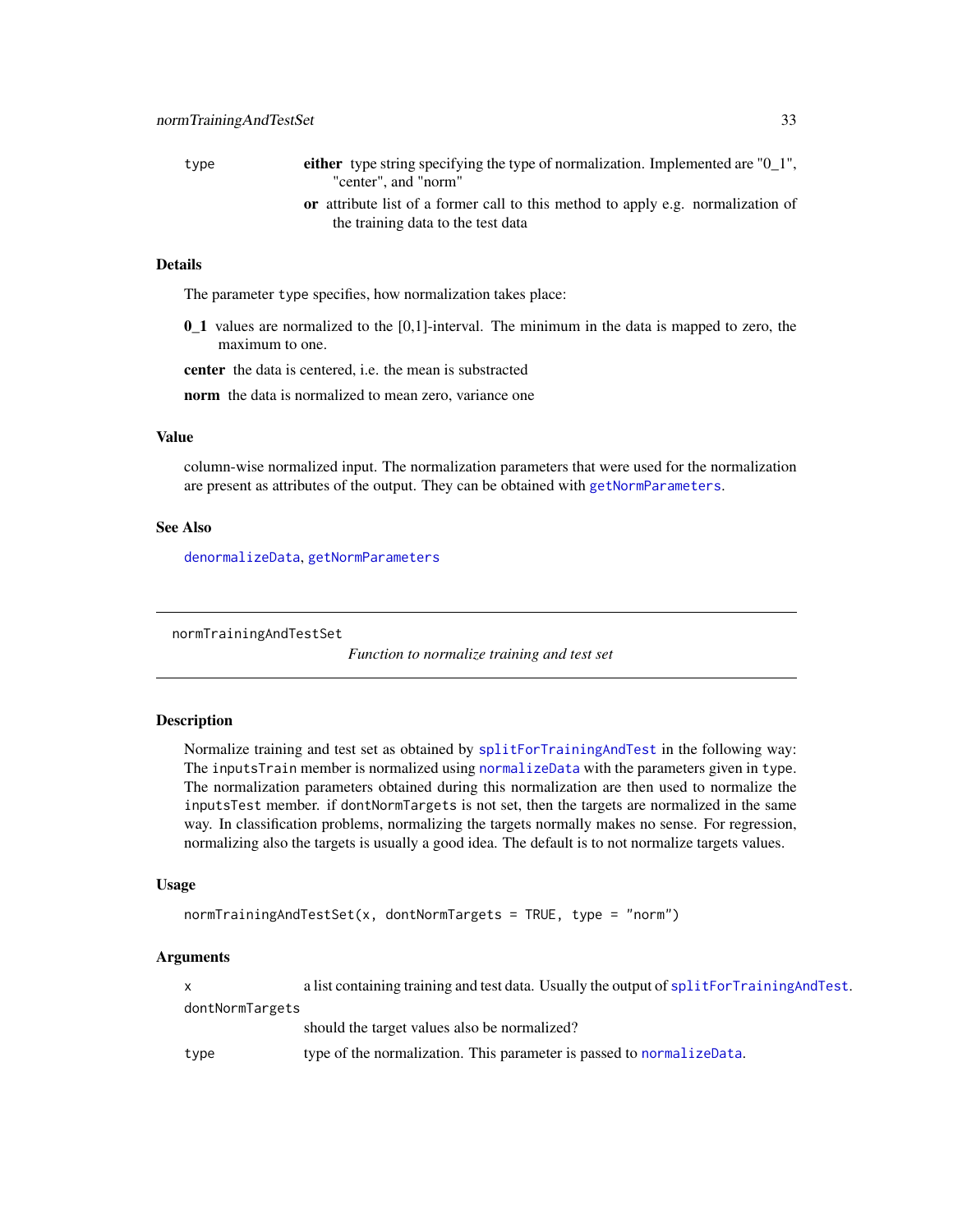type
: **either** type string specifying the type of normalization. Implemented are "0_1", "center", and "norm"

  **or** attribute list of a former call to this method to apply e.g. normalization of the training data to the test data

### Details

The parameter `type` specifies, how normalization takes place:

**0_1** values are normalized to the [0,1]-interval. The minimum in the data is mapped to zero, the maximum to one.

**center** the data is centered, i.e. the mean is substracted

**norm** the data is normalized to mean zero, variance one

### Value

column-wise normalized input. The normalization parameters that were used for the normalization are present as attributes of the output. They can be obtained with `getNormParameters`.

### See Also

`denormalizeData`, `getNormParameters`

---

## normTrainingAndTestSet

*Function to normalize training and test set*

---

### Description

Normalize training and test set as obtained by `splitForTrainingAndTest` in the following way: The `inputsTrain` member is normalized using `normalizeData` with the parameters given in `type`. The normalization parameters obtained during this normalization are then used to normalize the `inputsTest` member. if `dontNormTargets` is not set, then the targets are normalized in the same way. In classification problems, normalizing the targets normally makes no sense. For regression, normalizing also the targets is usually a good idea. The default is to not normalize targets values.

### Usage

```
normTrainingAndTestSet(x, dontNormTargets = TRUE, type = "norm")
```

### Arguments

| | |
|---|---|
| x | a list containing training and test data. Usually the output of `splitForTrainingAndTest`. |
| dontNormTargets | should the target values also be normalized? |
| type | type of the normalization. This parameter is passed to `normalizeData`. |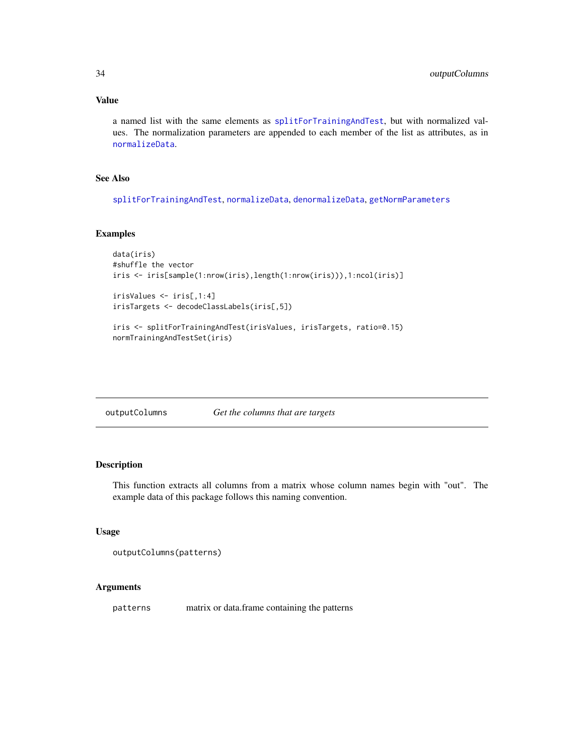### Value

a named list with the same elements as splitForTrainingAndTest, but with normalized values. The normalization parameters are appended to each member of the list as attributes, as in normalizeData.

### See Also

splitForTrainingAndTest, normalizeData, denormalizeData, getNormParameters

### Examples

```
data(iris)
#shuffle the vector
iris <- iris[sample(1:nrow(iris),length(1:nrow(iris))),1:ncol(iris)]

irisValues <- iris[,1:4]
irisTargets <- decodeClassLabels(iris[,5])

iris <- splitForTrainingAndTest(irisValues, irisTargets, ratio=0.15)
normTrainingAndTestSet(iris)
```

---

## outputColumns *Get the columns that are targets*

### Description

This function extracts all columns from a matrix whose column names begin with "out". The example data of this package follows this naming convention.

### Usage

```
outputColumns(patterns)
```

### Arguments

| | |
|---|---|
| patterns | matrix or data.frame containing the patterns |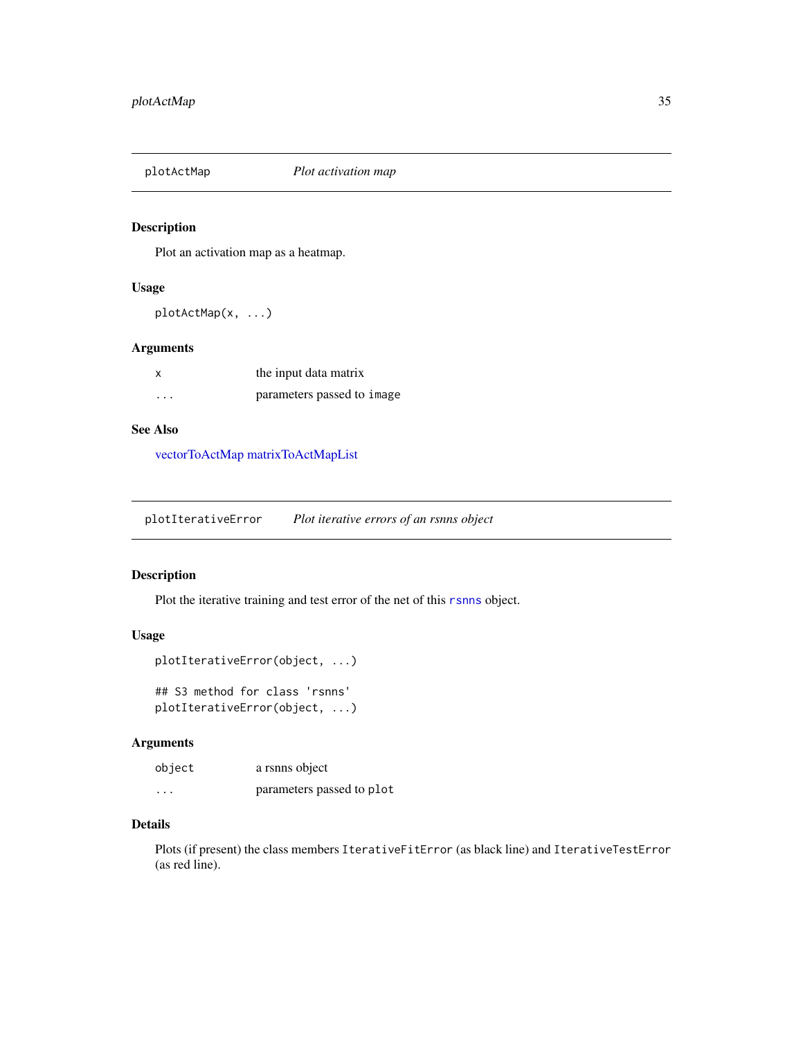## plotActMap — *Plot activation map*

### Description

Plot an activation map as a heatmap.

### Usage

```
plotActMap(x, ...)
```

### Arguments

| | |
|---|---|
| x | the input data matrix |
| ... | parameters passed to image |

### See Also

vectorToActMap matrixToActMapList

## plotIterativeError — *Plot iterative errors of an rsnns object*

### Description

Plot the iterative training and test error of the net of this rsnns object.

### Usage

```
plotIterativeError(object, ...)

## S3 method for class 'rsnns'
plotIterativeError(object, ...)
```

### Arguments

| | |
|---|---|
| object | a rsnns object |
| ... | parameters passed to plot |

### Details

Plots (if present) the class members IterativeFitError (as black line) and IterativeTestError (as red line).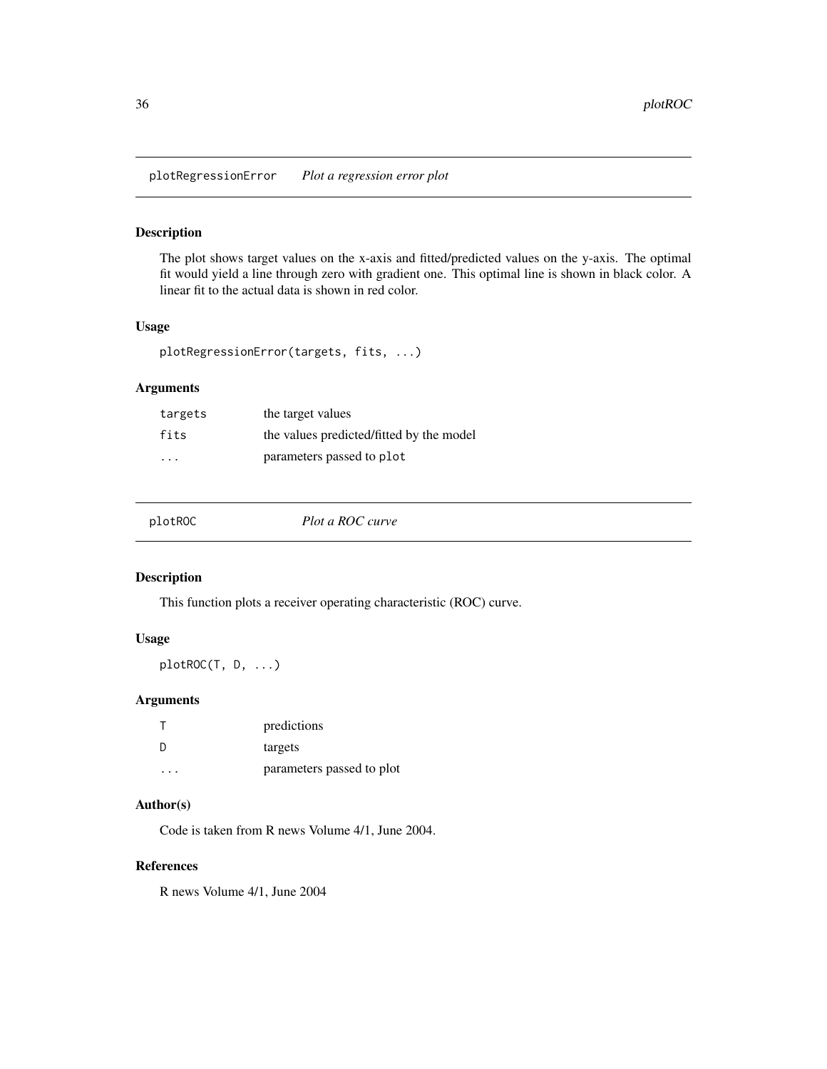## plotRegressionError *Plot a regression error plot*

### Description

The plot shows target values on the x-axis and fitted/predicted values on the y-axis. The optimal fit would yield a line through zero with gradient one. This optimal line is shown in black color. A linear fit to the actual data is shown in red color.

### Usage

```
plotRegressionError(targets, fits, ...)
```

### Arguments

| | |
|---|---|
| `targets` | the target values |
| `fits` | the values predicted/fitted by the model |
| `...` | parameters passed to `plot` |

## plotROC *Plot a ROC curve*

### Description

This function plots a receiver operating characteristic (ROC) curve.

### Usage

```
plotROC(T, D, ...)
```

### Arguments

| | |
|---|---|
| `T` | predictions |
| `D` | targets |
| `...` | parameters passed to plot |

### Author(s)

Code is taken from R news Volume 4/1, June 2004.

### References

R news Volume 4/1, June 2004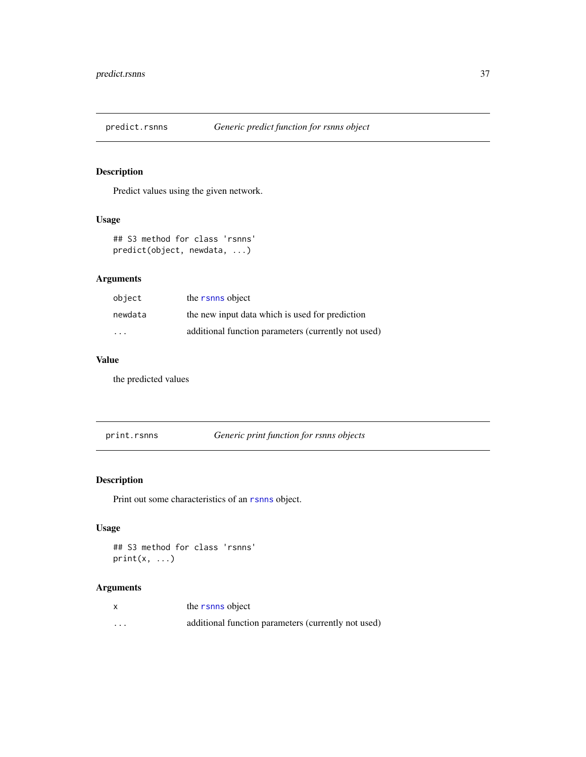## predict.rsnns — *Generic predict function for rsnns object*

### Description

Predict values using the given network.

### Usage

```
## S3 method for class 'rsnns'
predict(object, newdata, ...)
```

### Arguments

| | |
|---|---|
| object | the rsnns object |
| newdata | the new input data which is used for prediction |
| ... | additional function parameters (currently not used) |

### Value

the predicted values

## print.rsnns — *Generic print function for rsnns objects*

### Description

Print out some characteristics of an rsnns object.

### Usage

```
## S3 method for class 'rsnns'
print(x, ...)
```

### Arguments

| | |
|---|---|
| x | the rsnns object |
| ... | additional function parameters (currently not used) |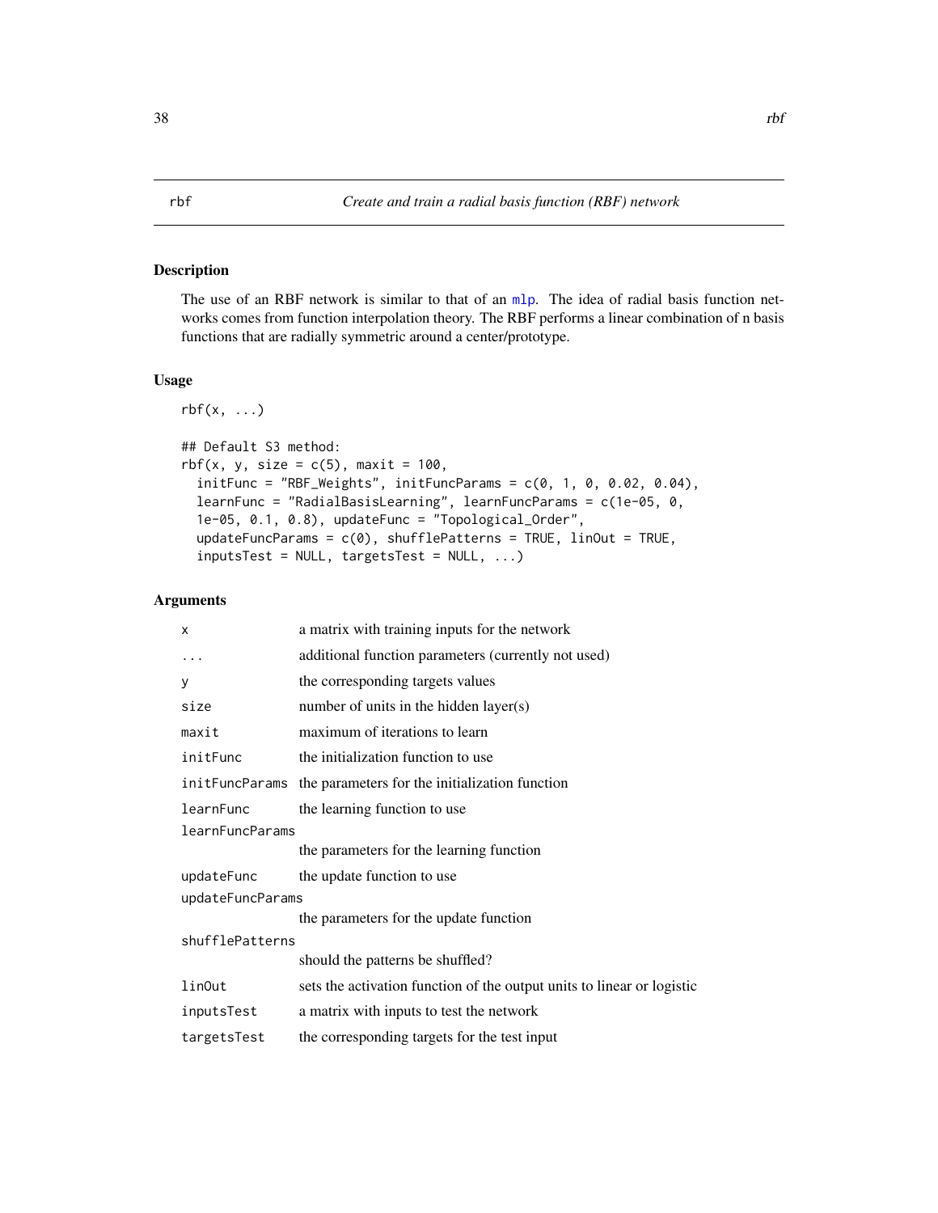# rbf — *Create and train a radial basis function (RBF) network*

## Description

The use of an RBF network is similar to that of an mlp. The idea of radial basis function networks comes from function interpolation theory. The RBF performs a linear combination of n basis functions that are radially symmetric around a center/prototype.

## Usage

```
rbf(x, ...)

## Default S3 method:
rbf(x, y, size = c(5), maxit = 100,
  initFunc = "RBF_Weights", initFuncParams = c(0, 1, 0, 0.02, 0.04),
  learnFunc = "RadialBasisLearning", learnFuncParams = c(1e-05, 0,
  1e-05, 0.1, 0.8), updateFunc = "Topological_Order",
  updateFuncParams = c(0), shufflePatterns = TRUE, linOut = TRUE,
  inputsTest = NULL, targetsTest = NULL, ...)
```

## Arguments

| Argument | Description |
|---|---|
| `x` | a matrix with training inputs for the network |
| `...` | additional function parameters (currently not used) |
| `y` | the corresponding targets values |
| `size` | number of units in the hidden layer(s) |
| `maxit` | maximum of iterations to learn |
| `initFunc` | the initialization function to use |
| `initFuncParams` | the parameters for the initialization function |
| `learnFunc` | the learning function to use |
| `learnFuncParams` | the parameters for the learning function |
| `updateFunc` | the update function to use |
| `updateFuncParams` | the parameters for the update function |
| `shufflePatterns` | should the patterns be shuffled? |
| `linOut` | sets the activation function of the output units to linear or logistic |
| `inputsTest` | a matrix with inputs to test the network |
| `targetsTest` | the corresponding targets for the test input |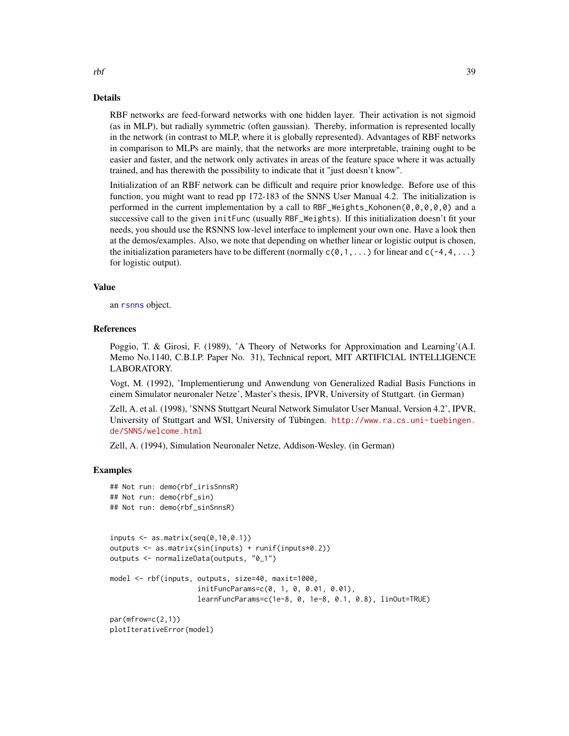### Details

RBF networks are feed-forward networks with one hidden layer. Their activation is not sigmoid (as in MLP), but radially symmetric (often gaussian). Thereby, information is represented locally in the network (in contrast to MLP, where it is globally represented). Advantages of RBF networks in comparison to MLPs are mainly, that the networks are more interpretable, training ought to be easier and faster, and the network only activates in areas of the feature space where it was actually trained, and has therewith the possibility to indicate that it "just doesn't know".

Initialization of an RBF network can be difficult and require prior knowledge. Before use of this function, you might want to read pp 172-183 of the SNNS User Manual 4.2. The initialization is performed in the current implementation by a call to `RBF_Weights_Kohonen(0,0,0,0,0)` and a successive call to the given `initFunc` (usually `RBF_Weights`). If this initialization doesn't fit your needs, you should use the RSNNS low-level interface to implement your own one. Have a look then at the demos/examples. Also, we note that depending on whether linear or logistic output is chosen, the initialization parameters have to be different (normally `c(0,1,...)` for linear and `c(-4,4,...)` for logistic output).

### Value

an rsnns object.

### References

Poggio, T. & Girosi, F. (1989), 'A Theory of Networks for Approximation and Learning'(A.I. Memo No.1140, C.B.I.P. Paper No. 31), Technical report, MIT ARTIFICIAL INTELLIGENCE LABORATORY.

Vogt, M. (1992), 'Implementierung und Anwendung von Generalized Radial Basis Functions in einem Simulator neuronaler Netze', Master's thesis, IPVR, University of Stuttgart. (in German)

Zell, A. et al. (1998), 'SNNS Stuttgart Neural Network Simulator User Manual, Version 4.2', IPVR, University of Stuttgart and WSI, University of Tübingen. http://www.ra.cs.uni-tuebingen.de/SNNS/welcome.html

Zell, A. (1994), Simulation Neuronaler Netze, Addison-Wesley. (in German)

### Examples

```
## Not run: demo(rbf_irisSnnsR)
## Not run: demo(rbf_sin)
## Not run: demo(rbf_sinSnnsR)


inputs <- as.matrix(seq(0,10,0.1))
outputs <- as.matrix(sin(inputs) + runif(inputs*0.2))
outputs <- normalizeData(outputs, "0_1")

model <- rbf(inputs, outputs, size=40, maxit=1000,
                     initFuncParams=c(0, 1, 0, 0.01, 0.01),
                     learnFuncParams=c(1e-8, 0, 1e-8, 0.1, 0.8), linOut=TRUE)

par(mfrow=c(2,1))
plotIterativeError(model)
```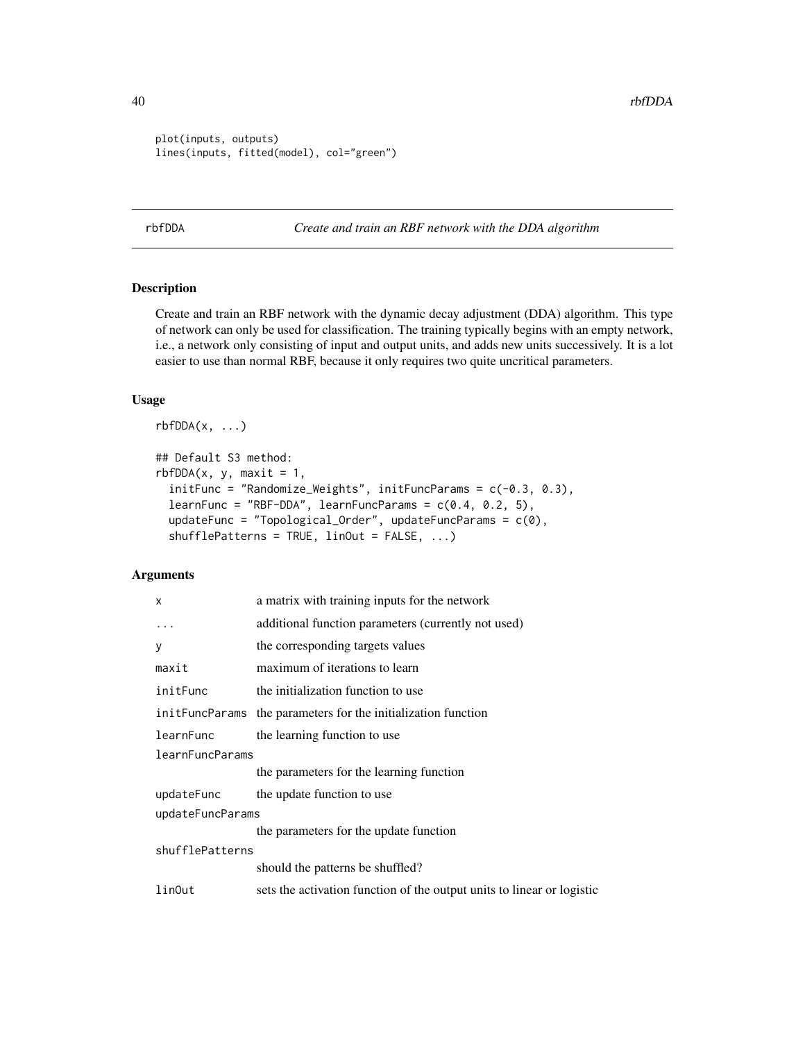```
plot(inputs, outputs)
lines(inputs, fitted(model), col="green")
```

## rbfDDA — *Create and train an RBF network with the DDA algorithm*

### Description

Create and train an RBF network with the dynamic decay adjustment (DDA) algorithm. This type of network can only be used for classification. The training typically begins with an empty network, i.e., a network only consisting of input and output units, and adds new units successively. It is a lot easier to use than normal RBF, because it only requires two quite uncritical parameters.

### Usage

```
rbfDDA(x, ...)

## Default S3 method:
rbfDDA(x, y, maxit = 1,
  initFunc = "Randomize_Weights", initFuncParams = c(-0.3, 0.3),
  learnFunc = "RBF-DDA", learnFuncParams = c(0.4, 0.2, 5),
  updateFunc = "Topological_Order", updateFuncParams = c(0),
  shufflePatterns = TRUE, linOut = FALSE, ...)
```

### Arguments

| | |
|---|---|
| `x` | a matrix with training inputs for the network |
| `...` | additional function parameters (currently not used) |
| `y` | the corresponding targets values |
| `maxit` | maximum of iterations to learn |
| `initFunc` | the initialization function to use |
| `initFuncParams` | the parameters for the initialization function |
| `learnFunc` | the learning function to use |
| `learnFuncParams` | the parameters for the learning function |
| `updateFunc` | the update function to use |
| `updateFuncParams` | the parameters for the update function |
| `shufflePatterns` | should the patterns be shuffled? |
| `linOut` | sets the activation function of the output units to linear or logistic |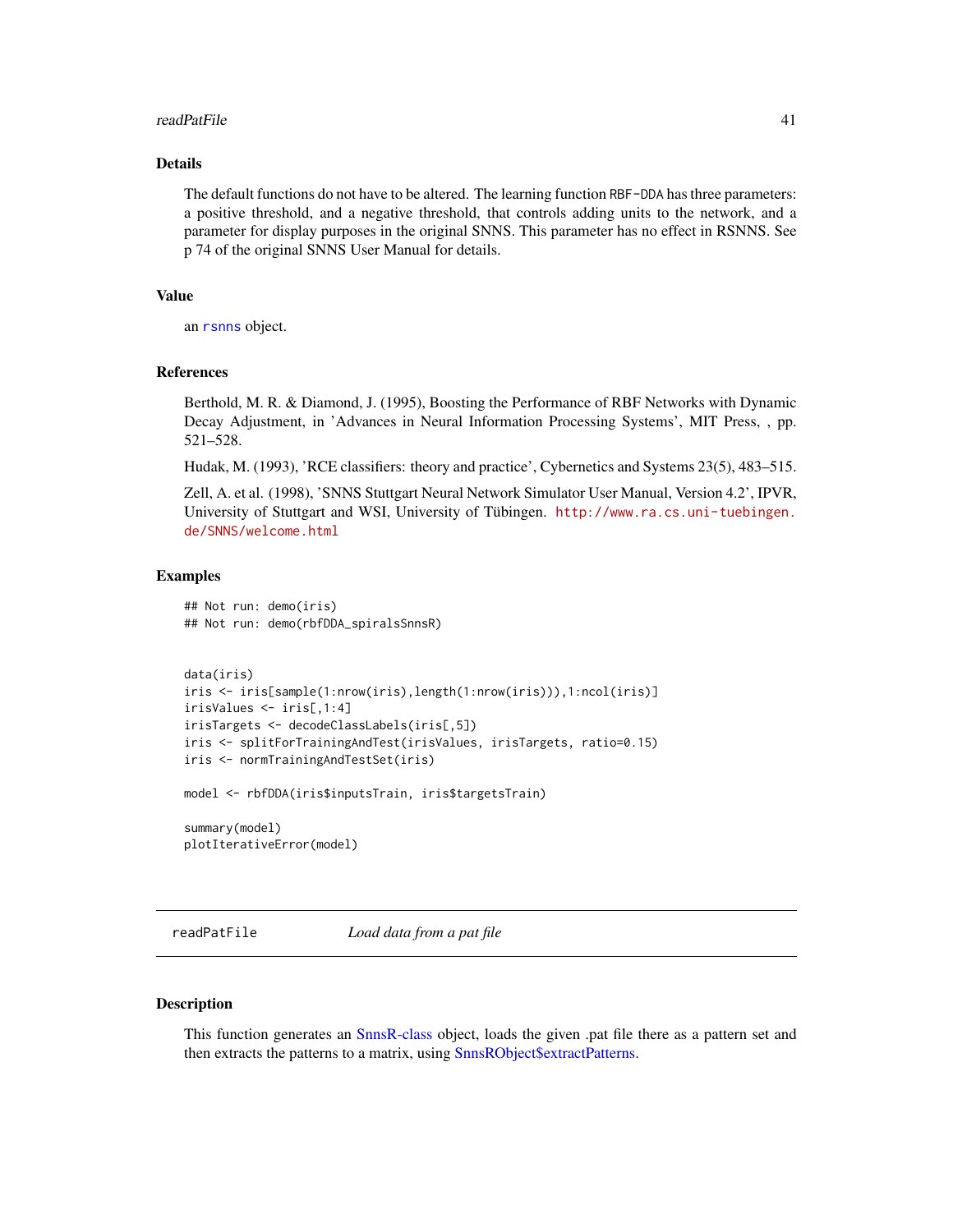### Details

The default functions do not have to be altered. The learning function `RBF-DDA` has three parameters: a positive threshold, and a negative threshold, that controls adding units to the network, and a parameter for display purposes in the original SNNS. This parameter has no effect in RSNNS. See p 74 of the original SNNS User Manual for details.

### Value

an `rsnns` object.

### References

Berthold, M. R. & Diamond, J. (1995), Boosting the Performance of RBF Networks with Dynamic Decay Adjustment, in 'Advances in Neural Information Processing Systems', MIT Press, , pp. 521–528.

Hudak, M. (1993), 'RCE classifiers: theory and practice', Cybernetics and Systems 23(5), 483–515.

Zell, A. et al. (1998), 'SNNS Stuttgart Neural Network Simulator User Manual, Version 4.2', IPVR, University of Stuttgart and WSI, University of Tübingen. http://www.ra.cs.uni-tuebingen.de/SNNS/welcome.html

### Examples

```
## Not run: demo(iris)
## Not run: demo(rbfDDA_spiralsSnnsR)


data(iris)
iris <- iris[sample(1:nrow(iris),length(1:nrow(iris))),1:ncol(iris)]
irisValues <- iris[,1:4]
irisTargets <- decodeClassLabels(iris[,5])
iris <- splitForTrainingAndTest(irisValues, irisTargets, ratio=0.15)
iris <- normTrainingAndTestSet(iris)

model <- rbfDDA(iris$inputsTrain, iris$targetsTrain)

summary(model)
plotIterativeError(model)
```

---

## readPatFile *Load data from a pat file*

### Description

This function generates an SnnsR-class object, loads the given .pat file there as a pattern set and then extracts the patterns to a matrix, using SnnsRObject$extractPatterns.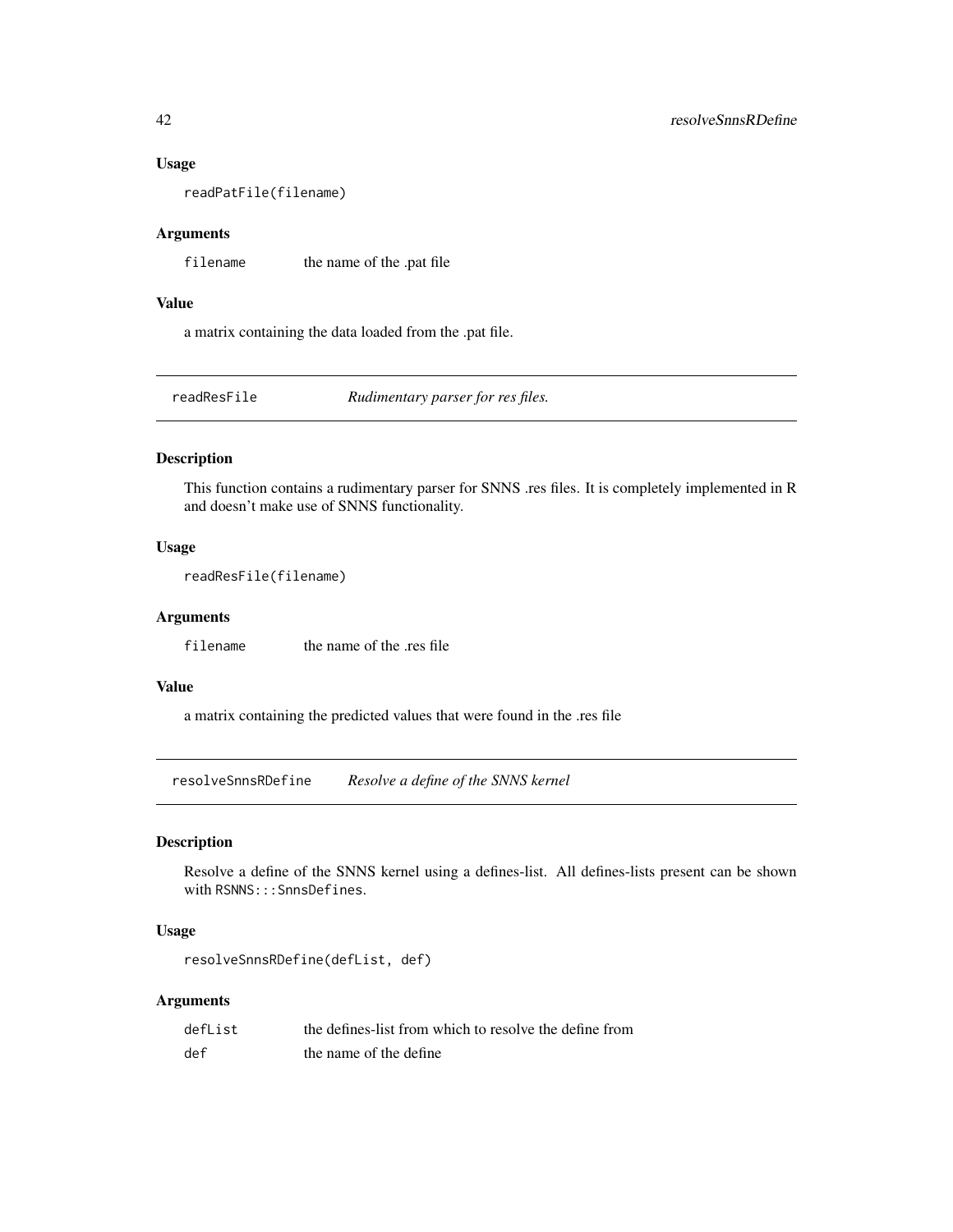### Usage

```
readPatFile(filename)
```

### Arguments

| | |
|---|---|
| filename | the name of the .pat file |

### Value

a matrix containing the data loaded from the .pat file.

---

## readResFile *Rudimentary parser for res files.*

### Description

This function contains a rudimentary parser for SNNS .res files. It is completely implemented in R and doesn't make use of SNNS functionality.

### Usage

```
readResFile(filename)
```

### Arguments

| | |
|---|---|
| filename | the name of the .res file |

### Value

a matrix containing the predicted values that were found in the .res file

---

## resolveSnnsRDefine *Resolve a define of the SNNS kernel*

### Description

Resolve a define of the SNNS kernel using a defines-list. All defines-lists present can be shown with `RSNNS:::SnnsDefines`.

### Usage

```
resolveSnnsRDefine(defList, def)
```

### Arguments

| | |
|---|---|
| defList | the defines-list from which to resolve the define from |
| def | the name of the define |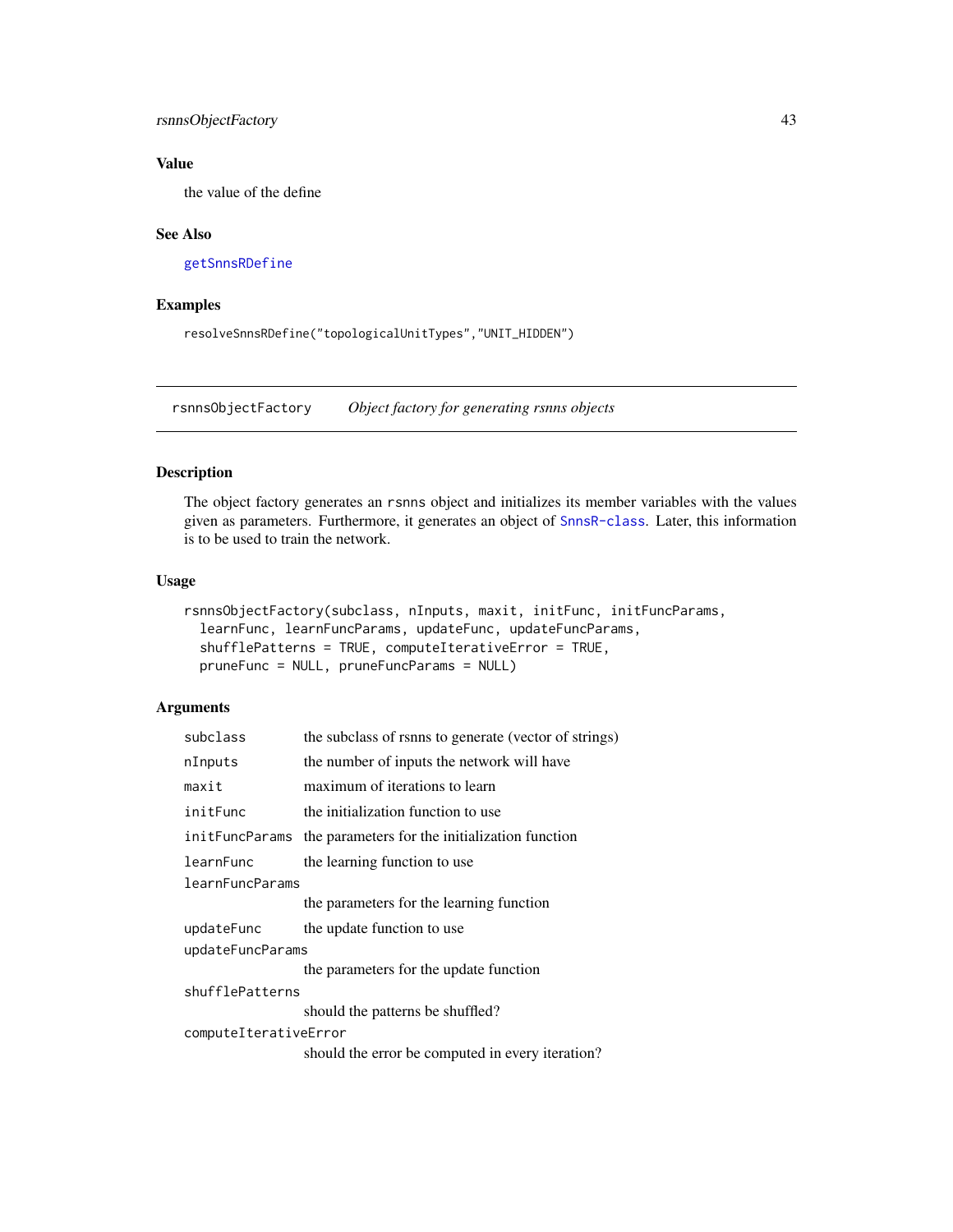## Value

the value of the define

## See Also

getSnnsRDefine

## Examples

```
resolveSnnsRDefine("topologicalUnitTypes","UNIT_HIDDEN")
```

---

# rsnnsObjectFactory    *Object factory for generating rsnns objects*

## Description

The object factory generates an rsnns object and initializes its member variables with the values given as parameters. Furthermore, it generates an object of SnnsR-class. Later, this information is to be used to train the network.

## Usage

```
rsnnsObjectFactory(subclass, nInputs, maxit, initFunc, initFuncParams,
  learnFunc, learnFuncParams, updateFunc, updateFuncParams,
  shufflePatterns = TRUE, computeIterativeError = TRUE,
  pruneFunc = NULL, pruneFuncParams = NULL)
```

## Arguments

| | |
|---|---|
| subclass | the subclass of rsnns to generate (vector of strings) |
| nInputs | the number of inputs the network will have |
| maxit | maximum of iterations to learn |
| initFunc | the initialization function to use |
| initFuncParams | the parameters for the initialization function |
| learnFunc | the learning function to use |
| learnFuncParams | the parameters for the learning function |
| updateFunc | the update function to use |
| updateFuncParams | the parameters for the update function |
| shufflePatterns | should the patterns be shuffled? |
| computeIterativeError | should the error be computed in every iteration? |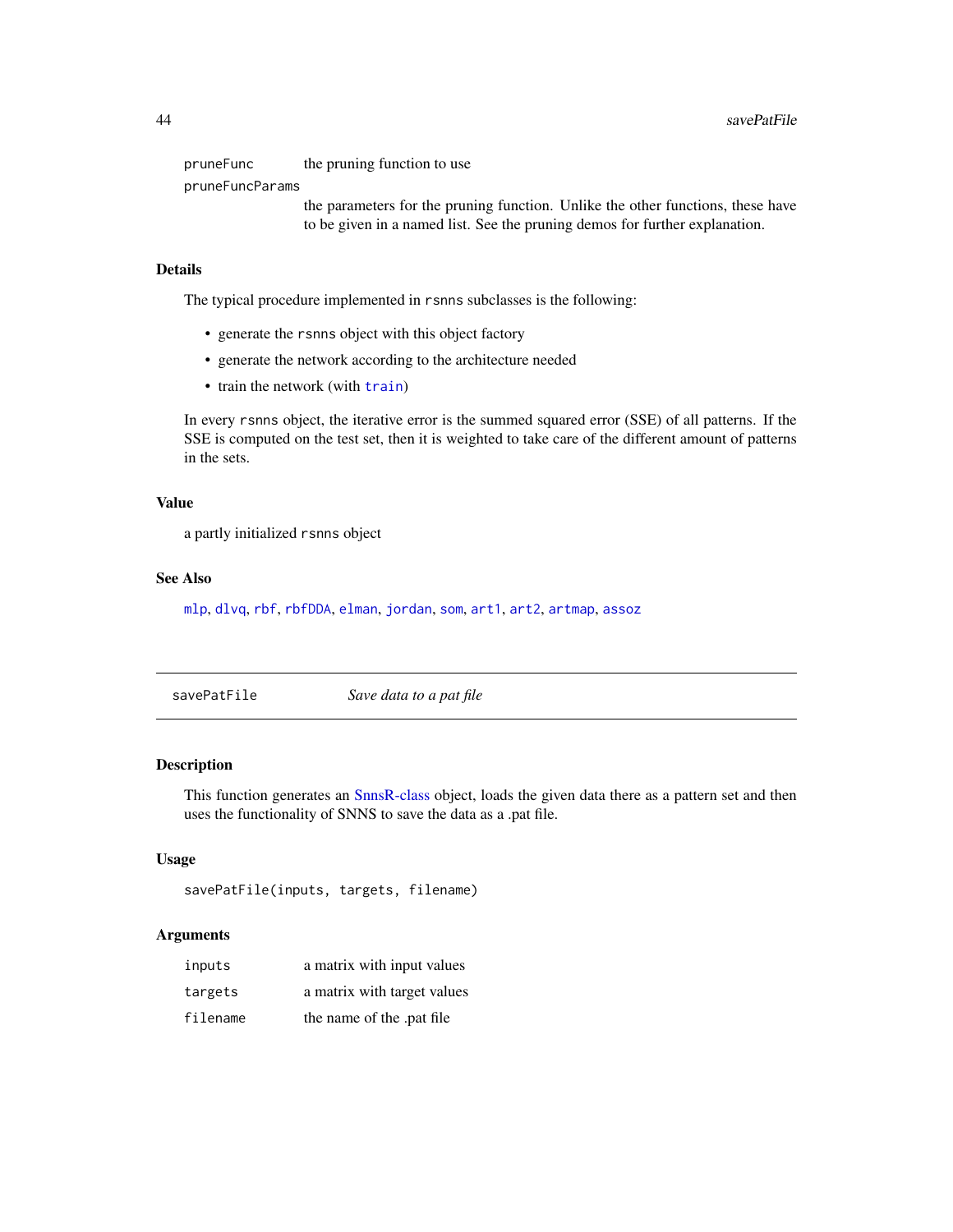pruneFunc the pruning function to use

pruneFuncParams the parameters for the pruning function. Unlike the other functions, these have to be given in a named list. See the pruning demos for further explanation.

### Details

The typical procedure implemented in `rsnns` subclasses is the following:

- generate the `rsnns` object with this object factory
- generate the network according to the architecture needed
- train the network (with `train`)

In every `rsnns` object, the iterative error is the summed squared error (SSE) of all patterns. If the SSE is computed on the test set, then it is weighted to take care of the different amount of patterns in the sets.

### Value

a partly initialized `rsnns` object

### See Also

`mlp`, `dlvq`, `rbf`, `rbfDDA`, `elman`, `jordan`, `som`, `art1`, `art2`, `artmap`, `assoz`

---

## savePatFile — *Save data to a pat file*

---

### Description

This function generates an SnnsR-class object, loads the given data there as a pattern set and then uses the functionality of SNNS to save the data as a .pat file.

### Usage

```
savePatFile(inputs, targets, filename)
```

### Arguments

| | |
|---|---|
| inputs | a matrix with input values |
| targets | a matrix with target values |
| filename | the name of the .pat file |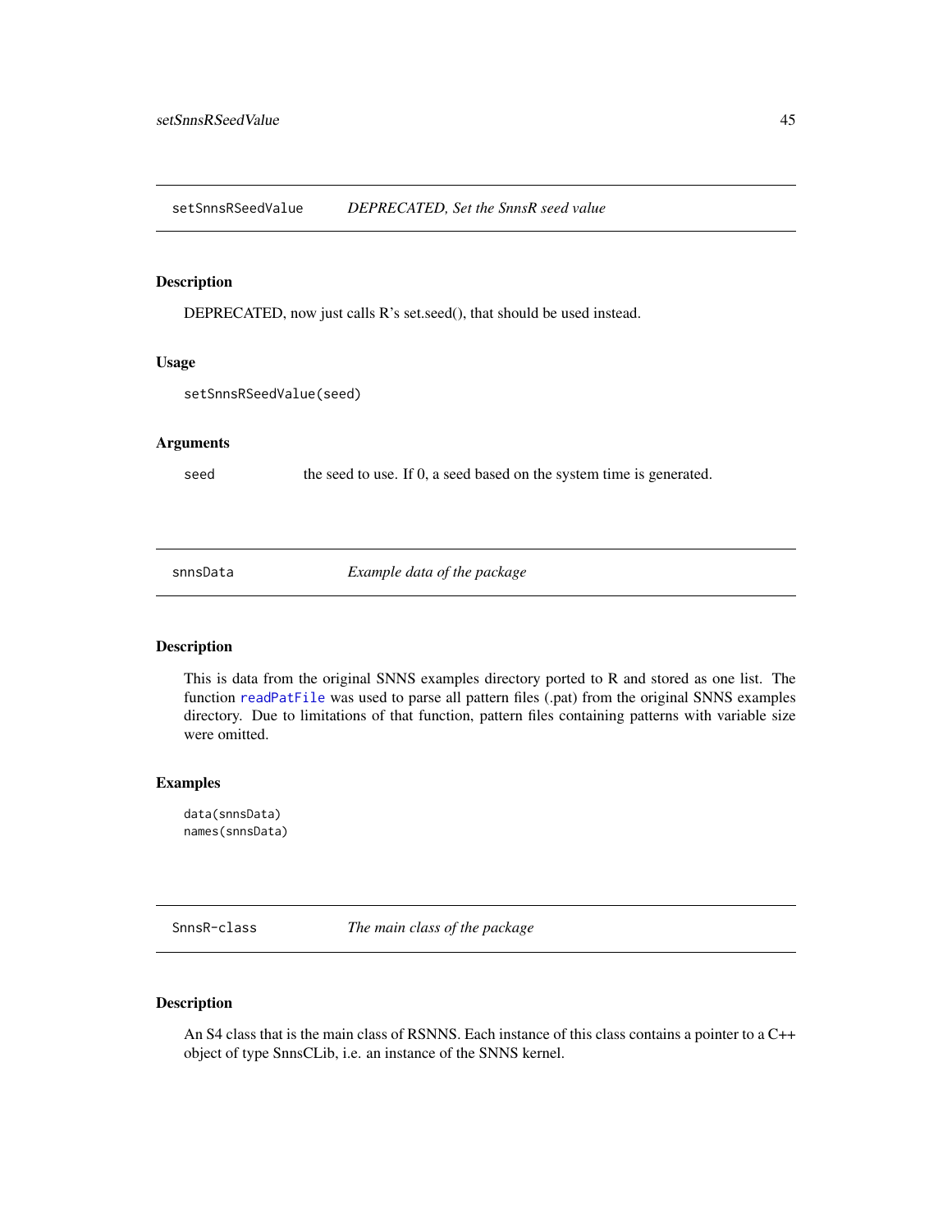## setSnnsRSeedValue — *DEPRECATED, Set the SnnsR seed value*

### Description

DEPRECATED, now just calls R's set.seed(), that should be used instead.

### Usage

```
setSnnsRSeedValue(seed)
```

### Arguments

seed — the seed to use. If 0, a seed based on the system time is generated.

## snnsData — *Example data of the package*

### Description

This is data from the original SNNS examples directory ported to R and stored as one list. The function readPatFile was used to parse all pattern files (.pat) from the original SNNS examples directory. Due to limitations of that function, pattern files containing patterns with variable size were omitted.

### Examples

```
data(snnsData)
names(snnsData)
```

## SnnsR-class — *The main class of the package*

### Description

An S4 class that is the main class of RSNNS. Each instance of this class contains a pointer to a C++ object of type SnnsCLib, i.e. an instance of the SNNS kernel.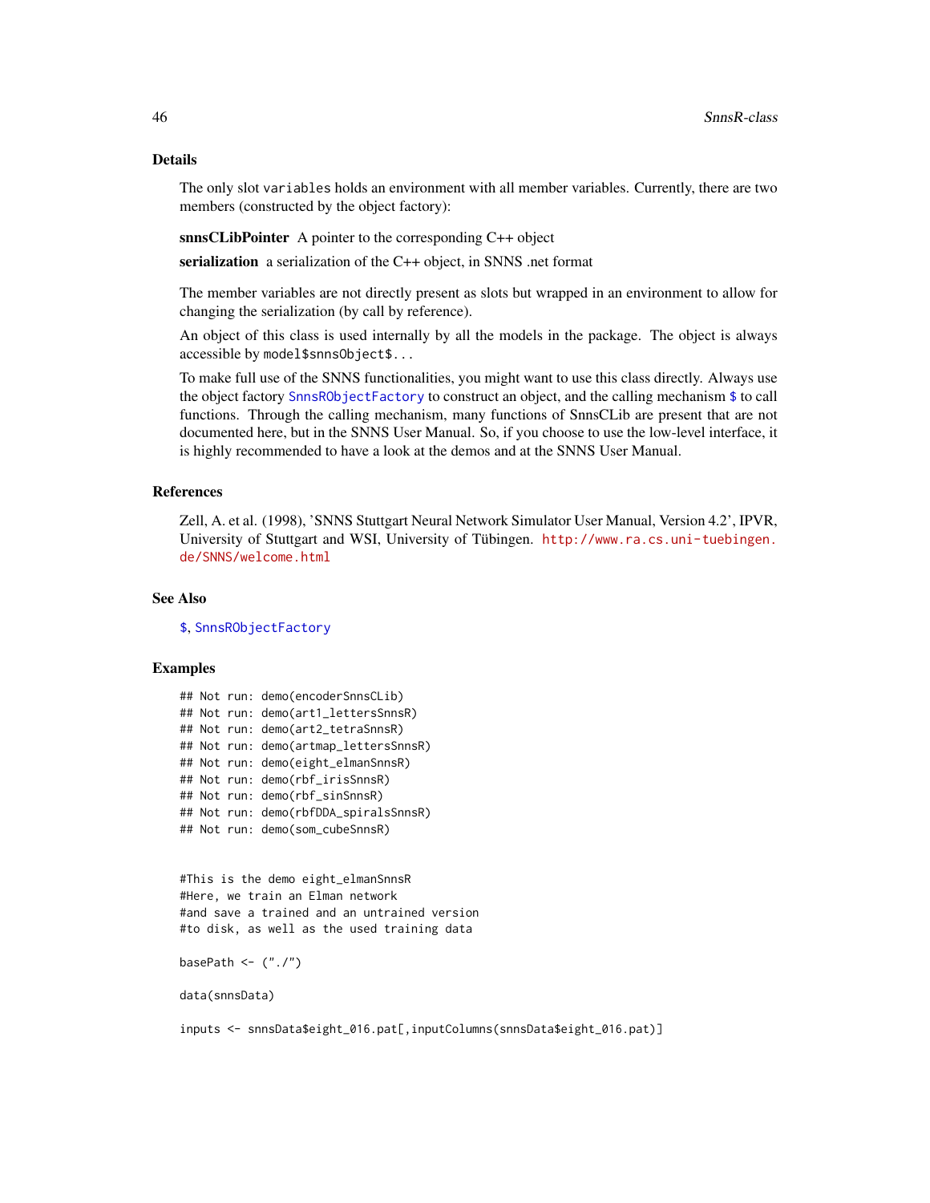## Details

The only slot `variables` holds an environment with all member variables. Currently, there are two members (constructed by the object factory):

**snnsCLibPointer** A pointer to the corresponding C++ object

**serialization** a serialization of the C++ object, in SNNS .net format

The member variables are not directly present as slots but wrapped in an environment to allow for changing the serialization (by call by reference).

An object of this class is used internally by all the models in the package. The object is always accessible by `model$snnsObject$...`

To make full use of the SNNS functionalities, you might want to use this class directly. Always use the object factory `SnnsRObjectFactory` to construct an object, and the calling mechanism `$` to call functions. Through the calling mechanism, many functions of SnnsCLib are present that are not documented here, but in the SNNS User Manual. So, if you choose to use the low-level interface, it is highly recommended to have a look at the demos and at the SNNS User Manual.

## References

Zell, A. et al. (1998), 'SNNS Stuttgart Neural Network Simulator User Manual, Version 4.2', IPVR, University of Stuttgart and WSI, University of Tübingen. http://www.ra.cs.uni-tuebingen.de/SNNS/welcome.html

## See Also

`$`, `SnnsRObjectFactory`

## Examples

```
## Not run: demo(encoderSnnsCLib)
## Not run: demo(art1_lettersSnnsR)
## Not run: demo(art2_tetraSnnsR)
## Not run: demo(artmap_lettersSnnsR)
## Not run: demo(eight_elmanSnnsR)
## Not run: demo(rbf_irisSnnsR)
## Not run: demo(rbf_sinSnnsR)
## Not run: demo(rbfDDA_spiralsSnnsR)
## Not run: demo(som_cubeSnnsR)


#This is the demo eight_elmanSnnsR
#Here, we train an Elman network
#and save a trained and an untrained version
#to disk, as well as the used training data

basePath <- ("./")

data(snnsData)

inputs <- snnsData$eight_016.pat[,inputColumns(snnsData$eight_016.pat)]
```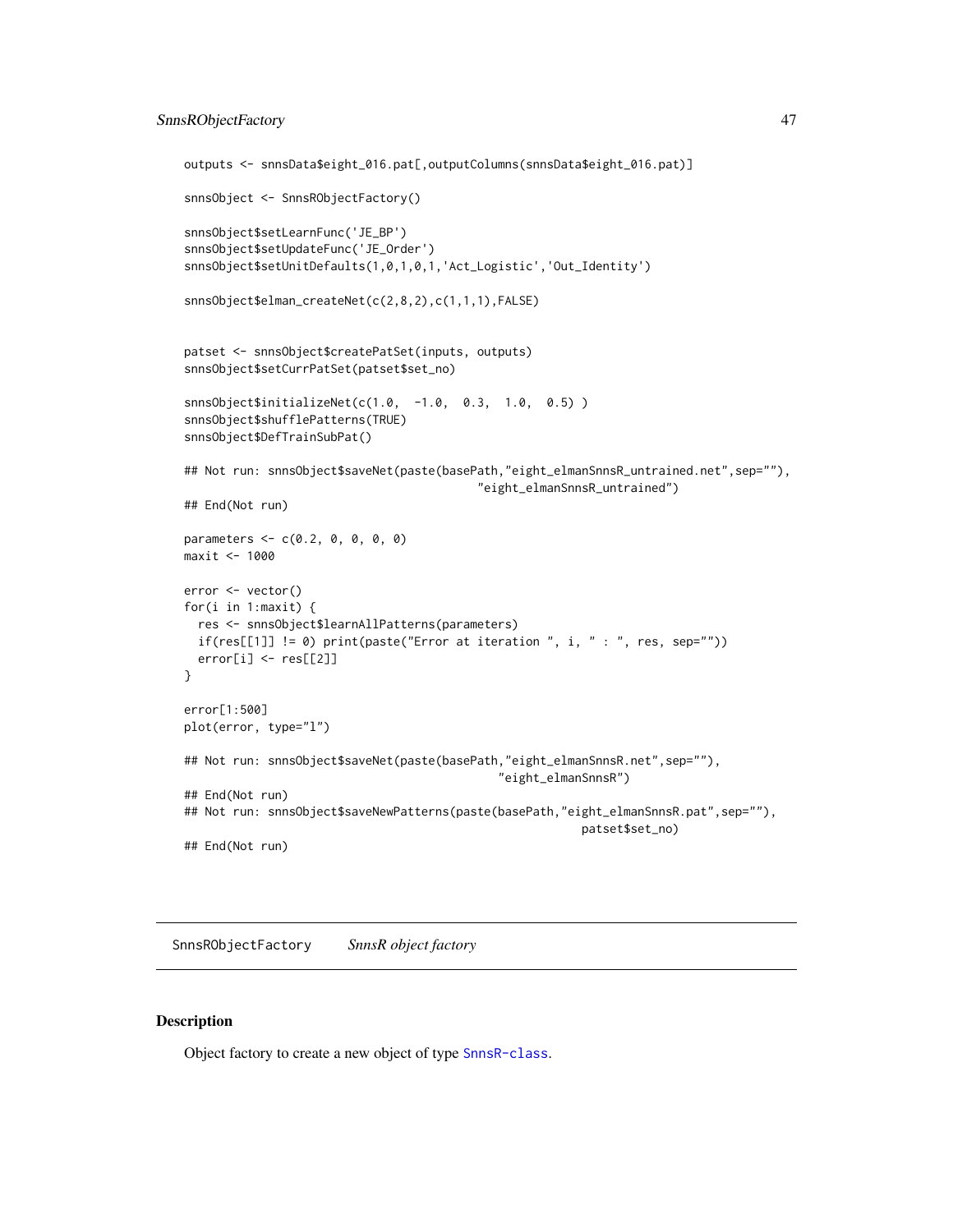```
outputs <- snnsData$eight_016.pat[,outputColumns(snnsData$eight_016.pat)]

snnsObject <- SnnsRObjectFactory()

snnsObject$setLearnFunc('JE_BP')
snnsObject$setUpdateFunc('JE_Order')
snnsObject$setUnitDefaults(1,0,1,0,1,'Act_Logistic','Out_Identity')

snnsObject$elman_createNet(c(2,8,2),c(1,1,1),FALSE)


patset <- snnsObject$createPatSet(inputs, outputs)
snnsObject$setCurrPatSet(patset$set_no)

snnsObject$initializeNet(c(1.0,  -1.0,  0.3,  1.0,  0.5) )
snnsObject$shufflePatterns(TRUE)
snnsObject$DefTrainSubPat()

## Not run: snnsObject$saveNet(paste(basePath,"eight_elmanSnnsR_untrained.net",sep=""),
                                          "eight_elmanSnnsR_untrained")
## End(Not run)

parameters <- c(0.2, 0, 0, 0, 0)
maxit <- 1000

error <- vector()
for(i in 1:maxit) {
  res <- snnsObject$learnAllPatterns(parameters)
  if(res[[1]] != 0) print(paste("Error at iteration ", i, " : ", res, sep=""))
  error[i] <- res[[2]]
}

error[1:500]
plot(error, type="l")

## Not run: snnsObject$saveNet(paste(basePath,"eight_elmanSnnsR.net",sep=""),
                                             "eight_elmanSnnsR")
## End(Not run)
## Not run: snnsObject$saveNewPatterns(paste(basePath,"eight_elmanSnnsR.pat",sep=""),
                                                         patset$set_no)
## End(Not run)
```

---

SnnsRObjectFactory *SnnsR object factory*

---

## Description

Object factory to create a new object of type SnnsR-class.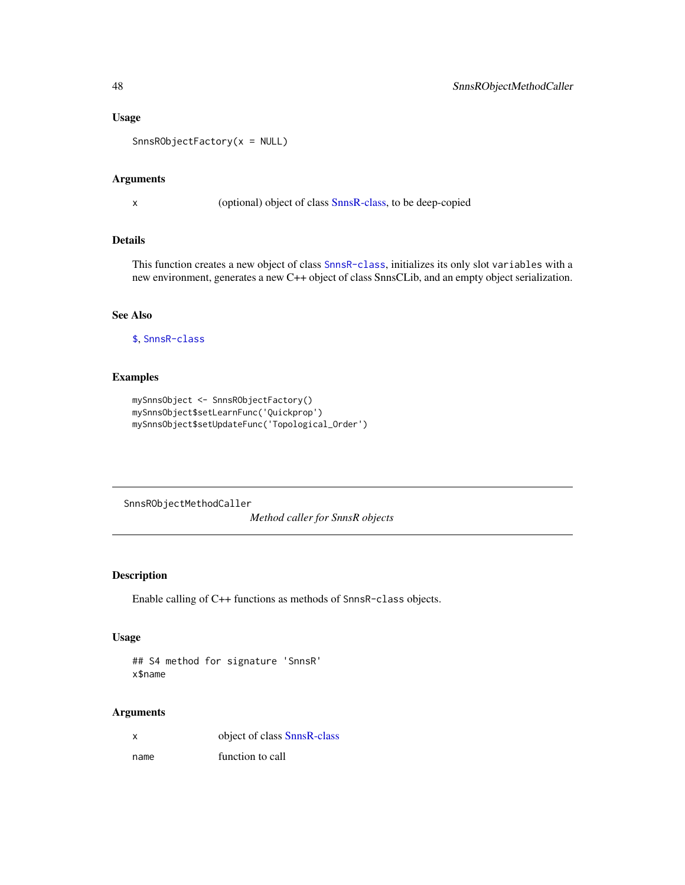### Usage

```
SnnsRObjectFactory(x = NULL)
```

### Arguments

| | |
|---|---|
| x | (optional) object of class SnnsR-class, to be deep-copied |

### Details

This function creates a new object of class `SnnsR-class`, initializes its only slot `variables` with a new environment, generates a new C++ object of class SnnsCLib, and an empty object serialization.

### See Also

`$`, `SnnsR-class`

### Examples

```
mySnnsObject <- SnnsRObjectFactory()
mySnnsObject$setLearnFunc('Quickprop')
mySnnsObject$setUpdateFunc('Topological_Order')
```

---

## SnnsRObjectMethodCaller

*Method caller for SnnsR objects*

---

### Description

Enable calling of C++ functions as methods of `SnnsR-class` objects.

### Usage

```
## S4 method for signature 'SnnsR'
x$name
```

### Arguments

| | |
|---|---|
| x | object of class SnnsR-class |
| name | function to call |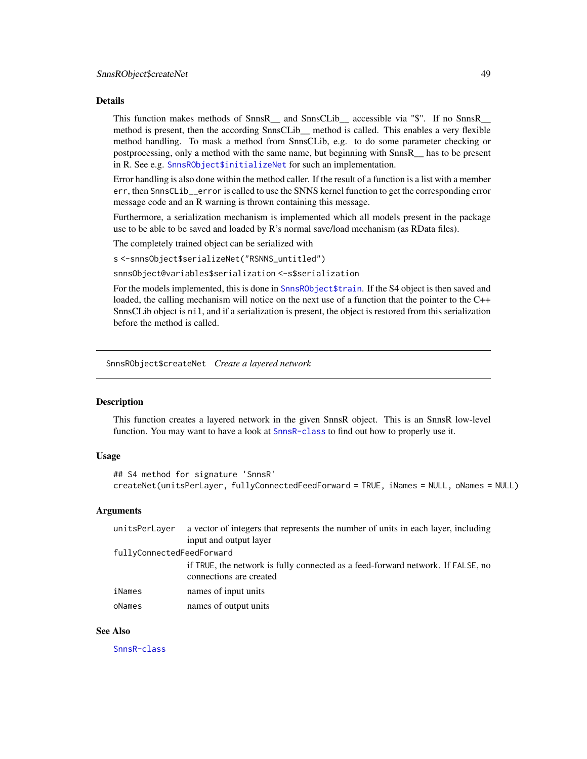### Details

This function makes methods of SnnsR__ and SnnsCLib__ accessible via "$". If no SnnsR__ method is present, then the according SnnsCLib__ method is called. This enables a very flexible method handling. To mask a method from SnnsCLib, e.g. to do some parameter checking or postprocessing, only a method with the same name, but beginning with SnnsR__ has to be present in R. See e.g. `SnnsRObject$initializeNet` for such an implementation.

Error handling is also done within the method caller. If the result of a function is a list with a member `err`, then `SnnsCLib__error` is called to use the SNNS kernel function to get the corresponding error message code and an R warning is thrown containing this message.

Furthermore, a serialization mechanism is implemented which all models present in the package use to be able to be saved and loaded by R's normal save/load mechanism (as RData files).

The completely trained object can be serialized with

`s <-snnsObject$serializeNet("RSNNS_untitled")`

`snnsObject@variables$serialization <-s$serialization`

For the models implemented, this is done in `SnnsRObject$train`. If the S4 object is then saved and loaded, the calling mechanism will notice on the next use of a function that the pointer to the C++ SnnsCLib object is `nil`, and if a serialization is present, the object is restored from this serialization before the method is called.

---

## SnnsRObject$createNet *Create a layered network*

### Description

This function creates a layered network in the given SnnsR object. This is an SnnsR low-level function. You may want to have a look at `SnnsR-class` to find out how to properly use it.

### Usage

```
## S4 method for signature 'SnnsR'
createNet(unitsPerLayer, fullyConnectedFeedForward = TRUE, iNames = NULL, oNames = NULL)
```

### Arguments

| | |
|---|---|
| `unitsPerLayer` | a vector of integers that represents the number of units in each layer, including input and output layer |
| `fullyConnectedFeedForward` | if `TRUE`, the network is fully connected as a feed-forward network. If `FALSE`, no connections are created |
| `iNames` | names of input units |
| `oNames` | names of output units |

### See Also

`SnnsR-class`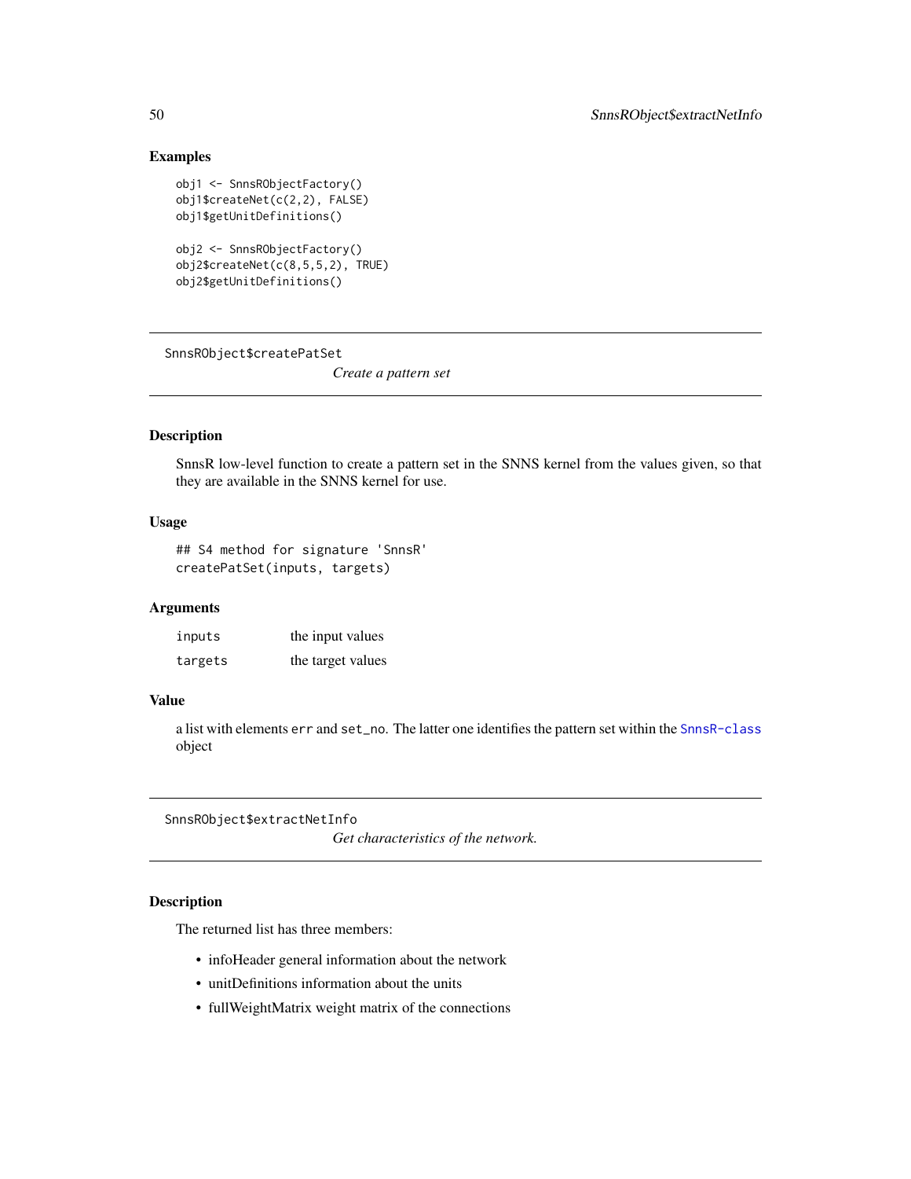### Examples

```
obj1 <- SnnsRObjectFactory()
obj1$createNet(c(2,2), FALSE)
obj1$getUnitDefinitions()

obj2 <- SnnsRObjectFactory()
obj2$createNet(c(8,5,5,2), TRUE)
obj2$getUnitDefinitions()
```

---

## SnnsRObject$createPatSet — *Create a pattern set*

### Description

SnnsR low-level function to create a pattern set in the SNNS kernel from the values given, so that they are available in the SNNS kernel for use.

### Usage

```
## S4 method for signature 'SnnsR'
createPatSet(inputs, targets)
```

### Arguments

| | |
|---|---|
| inputs | the input values |
| targets | the target values |

### Value

a list with elements err and set_no. The latter one identifies the pattern set within the SnnsR-class object

---

## SnnsRObject$extractNetInfo — *Get characteristics of the network.*

### Description

The returned list has three members:

- infoHeader general information about the network
- unitDefinitions information about the units
- fullWeightMatrix weight matrix of the connections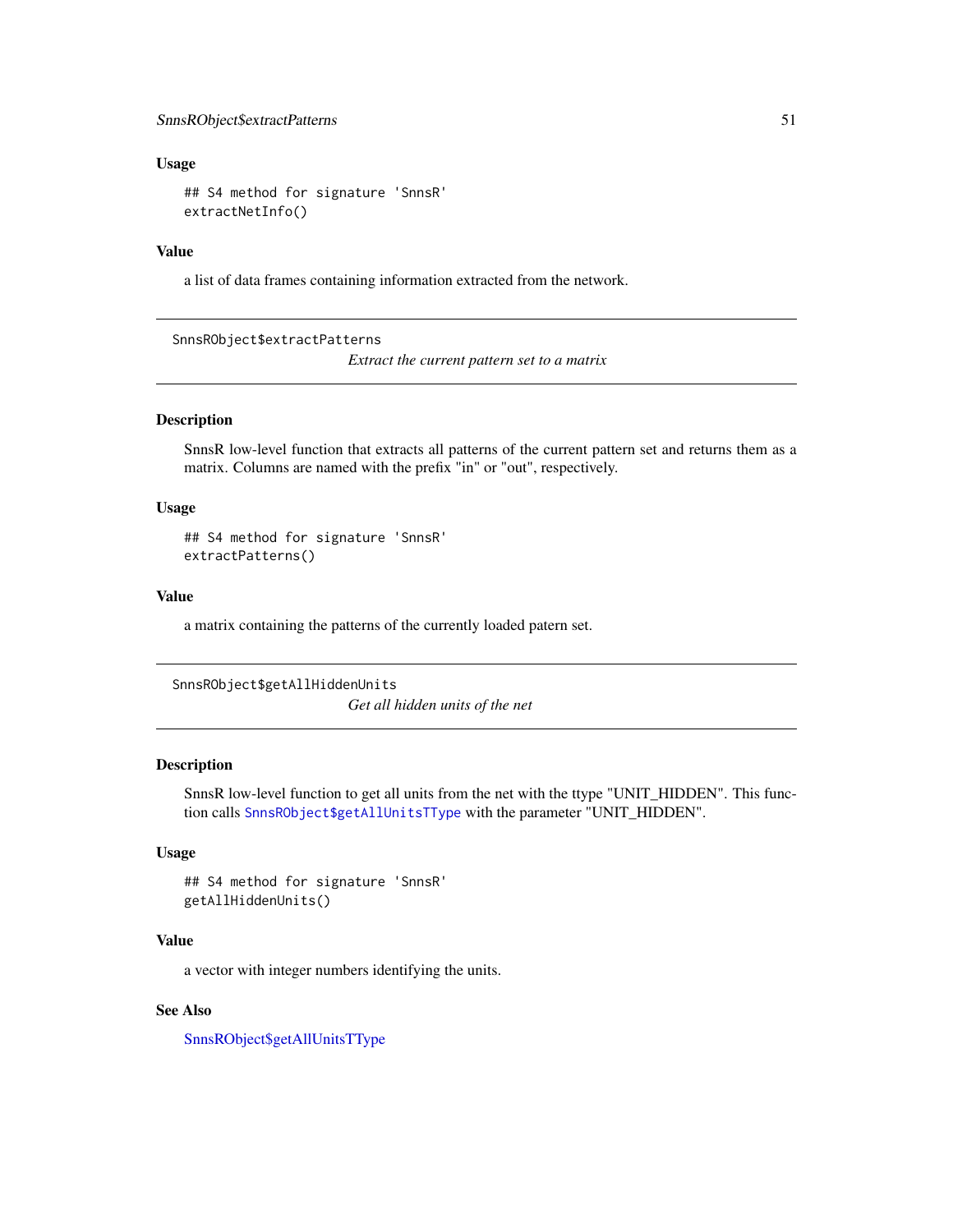### Usage

```
## S4 method for signature 'SnnsR'
extractNetInfo()
```

### Value

a list of data frames containing information extracted from the network.

---

## SnnsRObject$extractPatterns

*Extract the current pattern set to a matrix*

---

### Description

SnnsR low-level function that extracts all patterns of the current pattern set and returns them as a matrix. Columns are named with the prefix "in" or "out", respectively.

### Usage

```
## S4 method for signature 'SnnsR'
extractPatterns()
```

### Value

a matrix containing the patterns of the currently loaded patern set.

---

## SnnsRObject$getAllHiddenUnits

*Get all hidden units of the net*

---

### Description

SnnsR low-level function to get all units from the net with the ttype "UNIT_HIDDEN". This function calls `SnnsRObject$getAllUnitsTType` with the parameter "UNIT_HIDDEN".

### Usage

```
## S4 method for signature 'SnnsR'
getAllHiddenUnits()
```

### Value

a vector with integer numbers identifying the units.

### See Also

SnnsRObject$getAllUnitsTType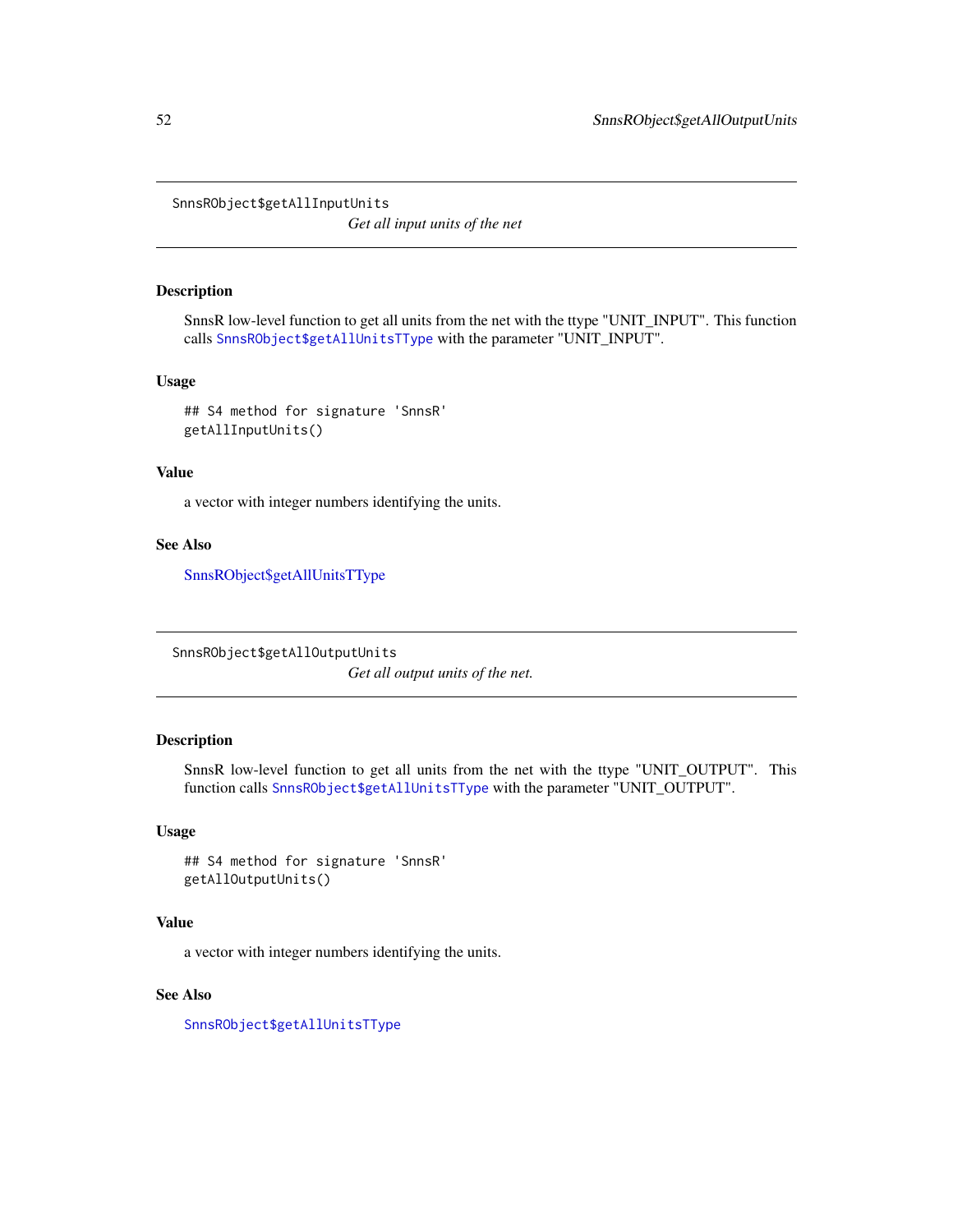## SnnsRObject$getAllInputUnits

*Get all input units of the net*

### Description

SnnsR low-level function to get all units from the net with the ttype "UNIT_INPUT". This function calls `SnnsRObject$getAllUnitsTType` with the parameter "UNIT_INPUT".

### Usage

```
## S4 method for signature 'SnnsR'
getAllInputUnits()
```

### Value

a vector with integer numbers identifying the units.

### See Also

SnnsRObject$getAllUnitsTType

## SnnsRObject$getAllOutputUnits

*Get all output units of the net.*

### Description

SnnsR low-level function to get all units from the net with the ttype "UNIT_OUTPUT". This function calls `SnnsRObject$getAllUnitsTType` with the parameter "UNIT_OUTPUT".

### Usage

```
## S4 method for signature 'SnnsR'
getAllOutputUnits()
```

### Value

a vector with integer numbers identifying the units.

### See Also

`SnnsRObject$getAllUnitsTType`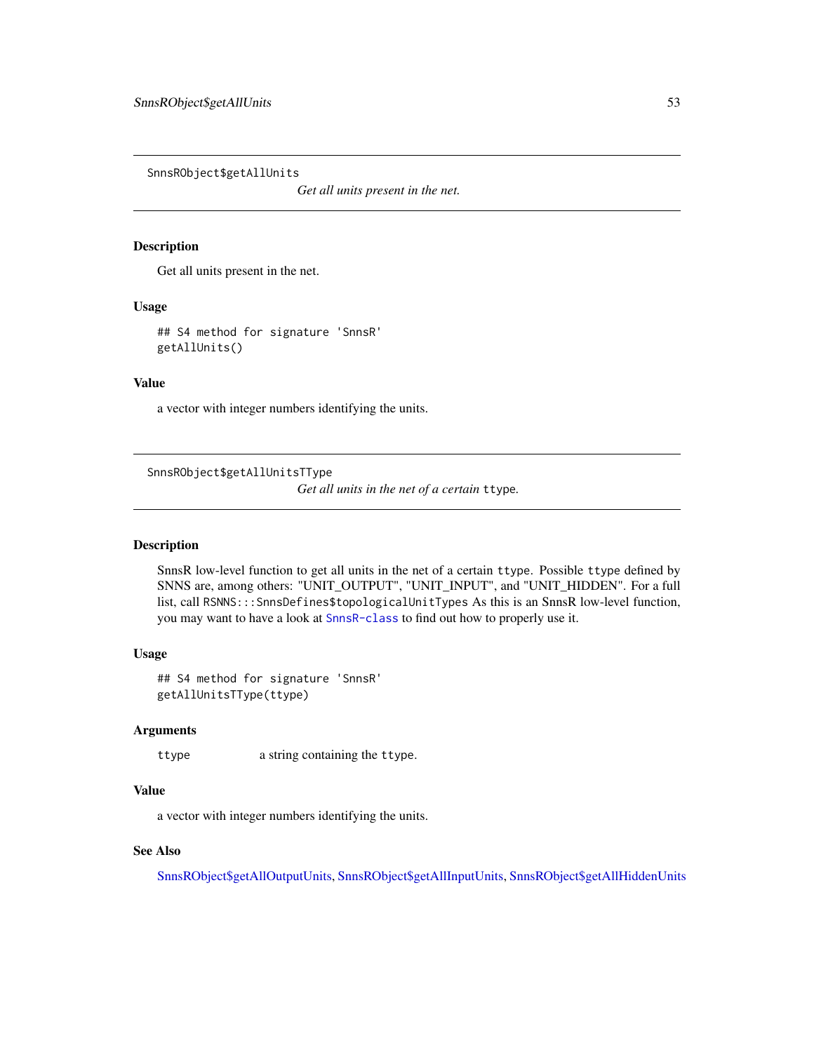## SnnsRObject$getAllUnits

*Get all units present in the net.*

### Description

Get all units present in the net.

### Usage

```
## S4 method for signature 'SnnsR'
getAllUnits()
```

### Value

a vector with integer numbers identifying the units.

## SnnsRObject$getAllUnitsTType

*Get all units in the net of a certain* `ttype`*.*

### Description

SnnsR low-level function to get all units in the net of a certain `ttype`. Possible `ttype` defined by SNNS are, among others: "UNIT_OUTPUT", "UNIT_INPUT", and "UNIT_HIDDEN". For a full list, call `RSNNS:::SnnsDefines$topologicalUnitTypes` As this is an SnnsR low-level function, you may want to have a look at `SnnsR-class` to find out how to properly use it.

### Usage

```
## S4 method for signature 'SnnsR'
getAllUnitsTType(ttype)
```

### Arguments

| | |
|---|---|
| `ttype` | a string containing the `ttype`. |

### Value

a vector with integer numbers identifying the units.

### See Also

SnnsRObject$getAllOutputUnits, SnnsRObject$getAllInputUnits, SnnsRObject$getAllHiddenUnits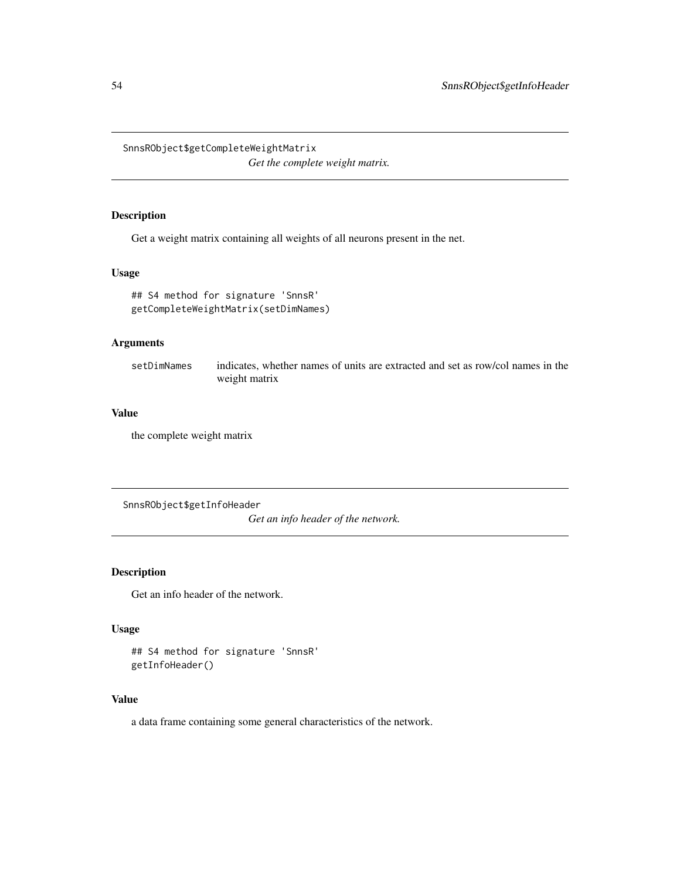## SnnsRObject$getCompleteWeightMatrix

*Get the complete weight matrix.*

### Description

Get a weight matrix containing all weights of all neurons present in the net.

### Usage

```
## S4 method for signature 'SnnsR'
getCompleteWeightMatrix(setDimNames)
```

### Arguments

| | |
|---|---|
| setDimNames | indicates, whether names of units are extracted and set as row/col names in the weight matrix |

### Value

the complete weight matrix

## SnnsRObject$getInfoHeader

*Get an info header of the network.*

### Description

Get an info header of the network.

### Usage

```
## S4 method for signature 'SnnsR'
getInfoHeader()
```

### Value

a data frame containing some general characteristics of the network.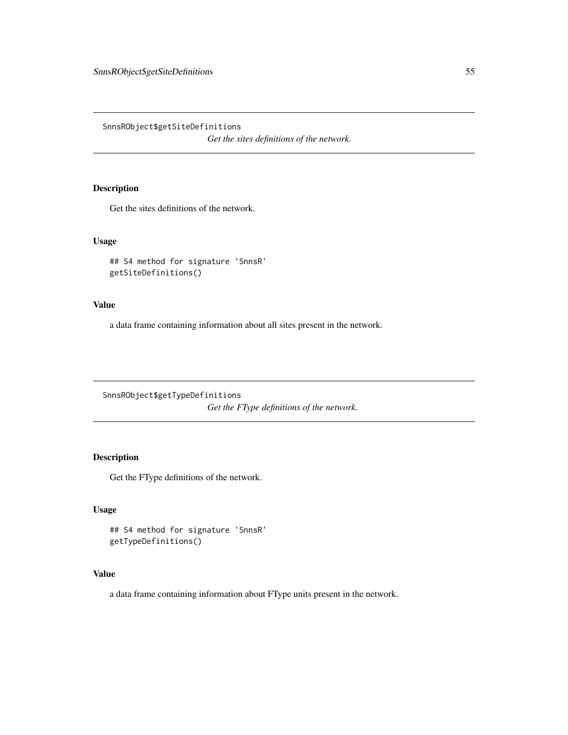## SnnsRObject$getSiteDefinitions

*Get the sites definitions of the network.*

### Description

Get the sites definitions of the network.

### Usage

```
## S4 method for signature 'SnnsR'
getSiteDefinitions()
```

### Value

a data frame containing information about all sites present in the network.

## SnnsRObject$getTypeDefinitions

*Get the FType definitions of the network.*

### Description

Get the FType definitions of the network.

### Usage

```
## S4 method for signature 'SnnsR'
getTypeDefinitions()
```

### Value

a data frame containing information about FType units present in the network.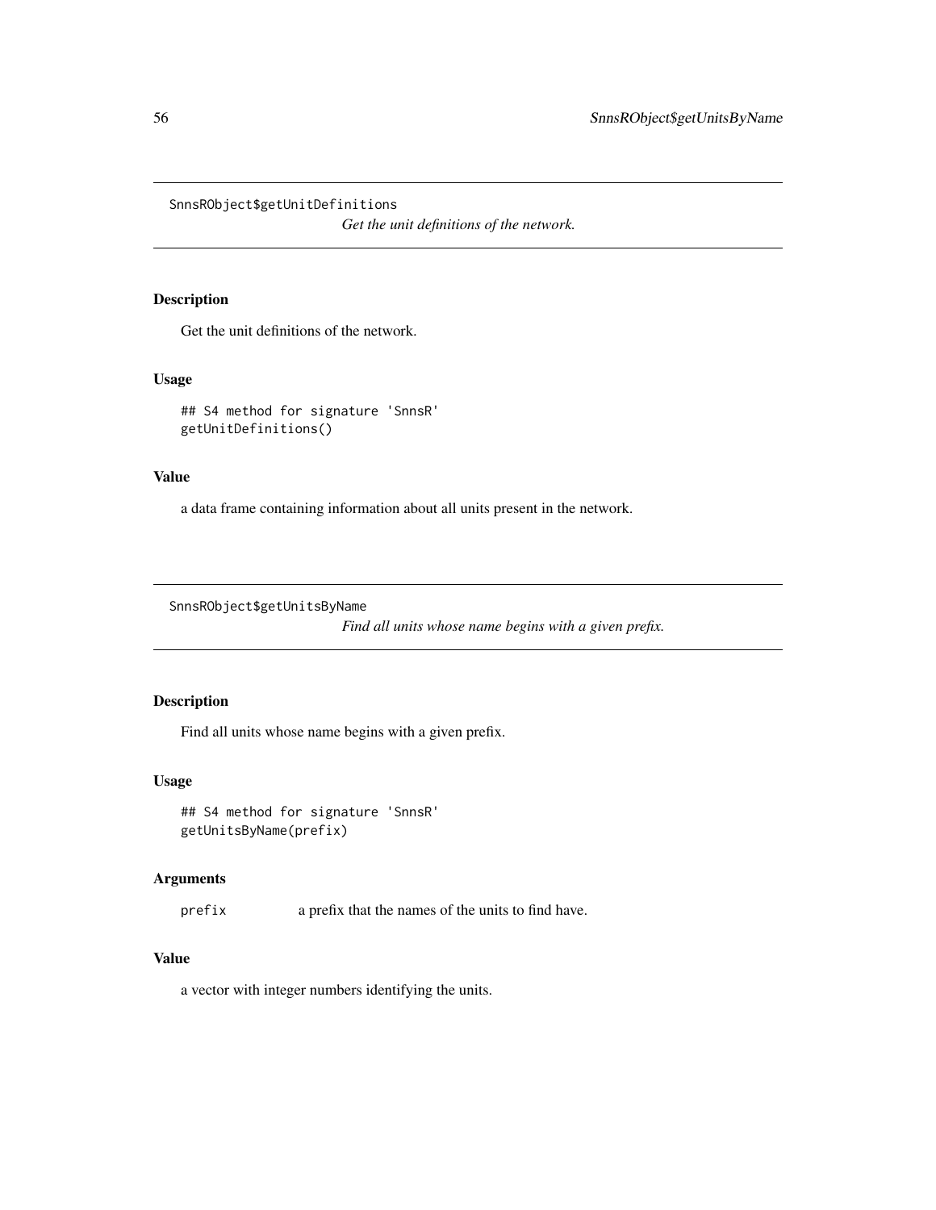## SnnsRObject$getUnitDefinitions

*Get the unit definitions of the network.*

### Description

Get the unit definitions of the network.

### Usage

```
## S4 method for signature 'SnnsR'
getUnitDefinitions()
```

### Value

a data frame containing information about all units present in the network.

## SnnsRObject$getUnitsByName

*Find all units whose name begins with a given prefix.*

### Description

Find all units whose name begins with a given prefix.

### Usage

```
## S4 method for signature 'SnnsR'
getUnitsByName(prefix)
```

### Arguments

| | |
|---|---|
| prefix | a prefix that the names of the units to find have. |

### Value

a vector with integer numbers identifying the units.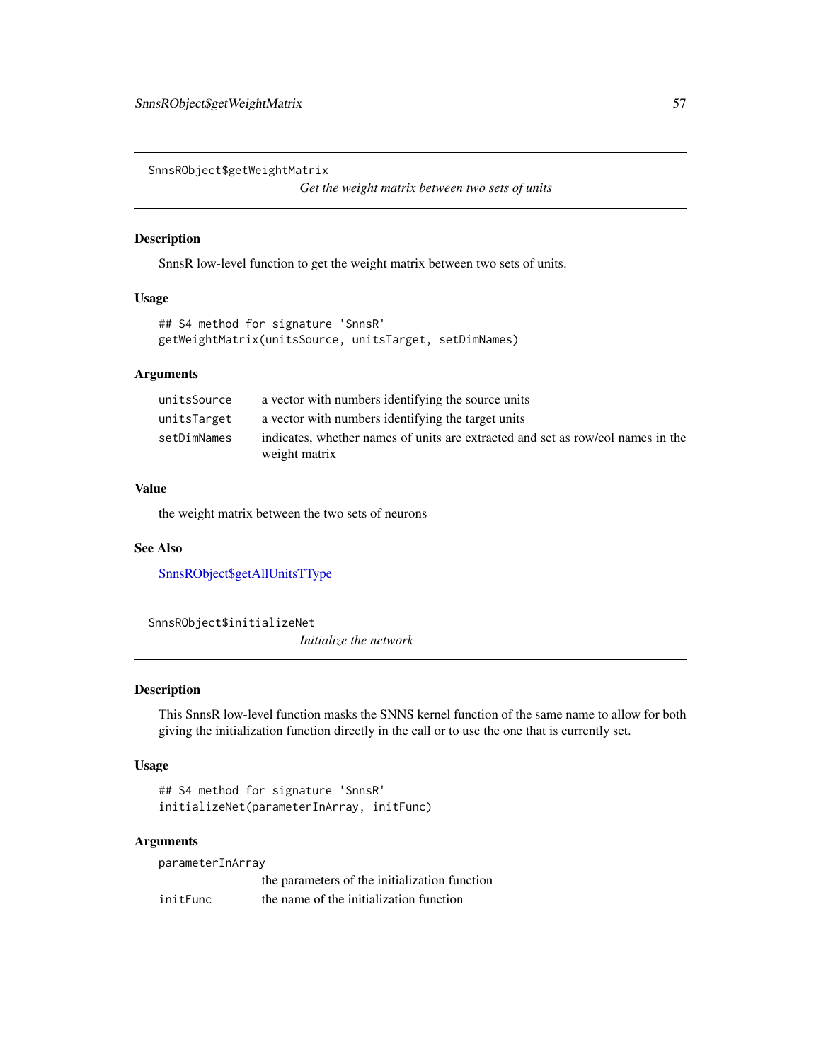## SnnsRObject$getWeightMatrix

*Get the weight matrix between two sets of units*

### Description

SnnsR low-level function to get the weight matrix between two sets of units.

### Usage

```
## S4 method for signature 'SnnsR'
getWeightMatrix(unitsSource, unitsTarget, setDimNames)
```

### Arguments

| | |
|---|---|
| `unitsSource` | a vector with numbers identifying the source units |
| `unitsTarget` | a vector with numbers identifying the target units |
| `setDimNames` | indicates, whether names of units are extracted and set as row/col names in the weight matrix |

### Value

the weight matrix between the two sets of neurons

### See Also

SnnsRObject$getAllUnitsTType

## SnnsRObject$initializeNet

*Initialize the network*

### Description

This SnnsR low-level function masks the SNNS kernel function of the same name to allow for both giving the initialization function directly in the call or to use the one that is currently set.

### Usage

```
## S4 method for signature 'SnnsR'
initializeNet(parameterInArray, initFunc)
```

### Arguments

| | |
|---|---|
| `parameterInArray` | the parameters of the initialization function |
| `initFunc` | the name of the initialization function |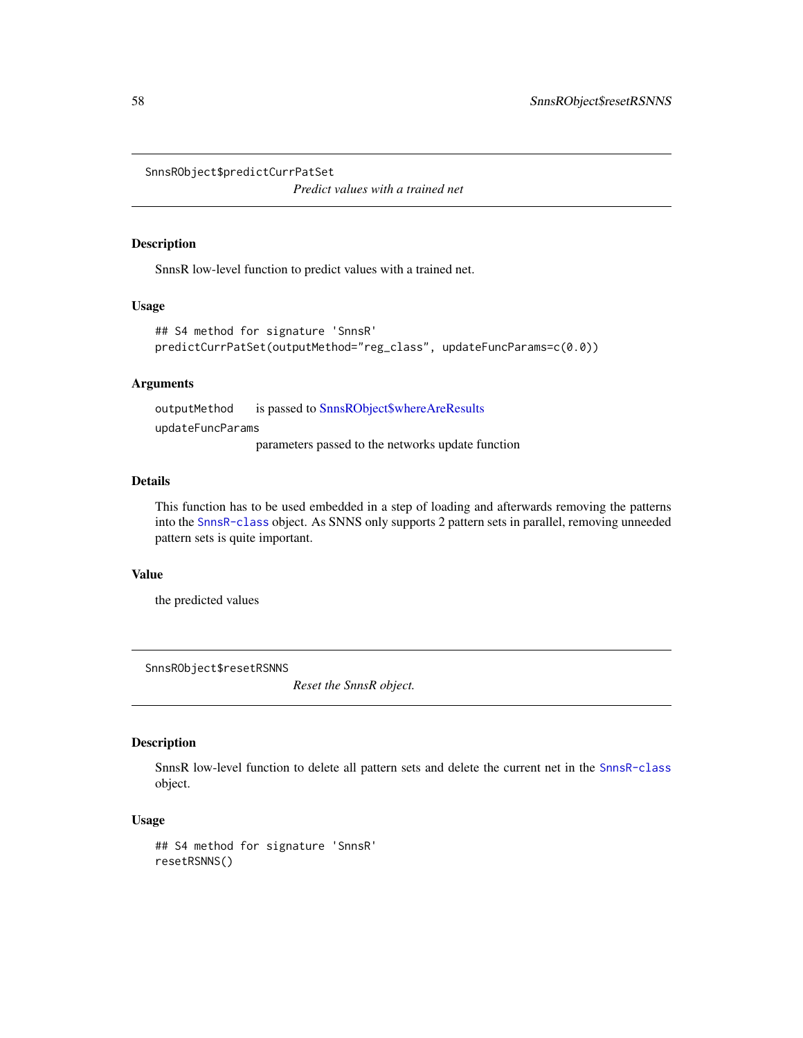## SnnsRObject$predictCurrPatSet

*Predict values with a trained net*

### Description

SnnsR low-level function to predict values with a trained net.

### Usage

```
## S4 method for signature 'SnnsR'
predictCurrPatSet(outputMethod="reg_class", updateFuncParams=c(0.0))
```

### Arguments

- `outputMethod` is passed to SnnsRObject$whereAreResults
- `updateFuncParams` parameters passed to the networks update function

### Details

This function has to be used embedded in a step of loading and afterwards removing the patterns into the `SnnsR-class` object. As SNNS only supports 2 pattern sets in parallel, removing unneeded pattern sets is quite important.

### Value

the predicted values

## SnnsRObject$resetRSNNS

*Reset the SnnsR object.*

### Description

SnnsR low-level function to delete all pattern sets and delete the current net in the `SnnsR-class` object.

### Usage

```
## S4 method for signature 'SnnsR'
resetRSNNS()
```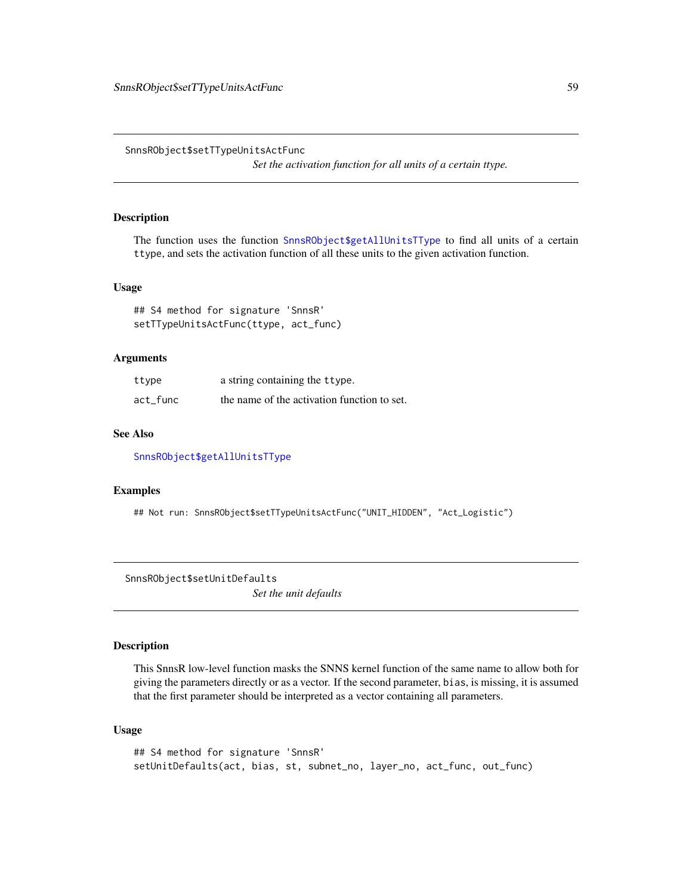## SnnsRObject$setTTypeUnitsActFunc

*Set the activation function for all units of a certain ttype.*

### Description

The function uses the function SnnsRObject$getAllUnitsTType to find all units of a certain ttype, and sets the activation function of all these units to the given activation function.

### Usage

```
## S4 method for signature 'SnnsR'
setTTypeUnitsActFunc(ttype, act_func)
```

### Arguments

| | |
|---|---|
| ttype | a string containing the ttype. |
| act_func | the name of the activation function to set. |

### See Also

SnnsRObject$getAllUnitsTType

### Examples

```
## Not run: SnnsRObject$setTTypeUnitsActFunc("UNIT_HIDDEN", "Act_Logistic")
```

## SnnsRObject$setUnitDefaults

*Set the unit defaults*

### Description

This SnnsR low-level function masks the SNNS kernel function of the same name to allow both for giving the parameters directly or as a vector. If the second parameter, bias, is missing, it is assumed that the first parameter should be interpreted as a vector containing all parameters.

### Usage

```
## S4 method for signature 'SnnsR'
setUnitDefaults(act, bias, st, subnet_no, layer_no, act_func, out_func)
```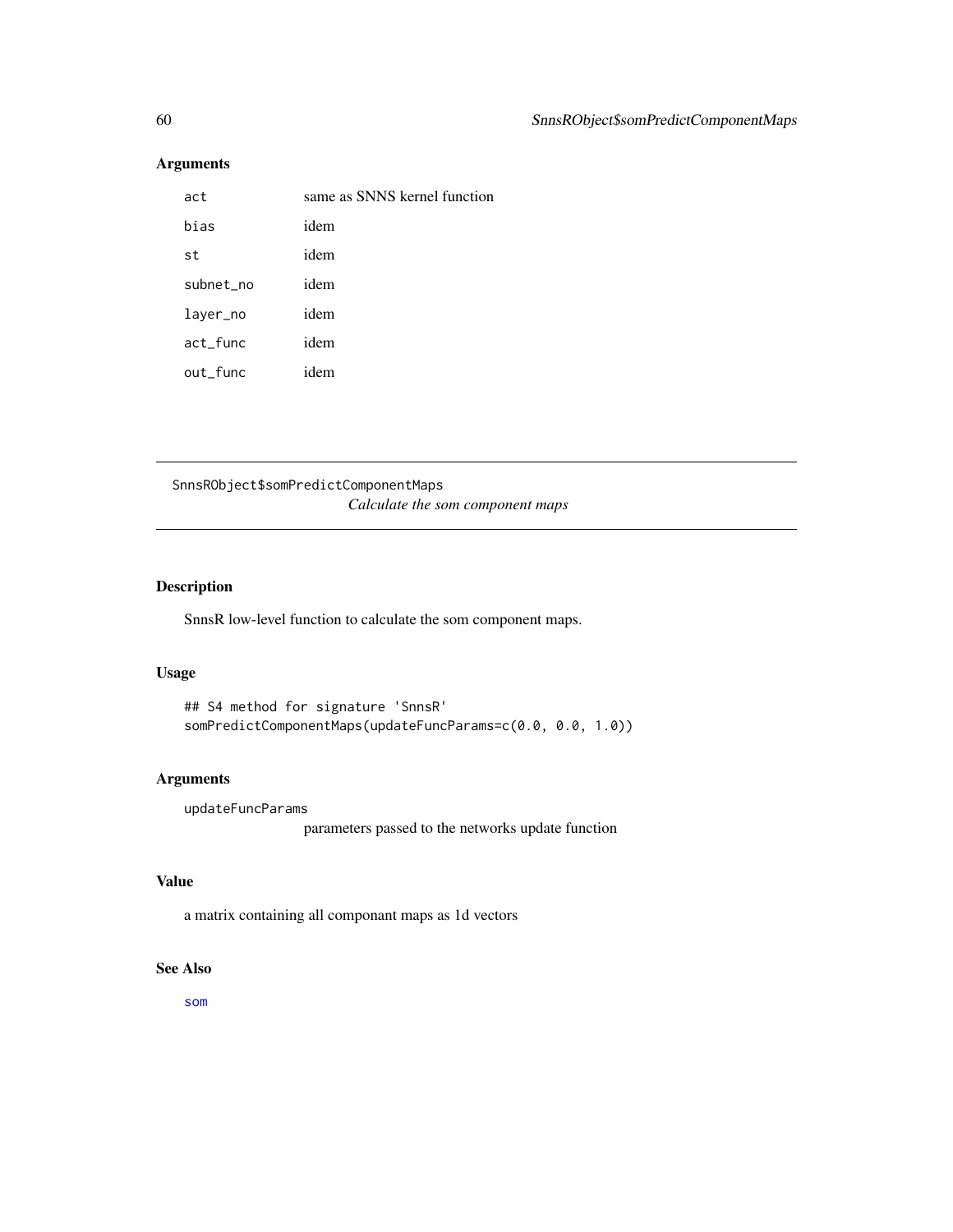## Arguments

| | |
|---|---|
| act | same as SNNS kernel function |
| bias | idem |
| st | idem |
| subnet_no | idem |
| layer_no | idem |
| act_func | idem |
| out_func | idem |

---

SnnsRObject$somPredictComponentMaps
*Calculate the som component maps*

---

## Description

SnnsR low-level function to calculate the som component maps.

## Usage

```
## S4 method for signature 'SnnsR'
somPredictComponentMaps(updateFuncParams=c(0.0, 0.0, 1.0))
```

## Arguments

updateFuncParams
: parameters passed to the networks update function

## Value

a matrix containing all componant maps as 1d vectors

## See Also

som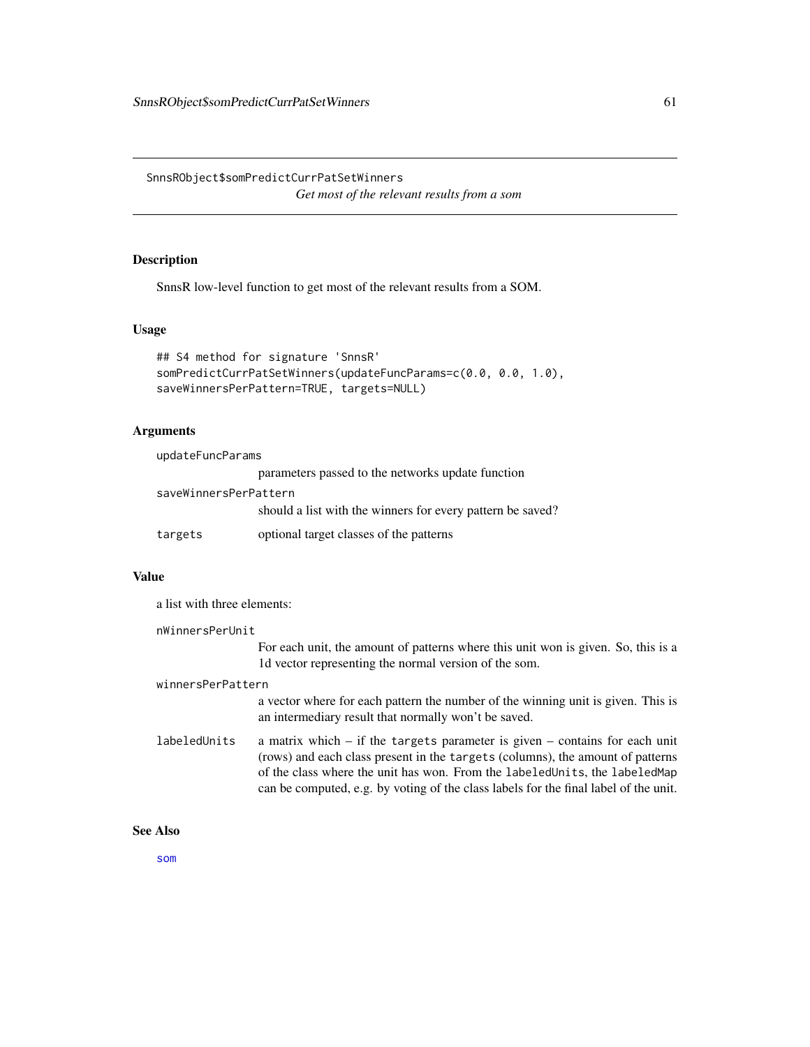# SnnsRObject$somPredictCurrPatSetWinners

*Get most of the relevant results from a som*

## Description

SnnsR low-level function to get most of the relevant results from a SOM.

## Usage

```
## S4 method for signature 'SnnsR'
somPredictCurrPatSetWinners(updateFuncParams=c(0.0, 0.0, 1.0),
saveWinnersPerPattern=TRUE, targets=NULL)
```

## Arguments

`updateFuncParams`
: parameters passed to the networks update function

`saveWinnersPerPattern`
: should a list with the winners for every pattern be saved?

`targets`
: optional target classes of the patterns

## Value

a list with three elements:

`nWinnersPerUnit`
: For each unit, the amount of patterns where this unit won is given. So, this is a 1d vector representing the normal version of the som.

`winnersPerPattern`
: a vector where for each pattern the number of the winning unit is given. This is an intermediary result that normally won't be saved.

`labeledUnits`
: a matrix which – if the `targets` parameter is given – contains for each unit (rows) and each class present in the `targets` (columns), the amount of patterns of the class where the unit has won. From the `labeledUnits`, the `labeledMap` can be computed, e.g. by voting of the class labels for the final label of the unit.

## See Also

som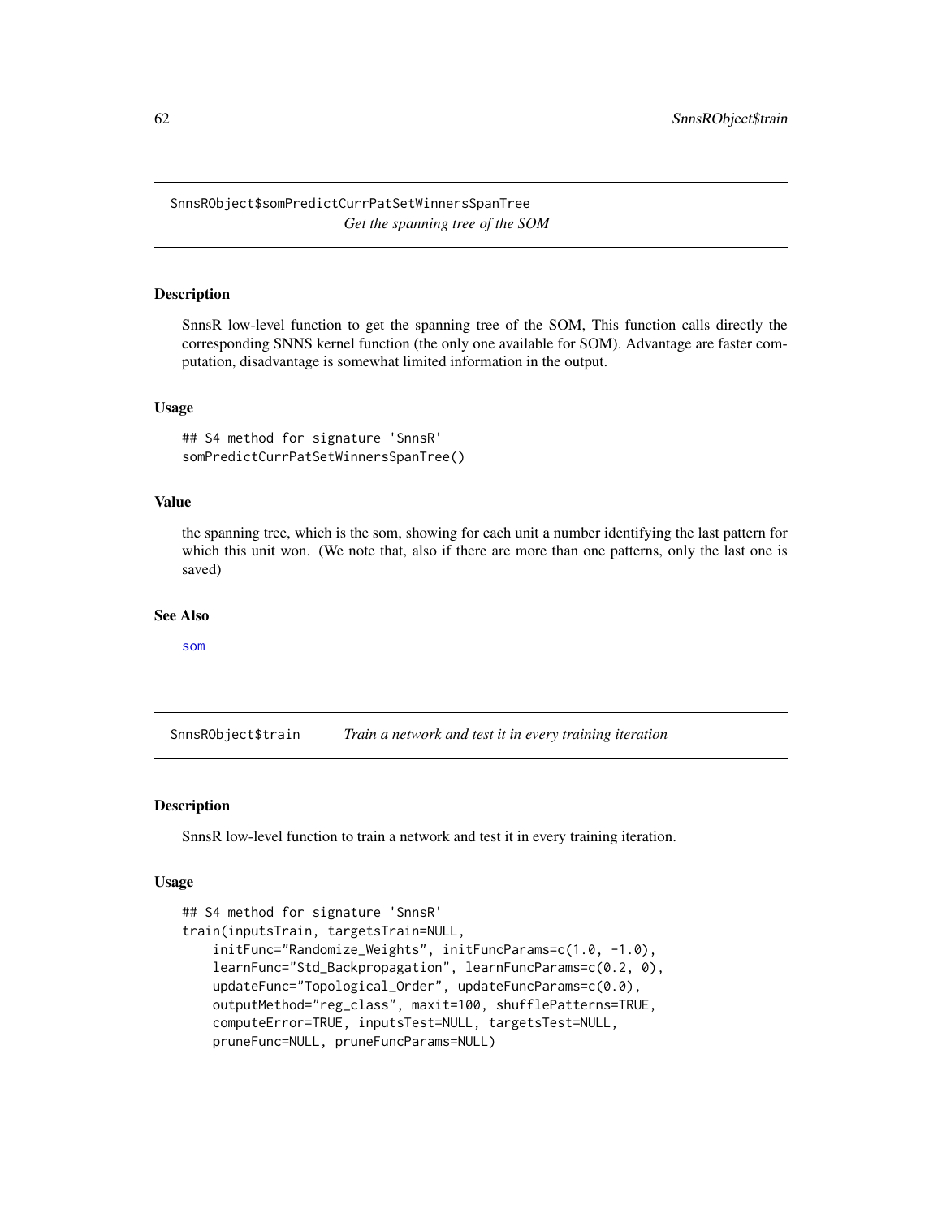## SnnsRObject$somPredictCurrPatSetWinnersSpanTree

*Get the spanning tree of the SOM*

### Description

SnnsR low-level function to get the spanning tree of the SOM, This function calls directly the corresponding SNNS kernel function (the only one available for SOM). Advantage are faster computation, disadvantage is somewhat limited information in the output.

### Usage

```
## S4 method for signature 'SnnsR'
somPredictCurrPatSetWinnersSpanTree()
```

### Value

the spanning tree, which is the som, showing for each unit a number identifying the last pattern for which this unit won. (We note that, also if there are more than one patterns, only the last one is saved)

### See Also

som

## SnnsRObject$train

*Train a network and test it in every training iteration*

### Description

SnnsR low-level function to train a network and test it in every training iteration.

### Usage

```
## S4 method for signature 'SnnsR'
train(inputsTrain, targetsTrain=NULL,
    initFunc="Randomize_Weights", initFuncParams=c(1.0, -1.0),
    learnFunc="Std_Backpropagation", learnFuncParams=c(0.2, 0),
    updateFunc="Topological_Order", updateFuncParams=c(0.0),
    outputMethod="reg_class", maxit=100, shufflePatterns=TRUE,
    computeError=TRUE, inputsTest=NULL, targetsTest=NULL,
    pruneFunc=NULL, pruneFuncParams=NULL)
```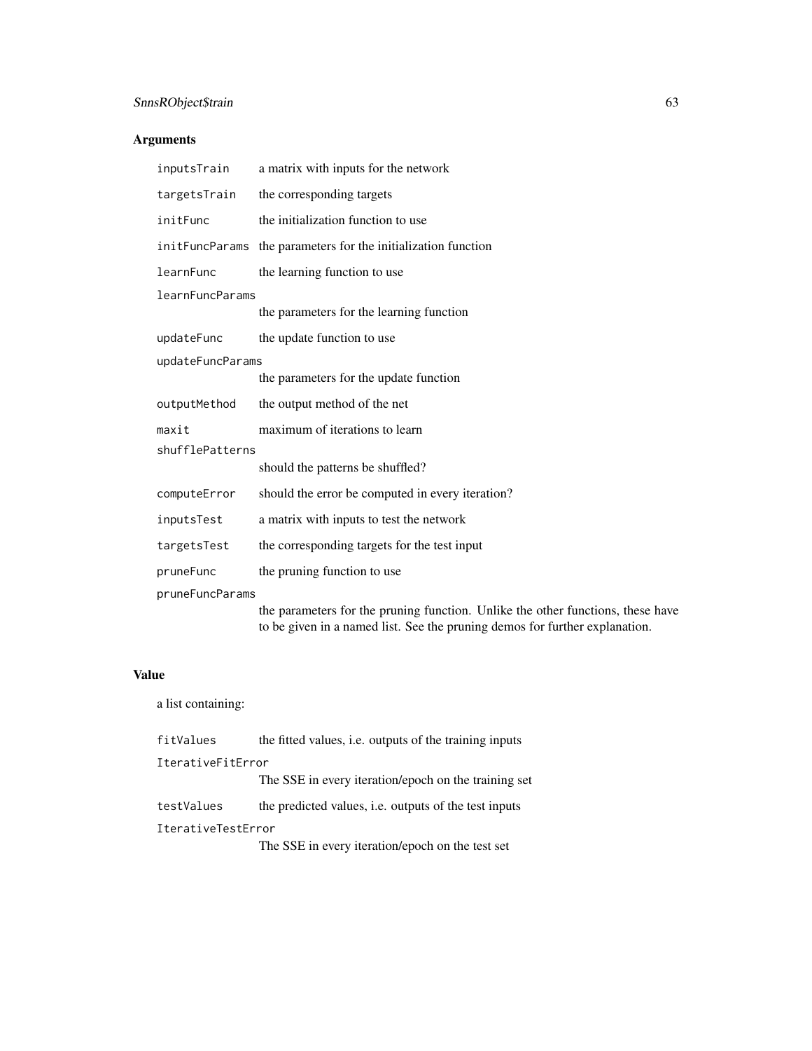## Arguments

| | |
|---|---|
| `inputsTrain` | a matrix with inputs for the network |
| `targetsTrain` | the corresponding targets |
| `initFunc` | the initialization function to use |
| `initFuncParams` | the parameters for the initialization function |
| `learnFunc` | the learning function to use |
| `learnFuncParams` | the parameters for the learning function |
| `updateFunc` | the update function to use |
| `updateFuncParams` | the parameters for the update function |
| `outputMethod` | the output method of the net |
| `maxit` | maximum of iterations to learn |
| `shufflePatterns` | should the patterns be shuffled? |
| `computeError` | should the error be computed in every iteration? |
| `inputsTest` | a matrix with inputs to test the network |
| `targetsTest` | the corresponding targets for the test input |
| `pruneFunc` | the pruning function to use |
| `pruneFuncParams` | the parameters for the pruning function. Unlike the other functions, these have to be given in a named list. See the pruning demos for further explanation. |

## Value

a list containing:

| | |
|---|---|
| `fitValues` | the fitted values, i.e. outputs of the training inputs |
| `IterativeFitError` | The SSE in every iteration/epoch on the training set |
| `testValues` | the predicted values, i.e. outputs of the test inputs |
| `IterativeTestError` | The SSE in every iteration/epoch on the test set |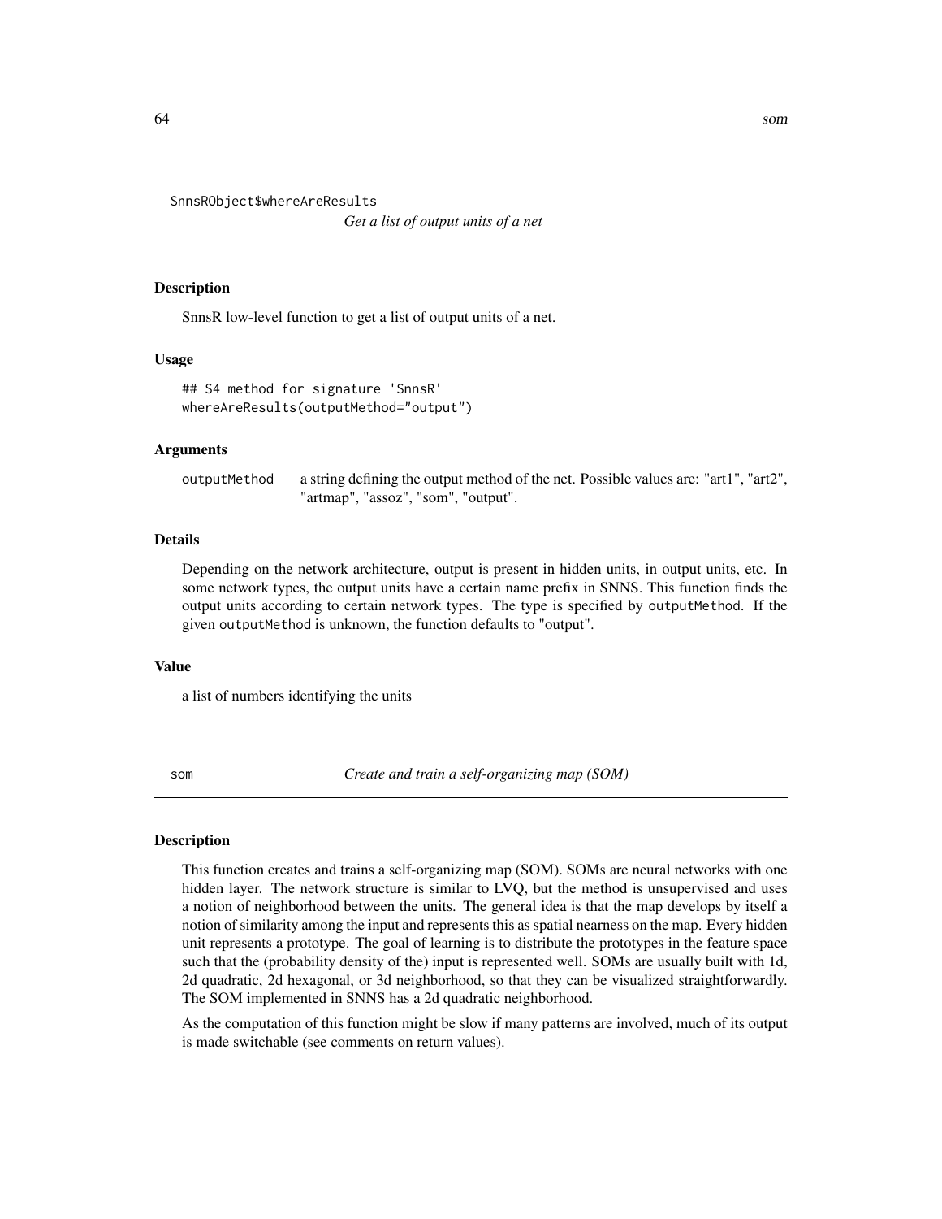## SnnsRObject$whereAreResults

*Get a list of output units of a net*

### Description

SnnsR low-level function to get a list of output units of a net.

### Usage

```
## S4 method for signature 'SnnsR'
whereAreResults(outputMethod="output")
```

### Arguments

| | |
|---|---|
| outputMethod | a string defining the output method of the net. Possible values are: "art1", "art2", "artmap", "assoz", "som", "output". |

### Details

Depending on the network architecture, output is present in hidden units, in output units, etc. In some network types, the output units have a certain name prefix in SNNS. This function finds the output units according to certain network types. The type is specified by outputMethod. If the given outputMethod is unknown, the function defaults to "output".

### Value

a list of numbers identifying the units

## som

*Create and train a self-organizing map (SOM)*

### Description

This function creates and trains a self-organizing map (SOM). SOMs are neural networks with one hidden layer. The network structure is similar to LVQ, but the method is unsupervised and uses a notion of neighborhood between the units. The general idea is that the map develops by itself a notion of similarity among the input and represents this as spatial nearness on the map. Every hidden unit represents a prototype. The goal of learning is to distribute the prototypes in the feature space such that the (probability density of the) input is represented well. SOMs are usually built with 1d, 2d quadratic, 2d hexagonal, or 3d neighborhood, so that they can be visualized straightforwardly. The SOM implemented in SNNS has a 2d quadratic neighborhood.

As the computation of this function might be slow if many patterns are involved, much of its output is made switchable (see comments on return values).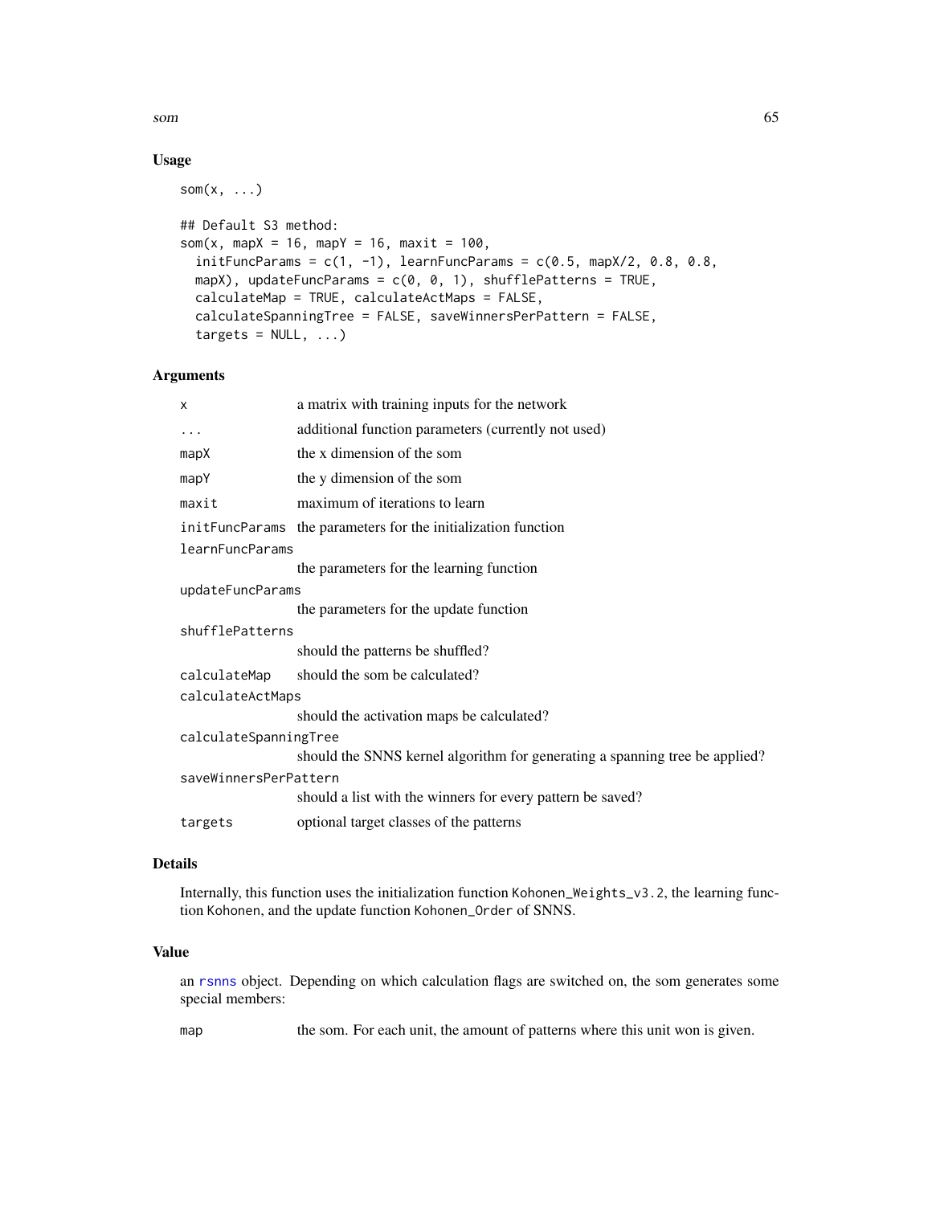## Usage

```
som(x, ...)

## Default S3 method:
som(x, mapX = 16, mapY = 16, maxit = 100,
  initFuncParams = c(1, -1), learnFuncParams = c(0.5, mapX/2, 0.8, 0.8,
  mapX), updateFuncParams = c(0, 0, 1), shufflePatterns = TRUE,
  calculateMap = TRUE, calculateActMaps = FALSE,
  calculateSpanningTree = FALSE, saveWinnersPerPattern = FALSE,
  targets = NULL, ...)
```

## Arguments

| | |
|---|---|
| `x` | a matrix with training inputs for the network |
| `...` | additional function parameters (currently not used) |
| `mapX` | the x dimension of the som |
| `mapY` | the y dimension of the som |
| `maxit` | maximum of iterations to learn |
| `initFuncParams` | the parameters for the initialization function |
| `learnFuncParams` | the parameters for the learning function |
| `updateFuncParams` | the parameters for the update function |
| `shufflePatterns` | should the patterns be shuffled? |
| `calculateMap` | should the som be calculated? |
| `calculateActMaps` | should the activation maps be calculated? |
| `calculateSpanningTree` | should the SNNS kernel algorithm for generating a spanning tree be applied? |
| `saveWinnersPerPattern` | should a list with the winners for every pattern be saved? |
| `targets` | optional target classes of the patterns |

## Details

Internally, this function uses the initialization function `Kohonen_Weights_v3.2`, the learning function `Kohonen`, and the update function `Kohonen_Order` of SNNS.

## Value

an rsnns object. Depending on which calculation flags are switched on, the som generates some special members:

| | |
|---|---|
| `map` | the som. For each unit, the amount of patterns where this unit won is given. |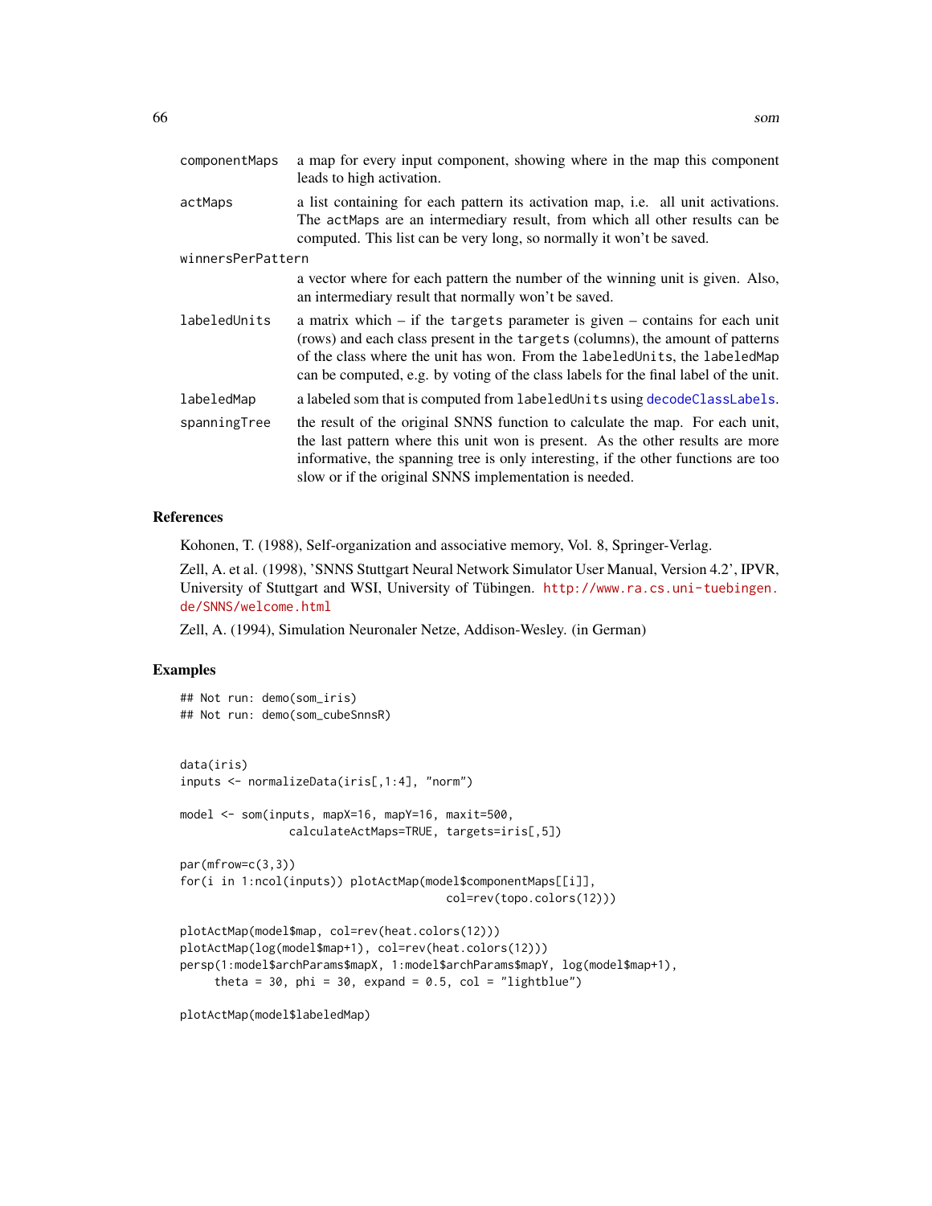componentMaps
: a map for every input component, showing where in the map this component leads to high activation.

actMaps
: a list containing for each pattern its activation map, i.e. all unit activations. The actMaps are an intermediary result, from which all other results can be computed. This list can be very long, so normally it won't be saved.

winnersPerPattern
: a vector where for each pattern the number of the winning unit is given. Also, an intermediary result that normally won't be saved.

labeledUnits
: a matrix which – if the targets parameter is given – contains for each unit (rows) and each class present in the targets (columns), the amount of patterns of the class where the unit has won. From the labeledUnits, the labeledMap can be computed, e.g. by voting of the class labels for the final label of the unit.

labeledMap
: a labeled som that is computed from labeledUnits using decodeClassLabels.

spanningTree
: the result of the original SNNS function to calculate the map. For each unit, the last pattern where this unit won is present. As the other results are more informative, the spanning tree is only interesting, if the other functions are too slow or if the original SNNS implementation is needed.

## References

Kohonen, T. (1988), Self-organization and associative memory, Vol. 8, Springer-Verlag.

Zell, A. et al. (1998), 'SNNS Stuttgart Neural Network Simulator User Manual, Version 4.2', IPVR, University of Stuttgart and WSI, University of Tübingen. http://www.ra.cs.uni-tuebingen.de/SNNS/welcome.html

Zell, A. (1994), Simulation Neuronaler Netze, Addison-Wesley. (in German)

## Examples

```
## Not run: demo(som_iris)
## Not run: demo(som_cubeSnnsR)


data(iris)
inputs <- normalizeData(iris[,1:4], "norm")

model <- som(inputs, mapX=16, mapY=16, maxit=500,
                calculateActMaps=TRUE, targets=iris[,5])

par(mfrow=c(3,3))
for(i in 1:ncol(inputs)) plotActMap(model$componentMaps[[i]],
                                     col=rev(topo.colors(12)))

plotActMap(model$map, col=rev(heat.colors(12)))
plotActMap(log(model$map+1), col=rev(heat.colors(12)))
persp(1:model$archParams$mapX, 1:model$archParams$mapY, log(model$map+1),
     theta = 30, phi = 30, expand = 0.5, col = "lightblue")

plotActMap(model$labeledMap)
```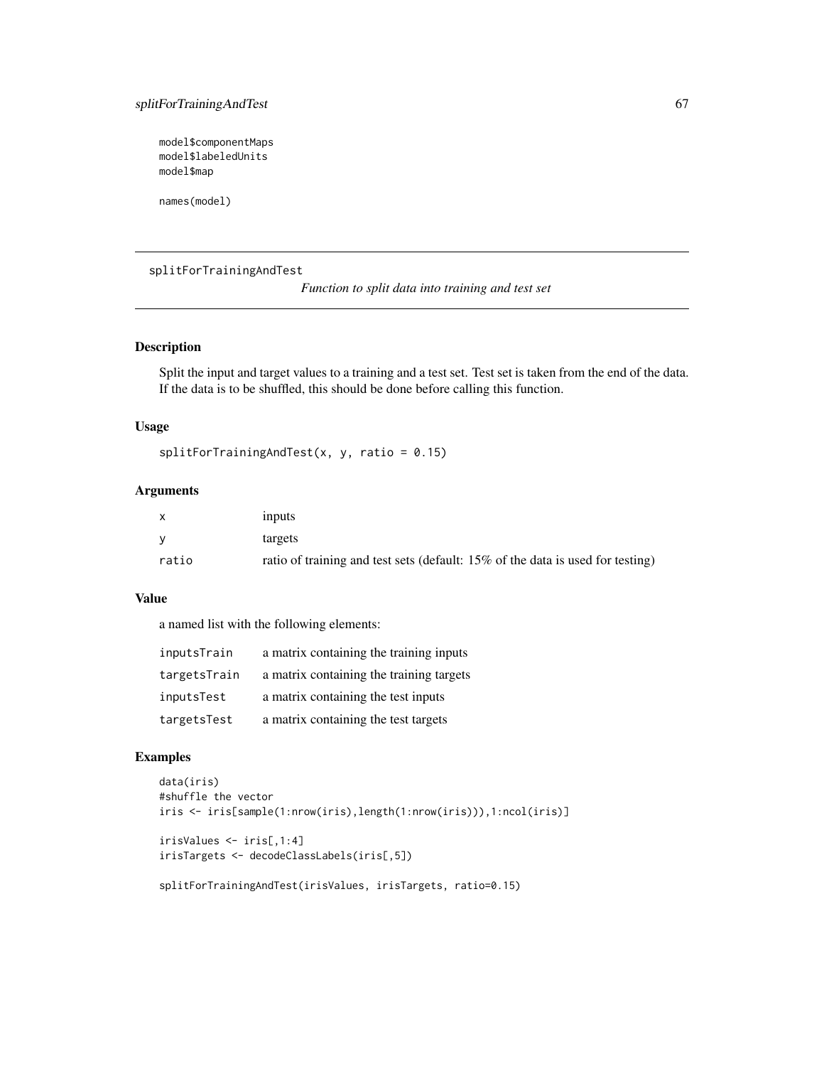```
model$componentMaps
model$labeledUnits
model$map

names(model)
```

---

# splitForTrainingAndTest

*Function to split data into training and test set*

## Description

Split the input and target values to a training and a test set. Test set is taken from the end of the data. If the data is to be shuffled, this should be done before calling this function.

## Usage

```
splitForTrainingAndTest(x, y, ratio = 0.15)
```

## Arguments

| | |
|---|---|
| x | inputs |
| y | targets |
| ratio | ratio of training and test sets (default: 15% of the data is used for testing) |

## Value

a named list with the following elements:

| | |
|---|---|
| inputsTrain | a matrix containing the training inputs |
| targetsTrain | a matrix containing the training targets |
| inputsTest | a matrix containing the test inputs |
| targetsTest | a matrix containing the test targets |

## Examples

```
data(iris)
#shuffle the vector
iris <- iris[sample(1:nrow(iris),length(1:nrow(iris))),1:ncol(iris)]

irisValues <- iris[,1:4]
irisTargets <- decodeClassLabels(iris[,5])

splitForTrainingAndTest(irisValues, irisTargets, ratio=0.15)
```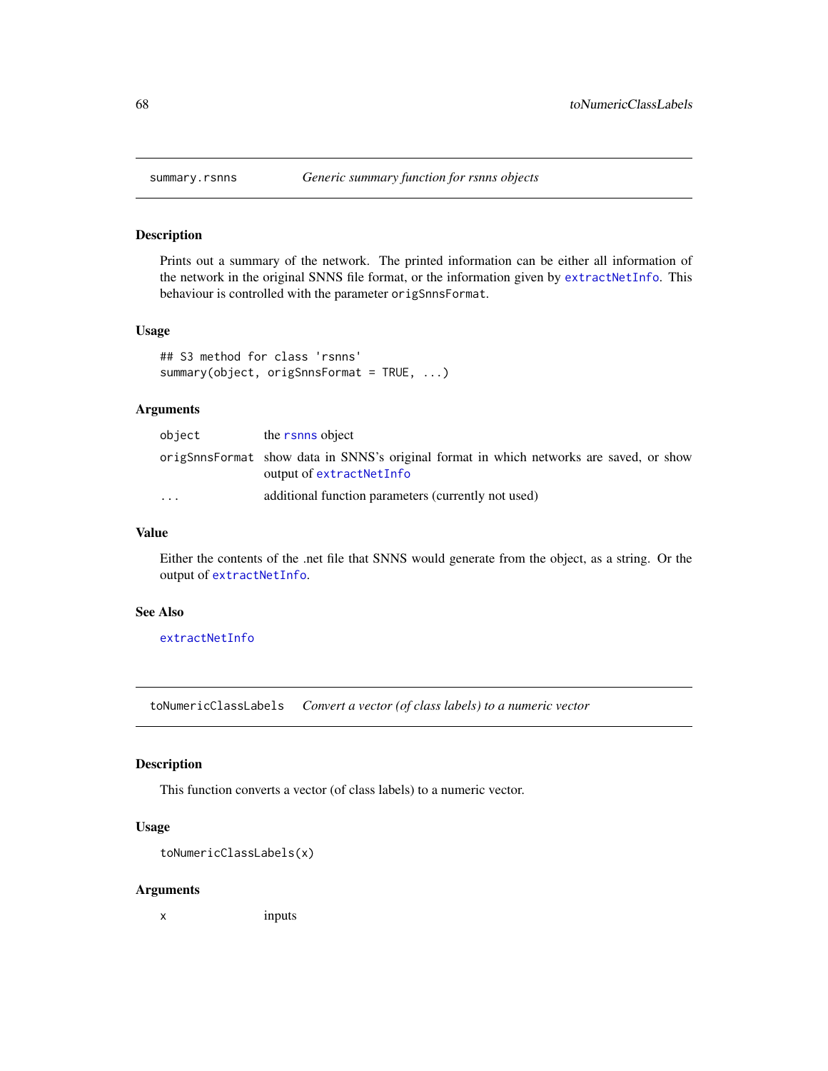## summary.rsnns — *Generic summary function for rsnns objects*

### Description

Prints out a summary of the network. The printed information can be either all information of the network in the original SNNS file format, or the information given by extractNetInfo. This behaviour is controlled with the parameter origSnnsFormat.

### Usage

```
## S3 method for class 'rsnns'
summary(object, origSnnsFormat = TRUE, ...)
```

### Arguments

| | |
|---|---|
| object | the rsnns object |
| origSnnsFormat | show data in SNNS's original format in which networks are saved, or show output of extractNetInfo |
| ... | additional function parameters (currently not used) |

### Value

Either the contents of the .net file that SNNS would generate from the object, as a string. Or the output of extractNetInfo.

### See Also

extractNetInfo

## toNumericClassLabels — *Convert a vector (of class labels) to a numeric vector*

### Description

This function converts a vector (of class labels) to a numeric vector.

### Usage

```
toNumericClassLabels(x)
```

### Arguments

| | |
|---|---|
| x | inputs |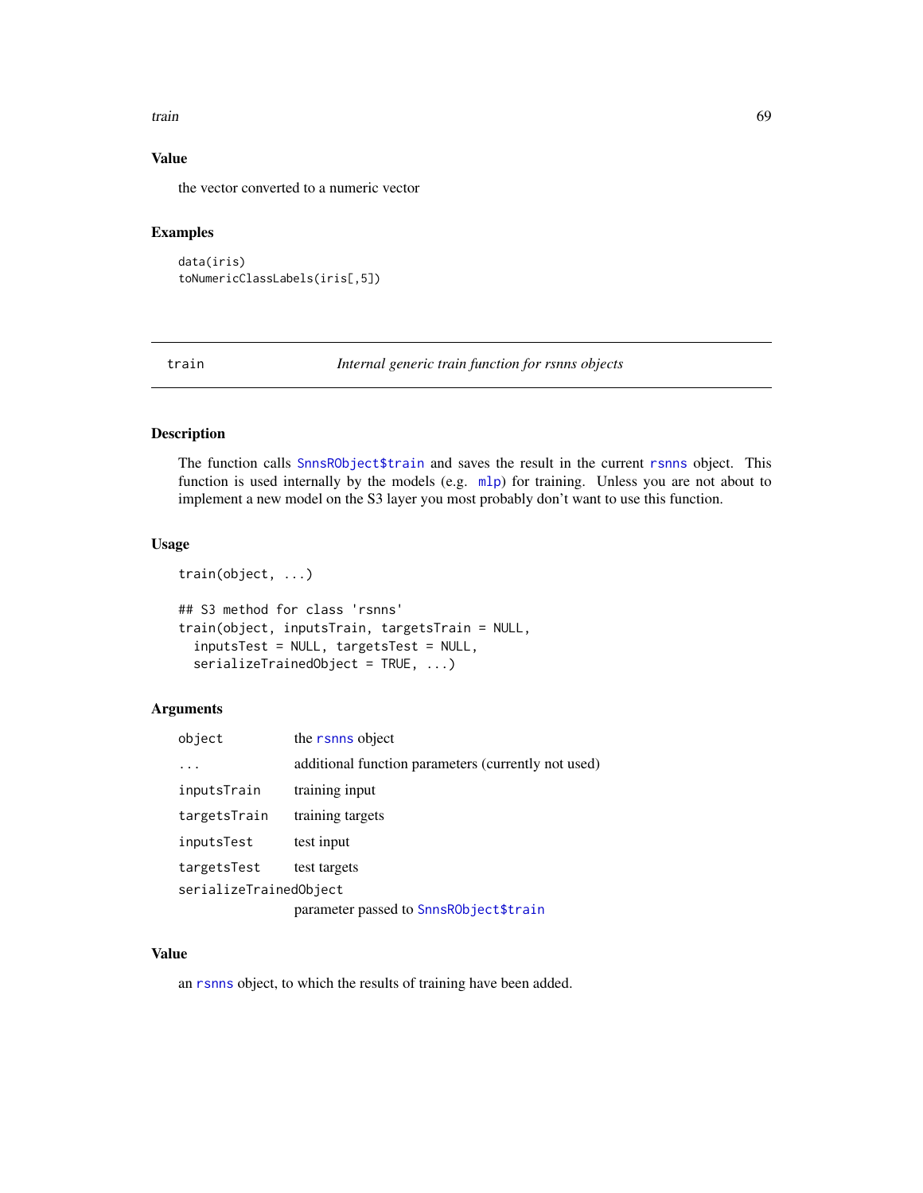### Value

the vector converted to a numeric vector

### Examples

```
data(iris)
toNumericClassLabels(iris[,5])
```

---

## train — *Internal generic train function for rsnns objects*

---

### Description

The function calls SnnsRObject$train and saves the result in the current rsnns object. This function is used internally by the models (e.g. mlp) for training. Unless you are not about to implement a new model on the S3 layer you most probably don't want to use this function.

### Usage

```
train(object, ...)

## S3 method for class 'rsnns'
train(object, inputsTrain, targetsTrain = NULL,
  inputsTest = NULL, targetsTest = NULL,
  serializeTrainedObject = TRUE, ...)
```

### Arguments

| | |
|---|---|
| `object` | the rsnns object |
| `...` | additional function parameters (currently not used) |
| `inputsTrain` | training input |
| `targetsTrain` | training targets |
| `inputsTest` | test input |
| `targetsTest` | test targets |
| `serializeTrainedObject` | parameter passed to SnnsRObject$train |

### Value

an rsnns object, to which the results of training have been added.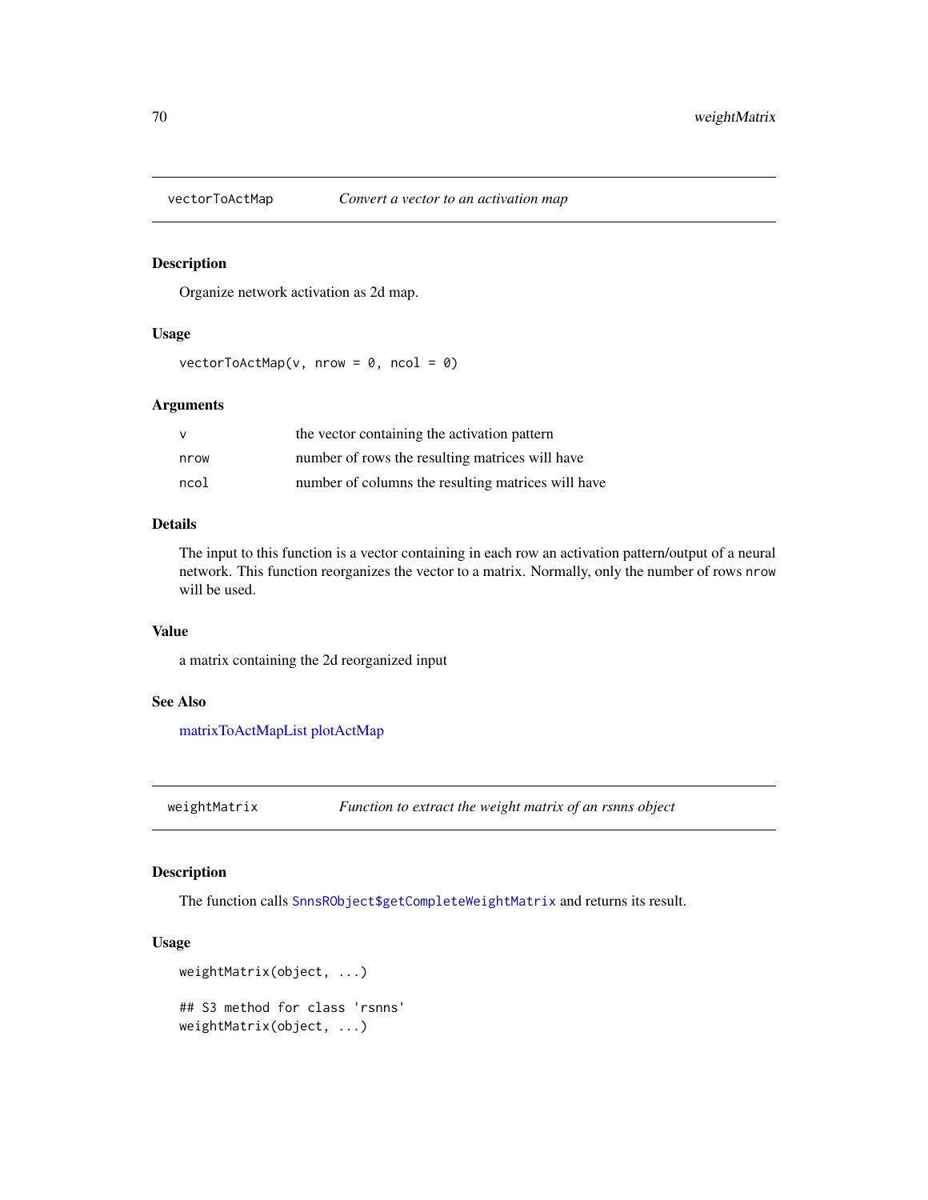## vectorToActMap — *Convert a vector to an activation map*

### Description

Organize network activation as 2d map.

### Usage

```
vectorToActMap(v, nrow = 0, ncol = 0)
```

### Arguments

| | |
|---|---|
| v | the vector containing the activation pattern |
| nrow | number of rows the resulting matrices will have |
| ncol | number of columns the resulting matrices will have |

### Details

The input to this function is a vector containing in each row an activation pattern/output of a neural network. This function reorganizes the vector to a matrix. Normally, only the number of rows `nrow` will be used.

### Value

a matrix containing the 2d reorganized input

### See Also

matrixToActMapList plotActMap

## weightMatrix — *Function to extract the weight matrix of an rsnns object*

### Description

The function calls `SnnsRObject$getCompleteWeightMatrix` and returns its result.

### Usage

```
weightMatrix(object, ...)

## S3 method for class 'rsnns'
weightMatrix(object, ...)
```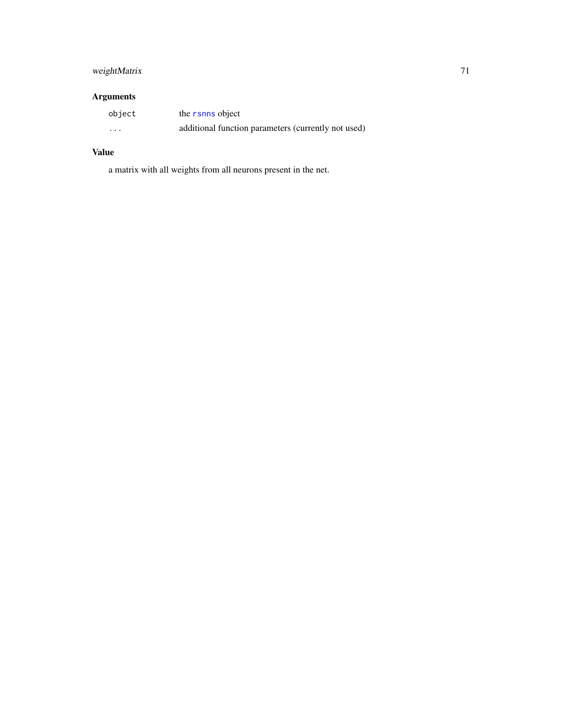## Arguments

| | |
|---|---|
| `object` | the `rsnns` object |
| `...` | additional function parameters (currently not used) |

## Value

a matrix with all weights from all neurons present in the net.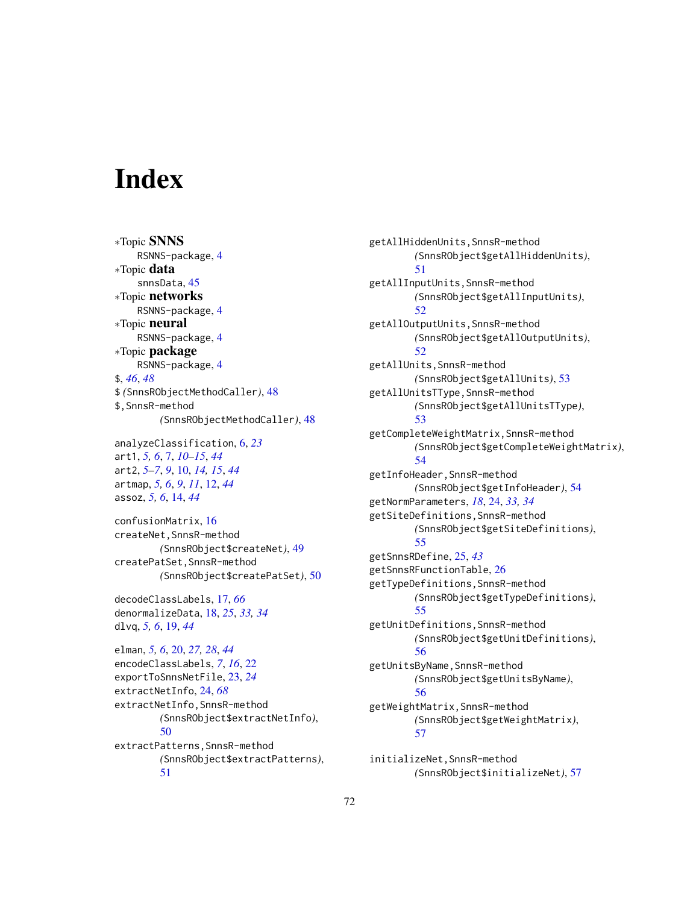# Index

∗Topic **SNNS**
  RSNNS-package, 4
∗Topic **data**
  snnsData, 45
∗Topic **networks**
  RSNNS-package, 4
∗Topic **neural**
  RSNNS-package, 4
∗Topic **package**
  RSNNS-package, 4
$, *46*, *48*
$ *(*SnnsRObjectMethodCaller*)*, 48
$,SnnsR-method
  *(*SnnsRObjectMethodCaller*)*, 48

analyzeClassification, 6, *23*
art1, *5, 6*, 7, *10–15*, *44*
art2, *5–7*, *9*, 10, *14, 15*, *44*
artmap, *5, 6*, *9*, *11*, 12, *44*
assoz, *5, 6*, 14, *44*

confusionMatrix, 16
createNet,SnnsR-method
  *(*SnnsRObject$createNet*)*, 49
createPatSet,SnnsR-method
  *(*SnnsRObject$createPatSet*)*, 50

decodeClassLabels, 17, *66*
denormalizeData, 18, *25*, *33, 34*
dlvq, *5, 6*, 19, *44*

elman, *5, 6*, 20, *27, 28*, *44*
encodeClassLabels, *7*, *16*, 22
exportToSnnsNetFile, 23, *24*
extractNetInfo, 24, *68*
extractNetInfo,SnnsR-method
  *(*SnnsRObject$extractNetInfo*)*,
  50
extractPatterns,SnnsR-method
  *(*SnnsRObject$extractPatterns*)*,
  51

getAllHiddenUnits,SnnsR-method
  *(*SnnsRObject$getAllHiddenUnits*)*,
  51
getAllInputUnits,SnnsR-method
  *(*SnnsRObject$getAllInputUnits*)*,
  52
getAllOutputUnits,SnnsR-method
  *(*SnnsRObject$getAllOutputUnits*)*,
  52
getAllUnits,SnnsR-method
  *(*SnnsRObject$getAllUnits*)*, 53
getAllUnitsTType,SnnsR-method
  *(*SnnsRObject$getAllUnitsTType*)*,
  53
getCompleteWeightMatrix,SnnsR-method
  *(*SnnsRObject$getCompleteWeightMatrix*)*,
  54
getInfoHeader,SnnsR-method
  *(*SnnsRObject$getInfoHeader*)*, 54
getNormParameters, *18*, 24, *33, 34*
getSiteDefinitions,SnnsR-method
  *(*SnnsRObject$getSiteDefinitions*)*,
  55
getSnnsRDefine, 25, *43*
getSnnsRFunctionTable, 26
getTypeDefinitions,SnnsR-method
  *(*SnnsRObject$getTypeDefinitions*)*,
  55
getUnitDefinitions,SnnsR-method
  *(*SnnsRObject$getUnitDefinitions*)*,
  56
getUnitsByName,SnnsR-method
  *(*SnnsRObject$getUnitsByName*)*,
  56
getWeightMatrix,SnnsR-method
  *(*SnnsRObject$getWeightMatrix*)*,
  57

initializeNet,SnnsR-method
  *(*SnnsRObject$initializeNet*)*, 57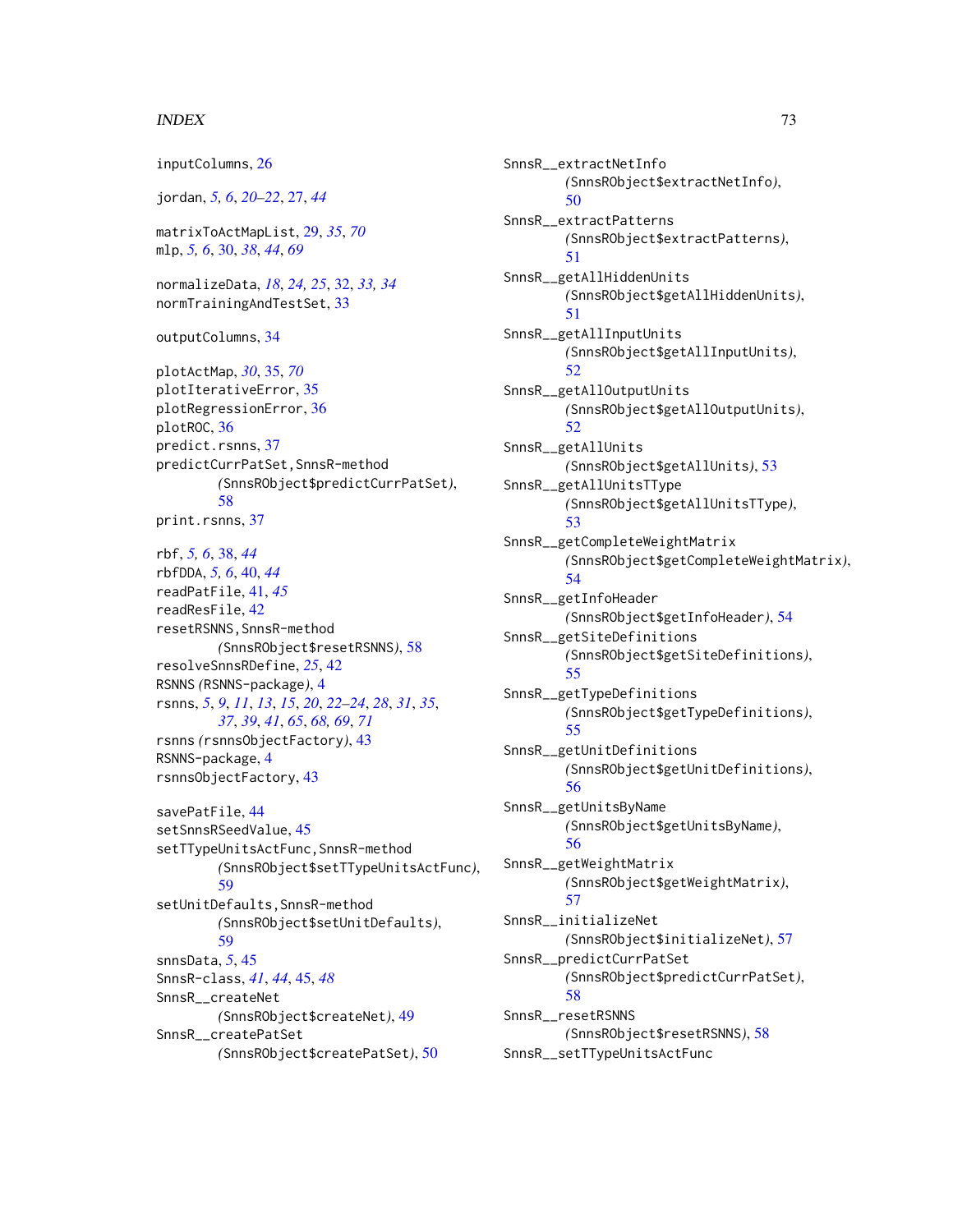inputColumns, 26

jordan, *5, 6*, *20–22*, 27, *44*

matrixToActMapList, 29, *35*, *70*
mlp, *5, 6*, 30, *38*, *44*, *69*

normalizeData, *18*, *24, 25*, 32, *33, 34*
normTrainingAndTestSet, 33

outputColumns, 34

plotActMap, *30*, 35, *70*
plotIterativeError, 35
plotRegressionError, 36
plotROC, 36
predict.rsnns, 37
predictCurrPatSet,SnnsR-method
    *(SnnsRObject$predictCurrPatSet)*, 58
print.rsnns, 37

rbf, *5, 6*, 38, *44*
rbfDDA, *5, 6*, 40, *44*
readPatFile, 41, *45*
readResFile, 42
resetRSNNS,SnnsR-method
    *(SnnsRObject$resetRSNNS)*, 58
resolveSnnsRDefine, *25*, 42
RSNNS *(RSNNS-package)*, 4
rsnns, *5*, *9*, *11*, *13*, *15*, *20*, *22–24*, *28*, *31*, *35*, *37*, *39*, *41*, *65*, *68, 69*, *71*
rsnns *(rsnnsObjectFactory)*, 43
RSNNS-package, 4
rsnnsObjectFactory, 43

savePatFile, 44
setSnnsRSeedValue, 45
setTTypeUnitsActFunc,SnnsR-method
    *(SnnsRObject$setTTypeUnitsActFunc)*, 59
setUnitDefaults,SnnsR-method
    *(SnnsRObject$setUnitDefaults)*, 59
snnsData, *5*, 45
SnnsR-class, *41*, *44*, 45, *48*
SnnsR__createNet
    *(SnnsRObject$createNet)*, 49
SnnsR__createPatSet
    *(SnnsRObject$createPatSet)*, 50
SnnsR__extractNetInfo
    *(SnnsRObject$extractNetInfo)*, 50
SnnsR__extractPatterns
    *(SnnsRObject$extractPatterns)*, 51
SnnsR__getAllHiddenUnits
    *(SnnsRObject$getAllHiddenUnits)*, 51
SnnsR__getAllInputUnits
    *(SnnsRObject$getAllInputUnits)*, 52
SnnsR__getAllOutputUnits
    *(SnnsRObject$getAllOutputUnits)*, 52
SnnsR__getAllUnits
    *(SnnsRObject$getAllUnits)*, 53
SnnsR__getAllUnitsTType
    *(SnnsRObject$getAllUnitsTType)*, 53
SnnsR__getCompleteWeightMatrix
    *(SnnsRObject$getCompleteWeightMatrix)*, 54
SnnsR__getInfoHeader
    *(SnnsRObject$getInfoHeader)*, 54
SnnsR__getSiteDefinitions
    *(SnnsRObject$getSiteDefinitions)*, 55
SnnsR__getTypeDefinitions
    *(SnnsRObject$getTypeDefinitions)*, 55
SnnsR__getUnitDefinitions
    *(SnnsRObject$getUnitDefinitions)*, 56
SnnsR__getUnitsByName
    *(SnnsRObject$getUnitsByName)*, 56
SnnsR__getWeightMatrix
    *(SnnsRObject$getWeightMatrix)*, 57
SnnsR__initializeNet
    *(SnnsRObject$initializeNet)*, 57
SnnsR__predictCurrPatSet
    *(SnnsRObject$predictCurrPatSet)*, 58
SnnsR__resetRSNNS
    *(SnnsRObject$resetRSNNS)*, 58
SnnsR__setTTypeUnitsActFunc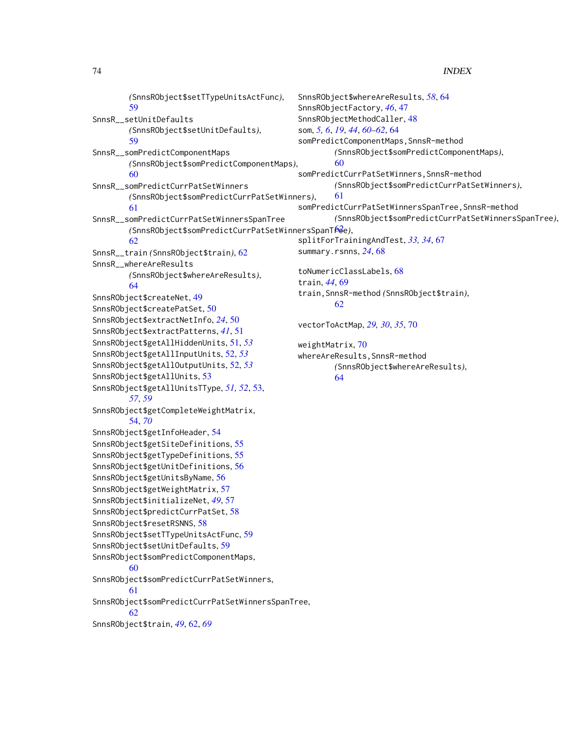(SnnsRObject$setTTypeUnitsActFunc), 59

SnnsR__setUnitDefaults (SnnsRObject$setUnitDefaults), 59

SnnsR__somPredictComponentMaps (SnnsRObject$somPredictComponentMaps), 60

SnnsR__somPredictCurrPatSetWinners (SnnsRObject$somPredictCurrPatSetWinners), 61

SnnsR__somPredictCurrPatSetWinnersSpanTree (SnnsRObject$somPredictCurrPatSetWinnersSpanTree), 62

SnnsR__train (SnnsRObject$train), 62

SnnsR__whereAreResults (SnnsRObject$whereAreResults), 64

SnnsRObject$createNet, 49

SnnsRObject$createPatSet, 50

SnnsRObject$extractNetInfo, *24*, 50

SnnsRObject$extractPatterns, *41*, 51

SnnsRObject$getAllHiddenUnits, 51, *53*

SnnsRObject$getAllInputUnits, 52, *53*

SnnsRObject$getAllOutputUnits, 52, *53*

SnnsRObject$getAllUnits, 53

SnnsRObject$getAllUnitsTType, *51, 52*, 53, *57*, *59*

SnnsRObject$getCompleteWeightMatrix, 54, *70*

SnnsRObject$getInfoHeader, 54

SnnsRObject$getSiteDefinitions, 55

SnnsRObject$getTypeDefinitions, 55

SnnsRObject$getUnitDefinitions, 56

SnnsRObject$getUnitsByName, 56

SnnsRObject$getWeightMatrix, 57

SnnsRObject$initializeNet, *49*, 57

SnnsRObject$predictCurrPatSet, 58

SnnsRObject$resetRSNNS, 58

SnnsRObject$setTTypeUnitsActFunc, 59

SnnsRObject$setUnitDefaults, 59

SnnsRObject$somPredictComponentMaps, 60

SnnsRObject$somPredictCurrPatSetWinners, 61

SnnsRObject$somPredictCurrPatSetWinnersSpanTree, 62

SnnsRObject$train, *49*, 62, *69*

SnnsRObject$whereAreResults, *58*, 64

SnnsRObjectFactory, *46*, 47

SnnsRObjectMethodCaller, 48

som, *5, 6*, *19*, *44*, *60–62*, 64

somPredictComponentMaps,SnnsR-method (SnnsRObject$somPredictComponentMaps), 60

somPredictCurrPatSetWinners,SnnsR-method (SnnsRObject$somPredictCurrPatSetWinners), 61

somPredictCurrPatSetWinnersSpanTree,SnnsR-method (SnnsRObject$somPredictCurrPatSetWinnersSpanTree), 62

splitForTrainingAndTest, *33, 34*, 67

summary.rsnns, *24*, 68

toNumericClassLabels, 68

train, *44*, 69

train,SnnsR-method (SnnsRObject$train), 62

vectorToActMap, *29, 30*, *35*, 70

weightMatrix, 70

whereAreResults,SnnsR-method (SnnsRObject$whereAreResults), 64